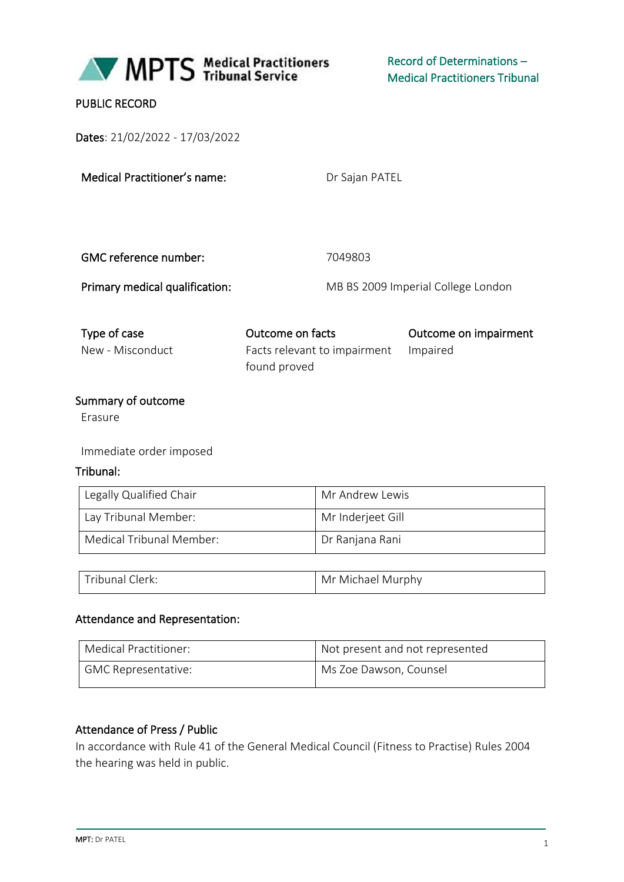MPTS Medical Practitioners Tribunal Service

Record of Determinations – Medical Practitioners Tribunal

PUBLIC RECORD

**Dates**: 21/02/2022 - 17/03/2022

| | |
|---|---|
| Medical Practitioner's name: | Dr Sajan PATEL |
| GMC reference number: | 7049803 |
| Primary medical qualification: | MB BS 2009 Imperial College London |

| Type of case | Outcome on facts | Outcome on impairment |
|---|---|---|
| New - Misconduct | Facts relevant to impairment found proved | Impaired |

**Summary of outcome**

Erasure

Immediate order imposed

**Tribunal:**

| | |
|---|---|
| Legally Qualified Chair | Mr Andrew Lewis |
| Lay Tribunal Member: | Mr Inderjeet Gill |
| Medical Tribunal Member: | Dr Ranjana Rani |

| | |
|---|---|
| Tribunal Clerk: | Mr Michael Murphy |

**Attendance and Representation:**

| | |
|---|---|
| Medical Practitioner: | Not present and not represented |
| GMC Representative: | Ms Zoe Dawson, Counsel |

**Attendance of Press / Public**

In accordance with Rule 41 of the General Medical Council (Fitness to Practise) Rules 2004 the hearing was held in public.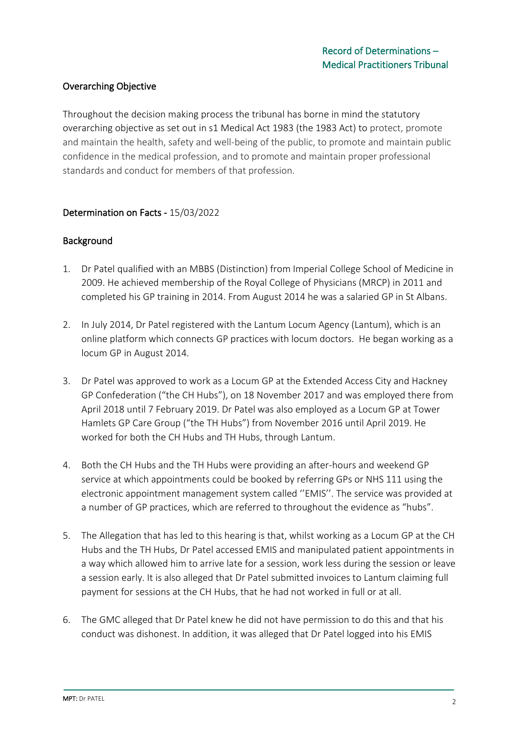## Overarching Objective

Throughout the decision making process the tribunal has borne in mind the statutory overarching objective as set out in s1 Medical Act 1983 (the 1983 Act) to protect, promote and maintain the health, safety and well-being of the public, to promote and maintain public confidence in the medical profession, and to promote and maintain proper professional standards and conduct for members of that profession.

## Determination on Facts - 15/03/2022

### Background

1. Dr Patel qualified with an MBBS (Distinction) from Imperial College School of Medicine in 2009. He achieved membership of the Royal College of Physicians (MRCP) in 2011 and completed his GP training in 2014. From August 2014 he was a salaried GP in St Albans.

2. In July 2014, Dr Patel registered with the Lantum Locum Agency (Lantum), which is an online platform which connects GP practices with locum doctors. He began working as a locum GP in August 2014.

3. Dr Patel was approved to work as a Locum GP at the Extended Access City and Hackney GP Confederation ("the CH Hubs"), on 18 November 2017 and was employed there from April 2018 until 7 February 2019. Dr Patel was also employed as a Locum GP at Tower Hamlets GP Care Group ("the TH Hubs") from November 2016 until April 2019. He worked for both the CH Hubs and TH Hubs, through Lantum.

4. Both the CH Hubs and the TH Hubs were providing an after-hours and weekend GP service at which appointments could be booked by referring GPs or NHS 111 using the electronic appointment management system called ''EMIS''. The service was provided at a number of GP practices, which are referred to throughout the evidence as "hubs".

5. The Allegation that has led to this hearing is that, whilst working as a Locum GP at the CH Hubs and the TH Hubs, Dr Patel accessed EMIS and manipulated patient appointments in a way which allowed him to arrive late for a session, work less during the session or leave a session early. It is also alleged that Dr Patel submitted invoices to Lantum claiming full payment for sessions at the CH Hubs, that he had not worked in full or at all.

6. The GMC alleged that Dr Patel knew he did not have permission to do this and that his conduct was dishonest. In addition, it was alleged that Dr Patel logged into his EMIS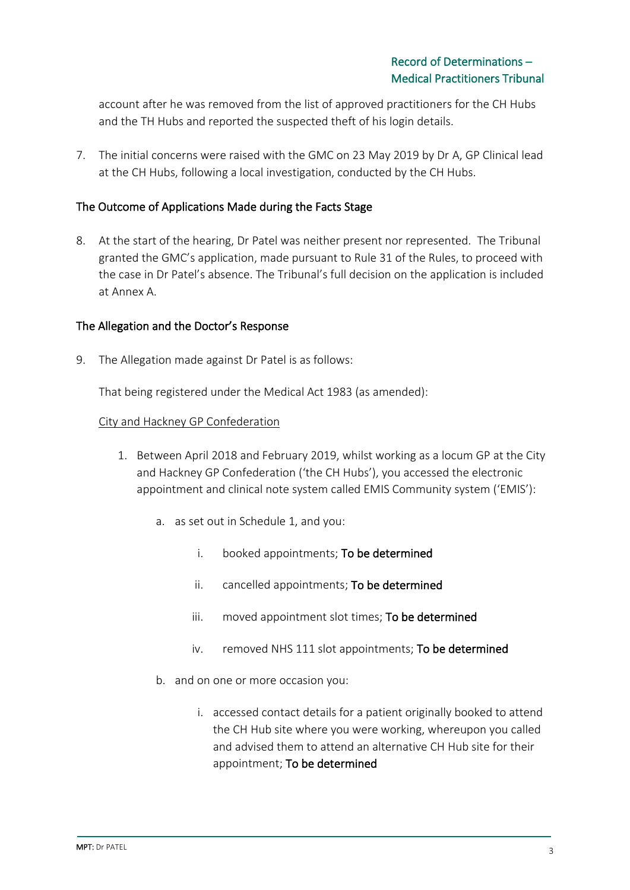account after he was removed from the list of approved practitioners for the CH Hubs and the TH Hubs and reported the suspected theft of his login details.

7. The initial concerns were raised with the GMC on 23 May 2019 by Dr A, GP Clinical lead at the CH Hubs, following a local investigation, conducted by the CH Hubs.

## The Outcome of Applications Made during the Facts Stage

8. At the start of the hearing, Dr Patel was neither present nor represented. The Tribunal granted the GMC's application, made pursuant to Rule 31 of the Rules, to proceed with the case in Dr Patel's absence. The Tribunal's full decision on the application is included at Annex A.

## The Allegation and the Doctor's Response

9. The Allegation made against Dr Patel is as follows:

That being registered under the Medical Act 1983 (as amended):

City and Hackney GP Confederation

1. Between April 2018 and February 2019, whilst working as a locum GP at the City and Hackney GP Confederation ('the CH Hubs'), you accessed the electronic appointment and clinical note system called EMIS Community system ('EMIS'):

    a. as set out in Schedule 1, and you:

        i. booked appointments; **To be determined**

        ii. cancelled appointments; **To be determined**

        iii. moved appointment slot times; **To be determined**

        iv. removed NHS 111 slot appointments; **To be determined**

    b. and on one or more occasion you:

        i. accessed contact details for a patient originally booked to attend the CH Hub site where you were working, whereupon you called and advised them to attend an alternative CH Hub site for their appointment; **To be determined**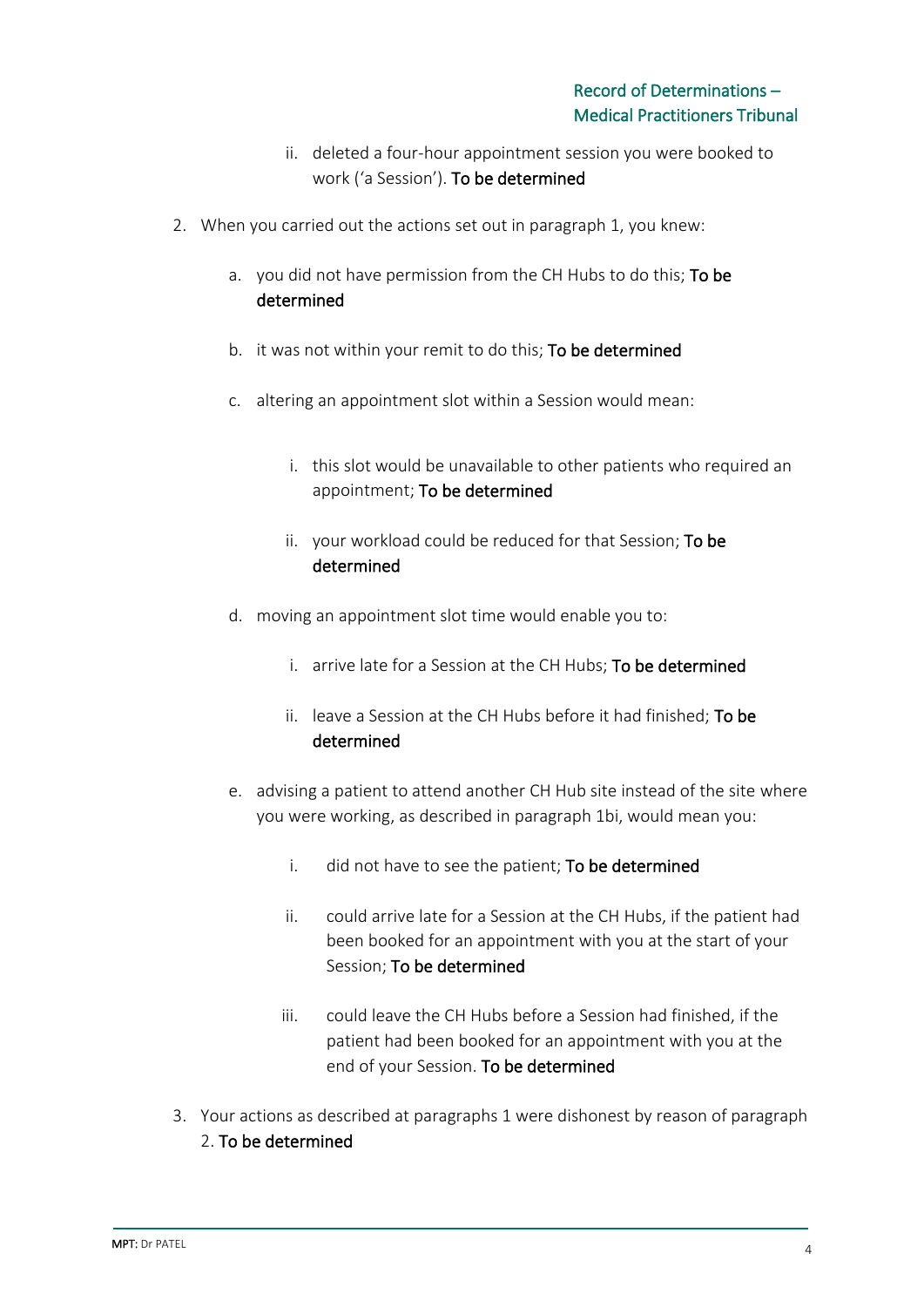ii. deleted a four-hour appointment session you were booked to work ('a Session'). **To be determined**

2. When you carried out the actions set out in paragraph 1, you knew:

   a. you did not have permission from the CH Hubs to do this; **To be determined**

   b. it was not within your remit to do this; **To be determined**

   c. altering an appointment slot within a Session would mean:

      i. this slot would be unavailable to other patients who required an appointment; **To be determined**

      ii. your workload could be reduced for that Session; **To be determined**

   d. moving an appointment slot time would enable you to:

      i. arrive late for a Session at the CH Hubs; **To be determined**

      ii. leave a Session at the CH Hubs before it had finished; **To be determined**

   e. advising a patient to attend another CH Hub site instead of the site where you were working, as described in paragraph 1bi, would mean you:

      i. did not have to see the patient; **To be determined**

      ii. could arrive late for a Session at the CH Hubs, if the patient had been booked for an appointment with you at the start of your Session; **To be determined**

      iii. could leave the CH Hubs before a Session had finished, if the patient had been booked for an appointment with you at the end of your Session. **To be determined**

3. Your actions as described at paragraphs 1 were dishonest by reason of paragraph 2. **To be determined**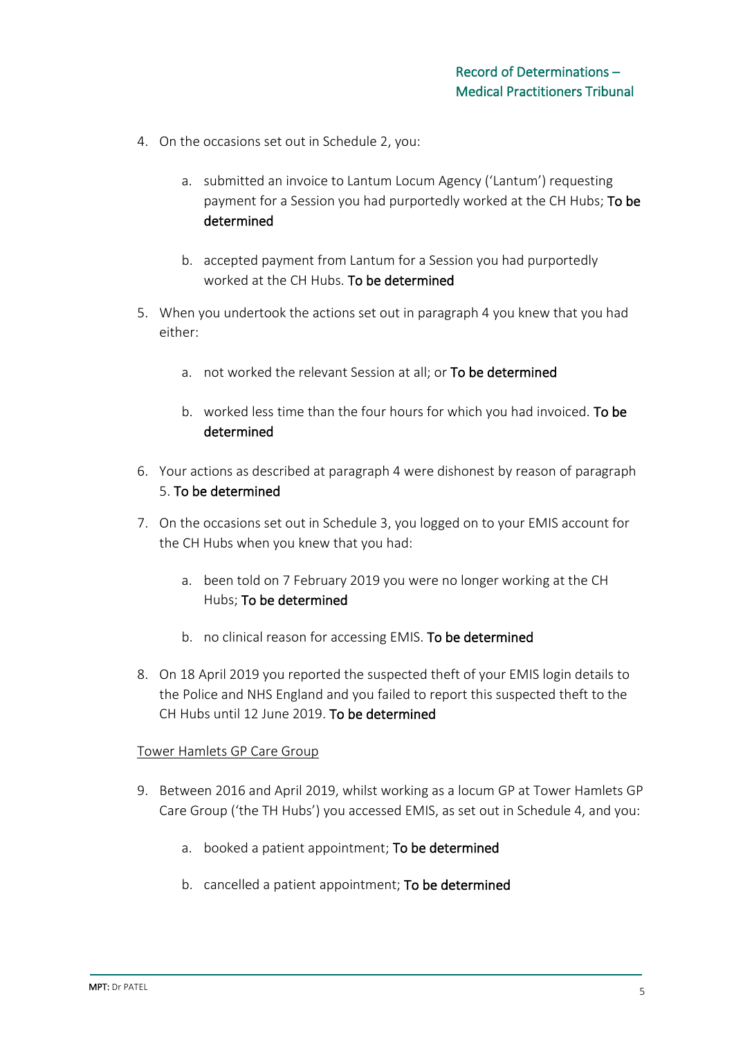4. On the occasions set out in Schedule 2, you:

    a. submitted an invoice to Lantum Locum Agency ('Lantum') requesting payment for a Session you had purportedly worked at the CH Hubs; **To be determined**

    b. accepted payment from Lantum for a Session you had purportedly worked at the CH Hubs. **To be determined**

5. When you undertook the actions set out in paragraph 4 you knew that you had either:

    a. not worked the relevant Session at all; or **To be determined**

    b. worked less time than the four hours for which you had invoiced. **To be determined**

6. Your actions as described at paragraph 4 were dishonest by reason of paragraph 5. **To be determined**

7. On the occasions set out in Schedule 3, you logged on to your EMIS account for the CH Hubs when you knew that you had:

    a. been told on 7 February 2019 you were no longer working at the CH Hubs; **To be determined**

    b. no clinical reason for accessing EMIS. **To be determined**

8. On 18 April 2019 you reported the suspected theft of your EMIS login details to the Police and NHS England and you failed to report this suspected theft to the CH Hubs until 12 June 2019. **To be determined**

<u>Tower Hamlets GP Care Group</u>

9. Between 2016 and April 2019, whilst working as a locum GP at Tower Hamlets GP Care Group ('the TH Hubs') you accessed EMIS, as set out in Schedule 4, and you:

    a. booked a patient appointment; **To be determined**

    b. cancelled a patient appointment; **To be determined**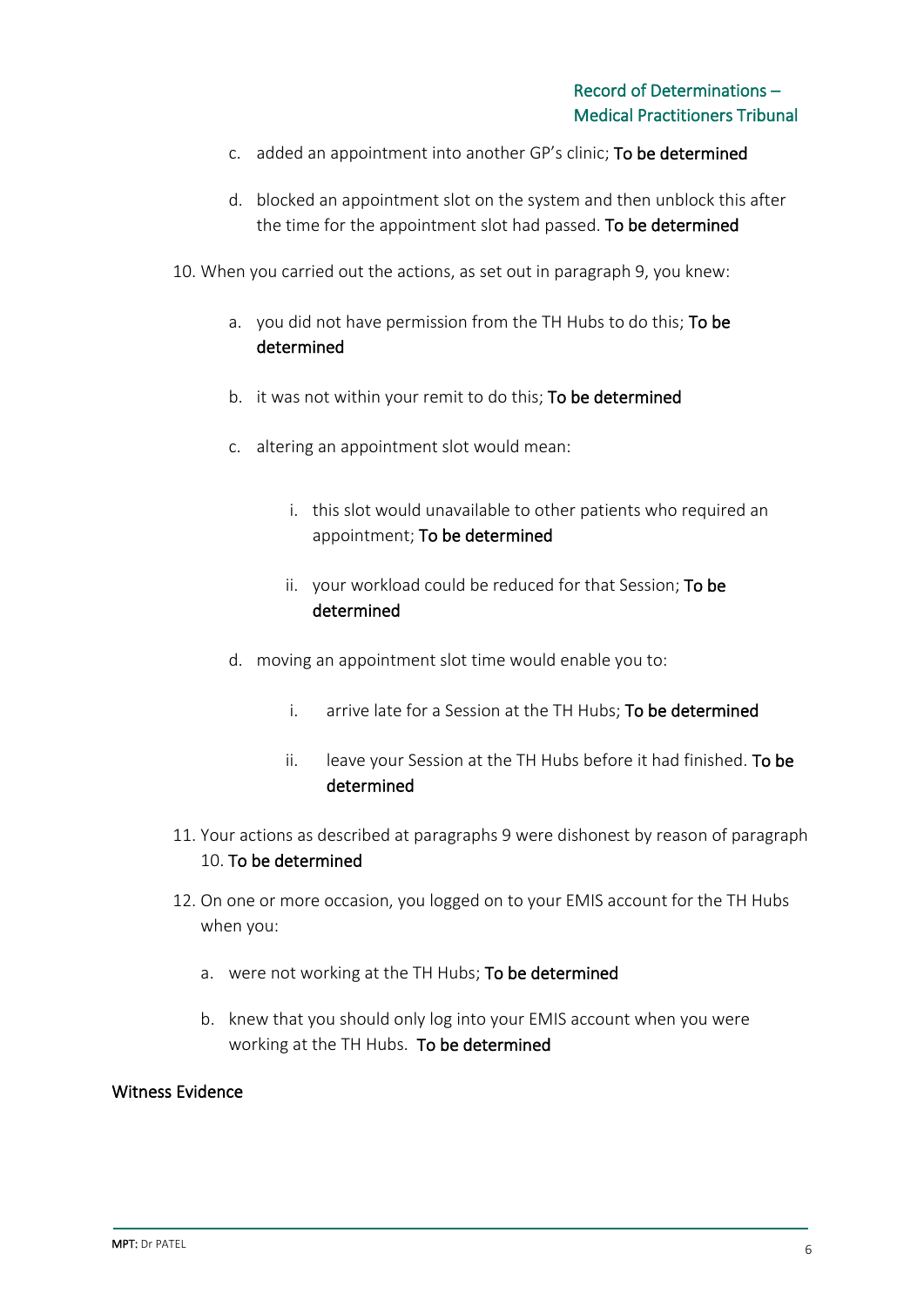c. added an appointment into another GP's clinic; **To be determined**

d. blocked an appointment slot on the system and then unblock this after the time for the appointment slot had passed. **To be determined**

10. When you carried out the actions, as set out in paragraph 9, you knew:

    a. you did not have permission from the TH Hubs to do this; **To be determined**

    b. it was not within your remit to do this; **To be determined**

    c. altering an appointment slot would mean:

        i. this slot would unavailable to other patients who required an appointment; **To be determined**

        ii. your workload could be reduced for that Session; **To be determined**

    d. moving an appointment slot time would enable you to:

        i. arrive late for a Session at the TH Hubs; **To be determined**

        ii. leave your Session at the TH Hubs before it had finished. **To be determined**

11. Your actions as described at paragraphs 9 were dishonest by reason of paragraph 10. **To be determined**

12. On one or more occasion, you logged on to your EMIS account for the TH Hubs when you:

    a. were not working at the TH Hubs; **To be determined**

    b. knew that you should only log into your EMIS account when you were working at the TH Hubs. **To be determined**

## Witness Evidence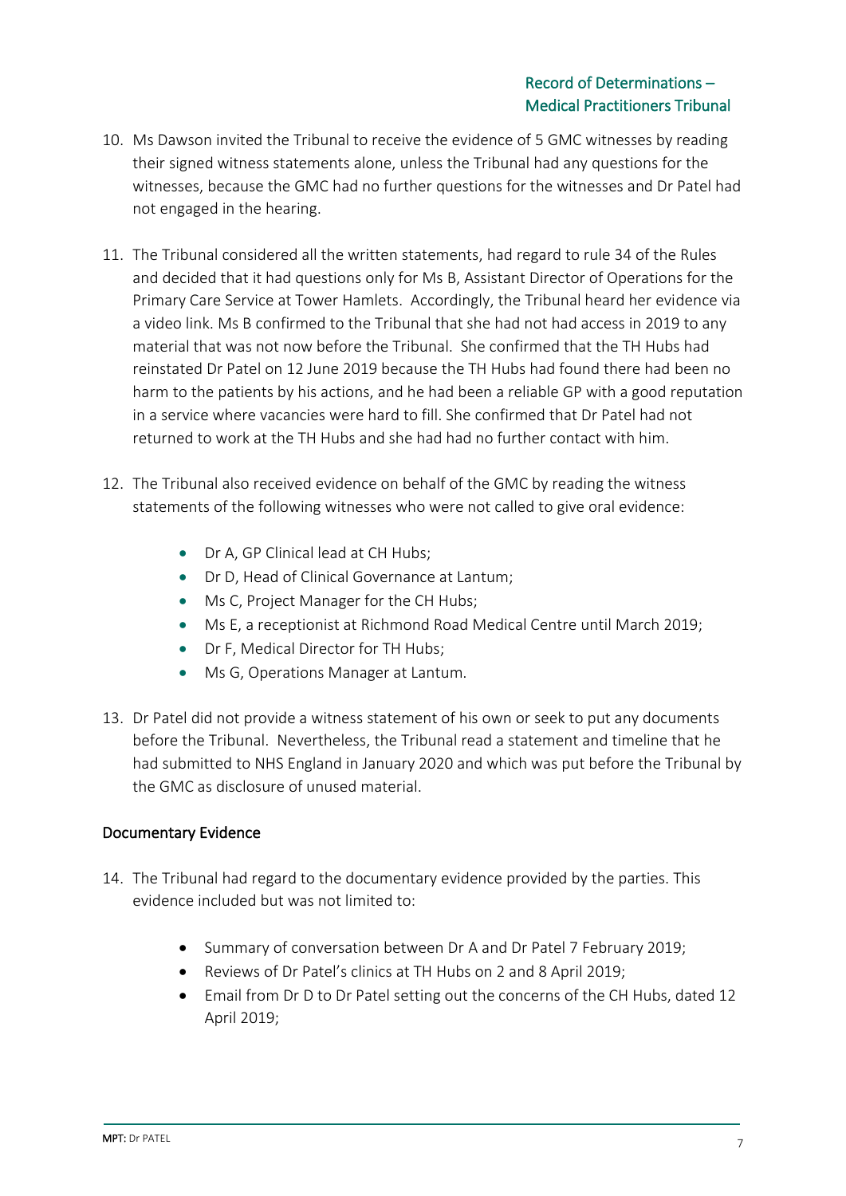10. Ms Dawson invited the Tribunal to receive the evidence of 5 GMC witnesses by reading their signed witness statements alone, unless the Tribunal had any questions for the witnesses, because the GMC had no further questions for the witnesses and Dr Patel had not engaged in the hearing.

11. The Tribunal considered all the written statements, had regard to rule 34 of the Rules and decided that it had questions only for Ms B, Assistant Director of Operations for the Primary Care Service at Tower Hamlets. Accordingly, the Tribunal heard her evidence via a video link. Ms B confirmed to the Tribunal that she had not had access in 2019 to any material that was not now before the Tribunal. She confirmed that the TH Hubs had reinstated Dr Patel on 12 June 2019 because the TH Hubs had found there had been no harm to the patients by his actions, and he had been a reliable GP with a good reputation in a service where vacancies were hard to fill. She confirmed that Dr Patel had not returned to work at the TH Hubs and she had had no further contact with him.

12. The Tribunal also received evidence on behalf of the GMC by reading the witness statements of the following witnesses who were not called to give oral evidence:

    - Dr A, GP Clinical lead at CH Hubs;
    - Dr D, Head of Clinical Governance at Lantum;
    - Ms C, Project Manager for the CH Hubs;
    - Ms E, a receptionist at Richmond Road Medical Centre until March 2019;
    - Dr F, Medical Director for TH Hubs;
    - Ms G, Operations Manager at Lantum.

13. Dr Patel did not provide a witness statement of his own or seek to put any documents before the Tribunal. Nevertheless, the Tribunal read a statement and timeline that he had submitted to NHS England in January 2020 and which was put before the Tribunal by the GMC as disclosure of unused material.

## Documentary Evidence

14. The Tribunal had regard to the documentary evidence provided by the parties. This evidence included but was not limited to:

    - Summary of conversation between Dr A and Dr Patel 7 February 2019;
    - Reviews of Dr Patel's clinics at TH Hubs on 2 and 8 April 2019;
    - Email from Dr D to Dr Patel setting out the concerns of the CH Hubs, dated 12 April 2019;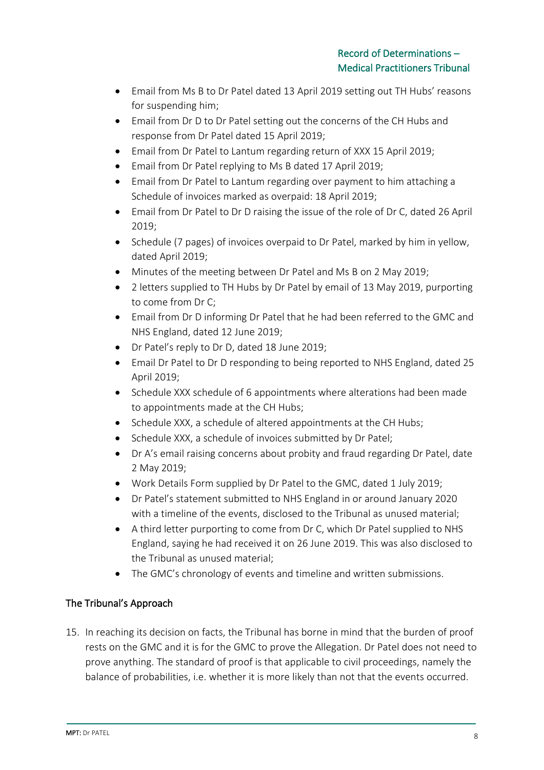- Email from Ms B to Dr Patel dated 13 April 2019 setting out TH Hubs' reasons for suspending him;
- Email from Dr D to Dr Patel setting out the concerns of the CH Hubs and response from Dr Patel dated 15 April 2019;
- Email from Dr Patel to Lantum regarding return of XXX 15 April 2019;
- Email from Dr Patel replying to Ms B dated 17 April 2019;
- Email from Dr Patel to Lantum regarding over payment to him attaching a Schedule of invoices marked as overpaid: 18 April 2019;
- Email from Dr Patel to Dr D raising the issue of the role of Dr C, dated 26 April 2019;
- Schedule (7 pages) of invoices overpaid to Dr Patel, marked by him in yellow, dated April 2019;
- Minutes of the meeting between Dr Patel and Ms B on 2 May 2019;
- 2 letters supplied to TH Hubs by Dr Patel by email of 13 May 2019, purporting to come from Dr C;
- Email from Dr D informing Dr Patel that he had been referred to the GMC and NHS England, dated 12 June 2019;
- Dr Patel's reply to Dr D, dated 18 June 2019;
- Email Dr Patel to Dr D responding to being reported to NHS England, dated 25 April 2019;
- Schedule XXX schedule of 6 appointments where alterations had been made to appointments made at the CH Hubs;
- Schedule XXX, a schedule of altered appointments at the CH Hubs;
- Schedule XXX, a schedule of invoices submitted by Dr Patel;
- Dr A's email raising concerns about probity and fraud regarding Dr Patel, date 2 May 2019;
- Work Details Form supplied by Dr Patel to the GMC, dated 1 July 2019;
- Dr Patel's statement submitted to NHS England in or around January 2020 with a timeline of the events, disclosed to the Tribunal as unused material;
- A third letter purporting to come from Dr C, which Dr Patel supplied to NHS England, saying he had received it on 26 June 2019. This was also disclosed to the Tribunal as unused material;
- The GMC's chronology of events and timeline and written submissions.

## The Tribunal's Approach

15. In reaching its decision on facts, the Tribunal has borne in mind that the burden of proof rests on the GMC and it is for the GMC to prove the Allegation. Dr Patel does not need to prove anything. The standard of proof is that applicable to civil proceedings, namely the balance of probabilities, i.e. whether it is more likely than not that the events occurred.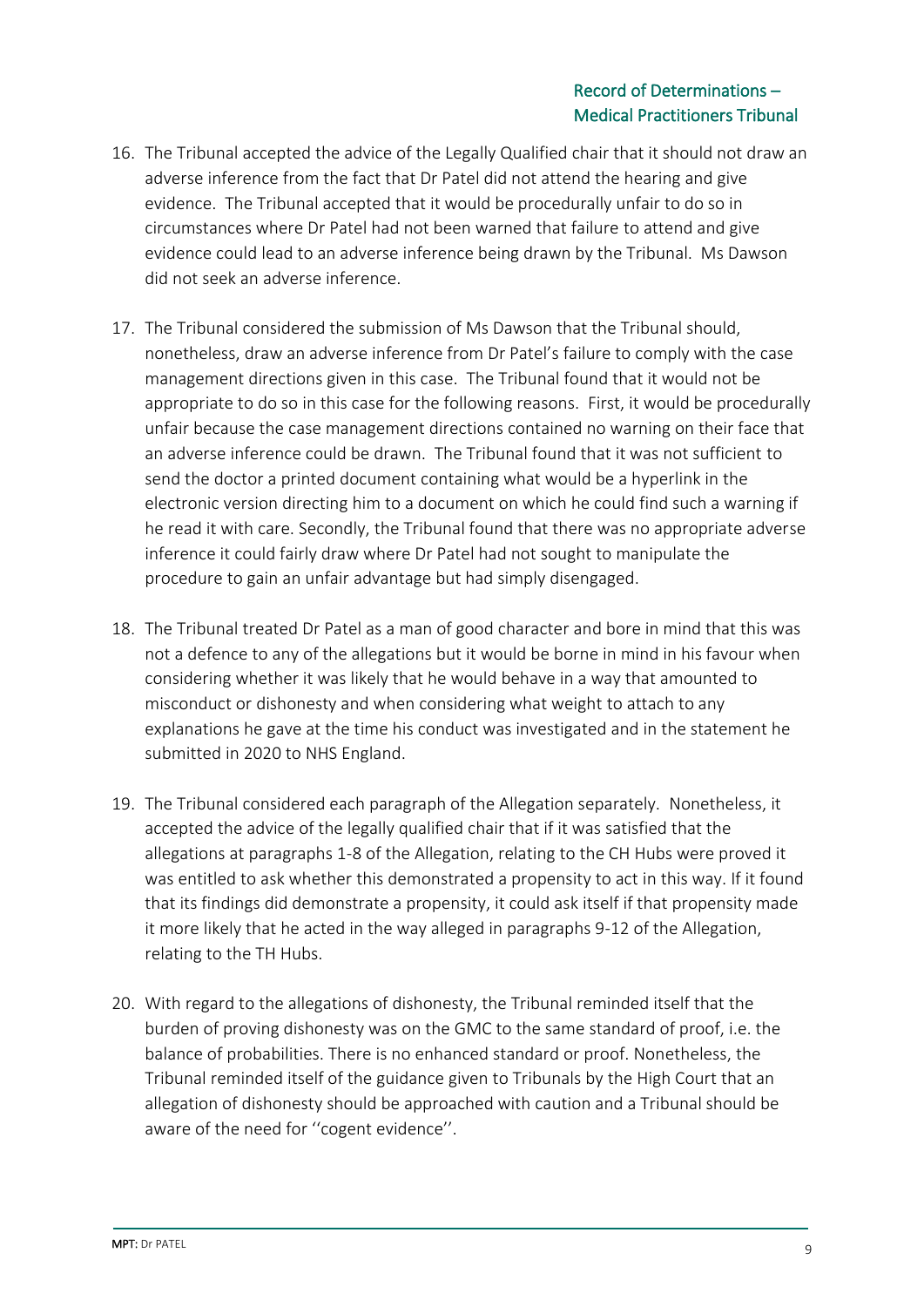16. The Tribunal accepted the advice of the Legally Qualified chair that it should not draw an adverse inference from the fact that Dr Patel did not attend the hearing and give evidence. The Tribunal accepted that it would be procedurally unfair to do so in circumstances where Dr Patel had not been warned that failure to attend and give evidence could lead to an adverse inference being drawn by the Tribunal. Ms Dawson did not seek an adverse inference.

17. The Tribunal considered the submission of Ms Dawson that the Tribunal should, nonetheless, draw an adverse inference from Dr Patel's failure to comply with the case management directions given in this case. The Tribunal found that it would not be appropriate to do so in this case for the following reasons. First, it would be procedurally unfair because the case management directions contained no warning on their face that an adverse inference could be drawn. The Tribunal found that it was not sufficient to send the doctor a printed document containing what would be a hyperlink in the electronic version directing him to a document on which he could find such a warning if he read it with care. Secondly, the Tribunal found that there was no appropriate adverse inference it could fairly draw where Dr Patel had not sought to manipulate the procedure to gain an unfair advantage but had simply disengaged.

18. The Tribunal treated Dr Patel as a man of good character and bore in mind that this was not a defence to any of the allegations but it would be borne in mind in his favour when considering whether it was likely that he would behave in a way that amounted to misconduct or dishonesty and when considering what weight to attach to any explanations he gave at the time his conduct was investigated and in the statement he submitted in 2020 to NHS England.

19. The Tribunal considered each paragraph of the Allegation separately. Nonetheless, it accepted the advice of the legally qualified chair that if it was satisfied that the allegations at paragraphs 1-8 of the Allegation, relating to the CH Hubs were proved it was entitled to ask whether this demonstrated a propensity to act in this way. If it found that its findings did demonstrate a propensity, it could ask itself if that propensity made it more likely that he acted in the way alleged in paragraphs 9-12 of the Allegation, relating to the TH Hubs.

20. With regard to the allegations of dishonesty, the Tribunal reminded itself that the burden of proving dishonesty was on the GMC to the same standard of proof, i.e. the balance of probabilities. There is no enhanced standard or proof. Nonetheless, the Tribunal reminded itself of the guidance given to Tribunals by the High Court that an allegation of dishonesty should be approached with caution and a Tribunal should be aware of the need for ''cogent evidence''.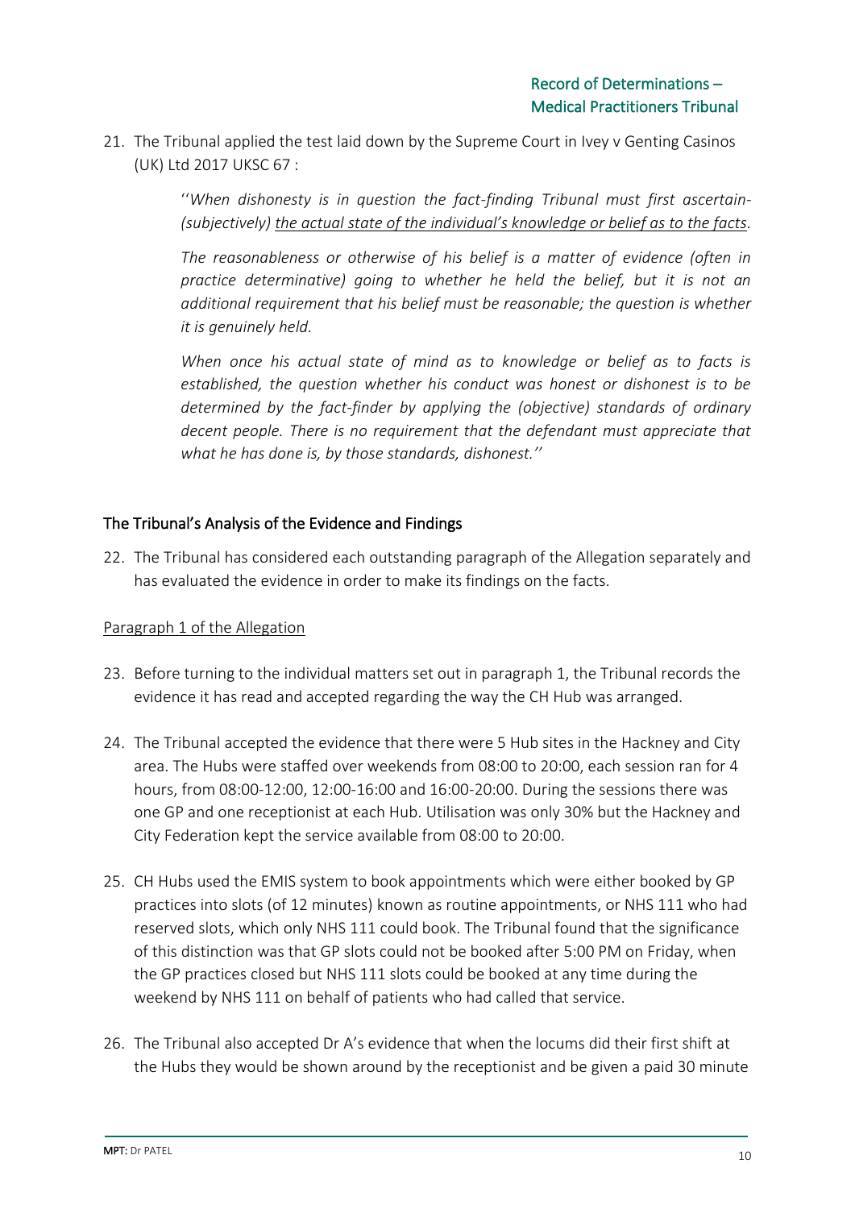21. The Tribunal applied the test laid down by the Supreme Court in Ivey v Genting Casinos (UK) Ltd 2017 UKSC 67 :

> ''*When dishonesty is in question the fact-finding Tribunal must first ascertain- (subjectively) <u>the actual state of the individual's knowledge or belief as to the facts</u>.*
>
> *The reasonableness or otherwise of his belief is a matter of evidence (often in practice determinative) going to whether he held the belief, but it is not an additional requirement that his belief must be reasonable; the question is whether it is genuinely held.*
>
> *When once his actual state of mind as to knowledge or belief as to facts is established, the question whether his conduct was honest or dishonest is to be determined by the fact-finder by applying the (objective) standards of ordinary decent people. There is no requirement that the defendant must appreciate that what he has done is, by those standards, dishonest.''*

## The Tribunal's Analysis of the Evidence and Findings

22. The Tribunal has considered each outstanding paragraph of the Allegation separately and has evaluated the evidence in order to make its findings on the facts.

### <u>Paragraph 1 of the Allegation</u>

23. Before turning to the individual matters set out in paragraph 1, the Tribunal records the evidence it has read and accepted regarding the way the CH Hub was arranged.

24. The Tribunal accepted the evidence that there were 5 Hub sites in the Hackney and City area. The Hubs were staffed over weekends from 08:00 to 20:00, each session ran for 4 hours, from 08:00-12:00, 12:00-16:00 and 16:00-20:00. During the sessions there was one GP and one receptionist at each Hub. Utilisation was only 30% but the Hackney and City Federation kept the service available from 08:00 to 20:00.

25. CH Hubs used the EMIS system to book appointments which were either booked by GP practices into slots (of 12 minutes) known as routine appointments, or NHS 111 who had reserved slots, which only NHS 111 could book. The Tribunal found that the significance of this distinction was that GP slots could not be booked after 5:00 PM on Friday, when the GP practices closed but NHS 111 slots could be booked at any time during the weekend by NHS 111 on behalf of patients who had called that service.

26. The Tribunal also accepted Dr A's evidence that when the locums did their first shift at the Hubs they would be shown around by the receptionist and be given a paid 30 minute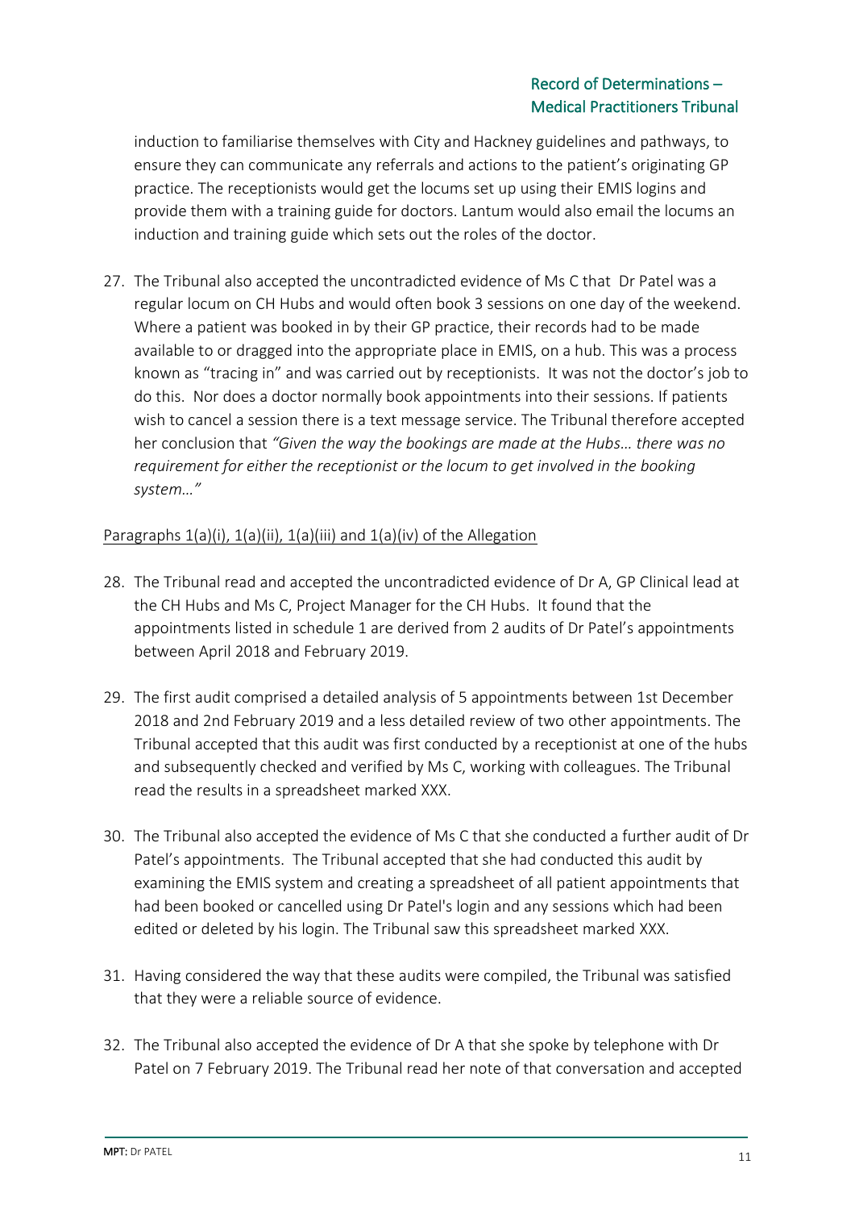induction to familiarise themselves with City and Hackney guidelines and pathways, to ensure they can communicate any referrals and actions to the patient's originating GP practice. The receptionists would get the locums set up using their EMIS logins and provide them with a training guide for doctors. Lantum would also email the locums an induction and training guide which sets out the roles of the doctor.

27. The Tribunal also accepted the uncontradicted evidence of Ms C that Dr Patel was a regular locum on CH Hubs and would often book 3 sessions on one day of the weekend. Where a patient was booked in by their GP practice, their records had to be made available to or dragged into the appropriate place in EMIS, on a hub. This was a process known as "tracing in" and was carried out by receptionists. It was not the doctor's job to do this. Nor does a doctor normally book appointments into their sessions. If patients wish to cancel a session there is a text message service. The Tribunal therefore accepted her conclusion that *"Given the way the bookings are made at the Hubs… there was no requirement for either the receptionist or the locum to get involved in the booking system…"*

<u>Paragraphs 1(a)(i), 1(a)(ii), 1(a)(iii) and 1(a)(iv) of the Allegation</u>

28. The Tribunal read and accepted the uncontradicted evidence of Dr A, GP Clinical lead at the CH Hubs and Ms C, Project Manager for the CH Hubs. It found that the appointments listed in schedule 1 are derived from 2 audits of Dr Patel's appointments between April 2018 and February 2019.

29. The first audit comprised a detailed analysis of 5 appointments between 1st December 2018 and 2nd February 2019 and a less detailed review of two other appointments. The Tribunal accepted that this audit was first conducted by a receptionist at one of the hubs and subsequently checked and verified by Ms C, working with colleagues. The Tribunal read the results in a spreadsheet marked XXX.

30. The Tribunal also accepted the evidence of Ms C that she conducted a further audit of Dr Patel's appointments. The Tribunal accepted that she had conducted this audit by examining the EMIS system and creating a spreadsheet of all patient appointments that had been booked or cancelled using Dr Patel's login and any sessions which had been edited or deleted by his login. The Tribunal saw this spreadsheet marked XXX.

31. Having considered the way that these audits were compiled, the Tribunal was satisfied that they were a reliable source of evidence.

32. The Tribunal also accepted the evidence of Dr A that she spoke by telephone with Dr Patel on 7 February 2019. The Tribunal read her note of that conversation and accepted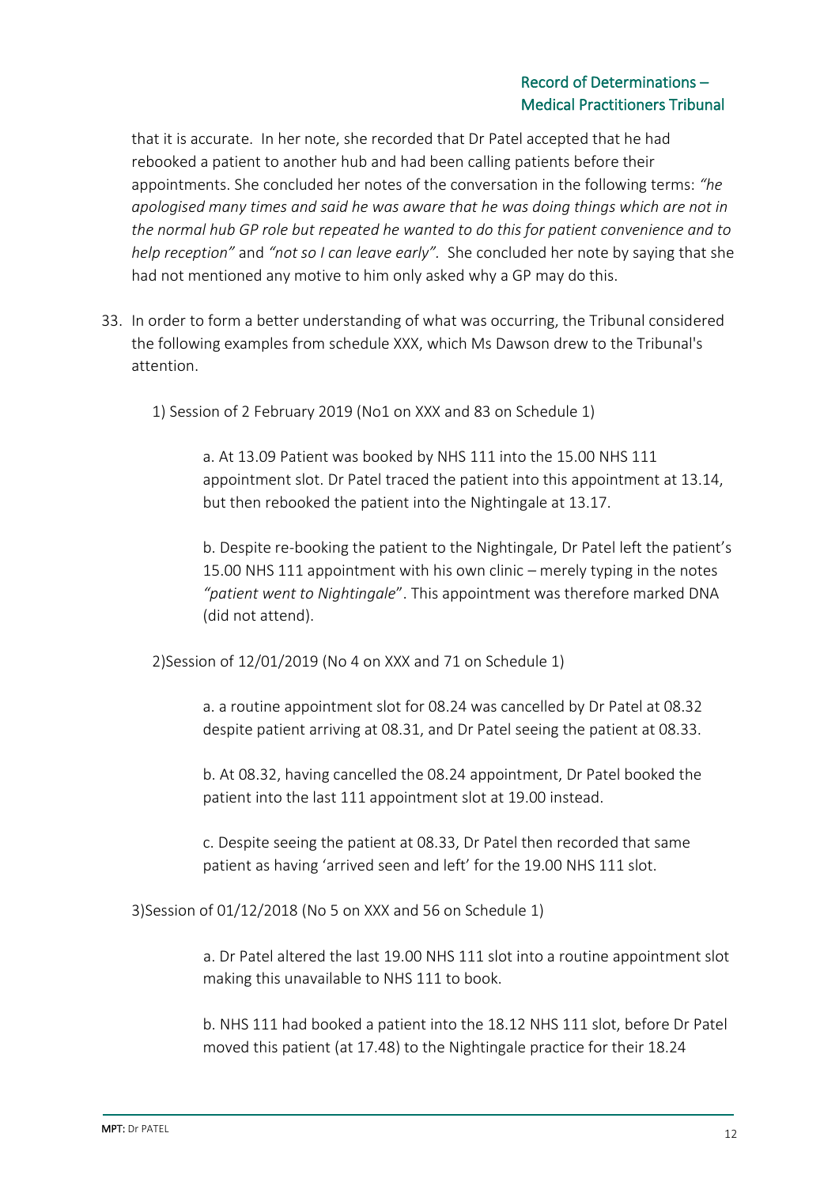that it is accurate. In her note, she recorded that Dr Patel accepted that he had rebooked a patient to another hub and had been calling patients before their appointments. She concluded her notes of the conversation in the following terms: *"he apologised many times and said he was aware that he was doing things which are not in the normal hub GP role but repeated he wanted to do this for patient convenience and to help reception"* and *"not so I can leave early"*. She concluded her note by saying that she had not mentioned any motive to him only asked why a GP may do this.

33. In order to form a better understanding of what was occurring, the Tribunal considered the following examples from schedule XXX, which Ms Dawson drew to the Tribunal's attention.

   1) Session of 2 February 2019 (No1 on XXX and 83 on Schedule 1)

      a. At 13.09 Patient was booked by NHS 111 into the 15.00 NHS 111 appointment slot. Dr Patel traced the patient into this appointment at 13.14, but then rebooked the patient into the Nightingale at 13.17.

      b. Despite re-booking the patient to the Nightingale, Dr Patel left the patient's 15.00 NHS 111 appointment with his own clinic – merely typing in the notes *"patient went to Nightingale*". This appointment was therefore marked DNA (did not attend).

   2)Session of 12/01/2019 (No 4 on XXX and 71 on Schedule 1)

      a. a routine appointment slot for 08.24 was cancelled by Dr Patel at 08.32 despite patient arriving at 08.31, and Dr Patel seeing the patient at 08.33.

      b. At 08.32, having cancelled the 08.24 appointment, Dr Patel booked the patient into the last 111 appointment slot at 19.00 instead.

      c. Despite seeing the patient at 08.33, Dr Patel then recorded that same patient as having 'arrived seen and left' for the 19.00 NHS 111 slot.

   3)Session of 01/12/2018 (No 5 on XXX and 56 on Schedule 1)

      a. Dr Patel altered the last 19.00 NHS 111 slot into a routine appointment slot making this unavailable to NHS 111 to book.

      b. NHS 111 had booked a patient into the 18.12 NHS 111 slot, before Dr Patel moved this patient (at 17.48) to the Nightingale practice for their 18.24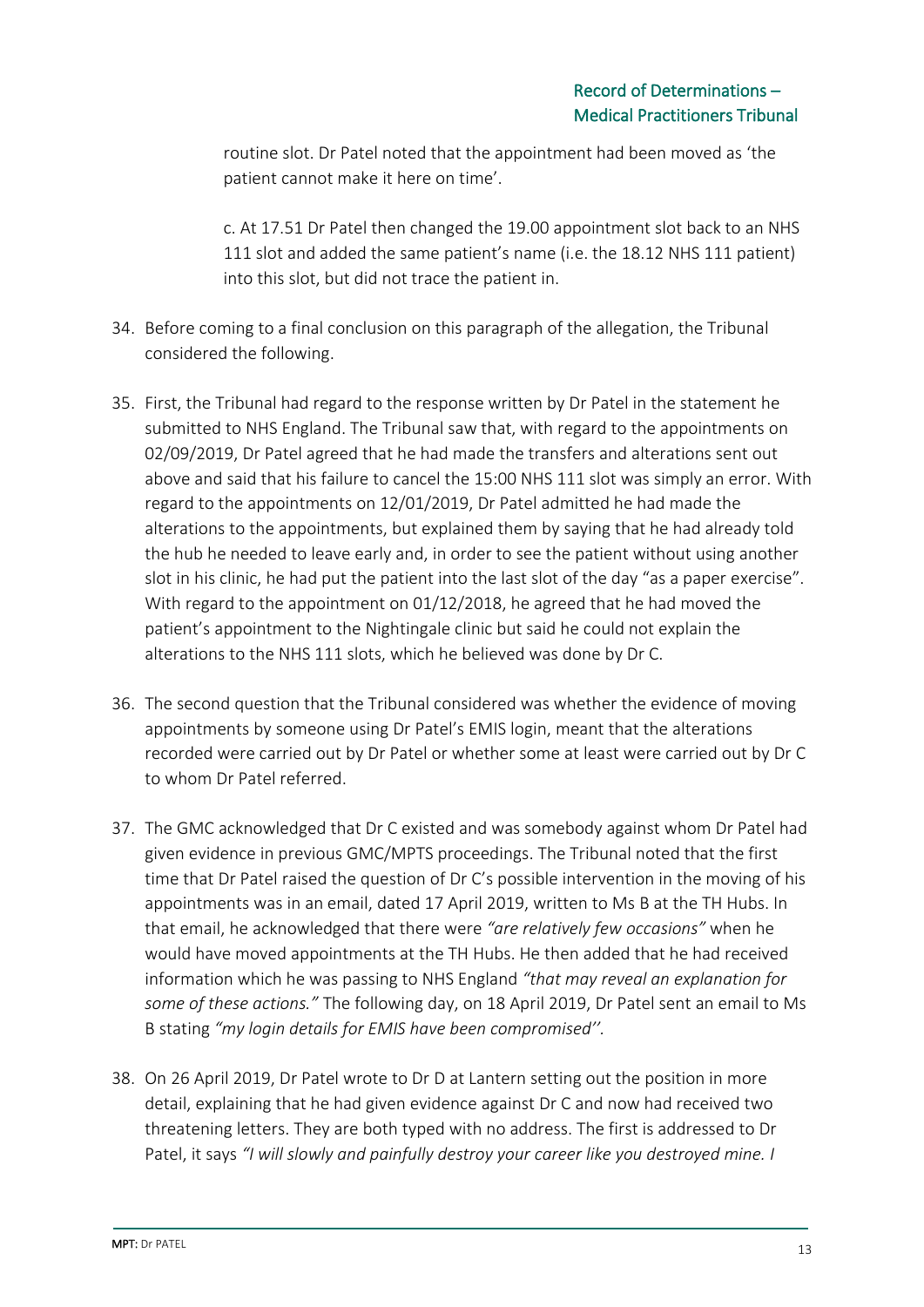routine slot. Dr Patel noted that the appointment had been moved as 'the patient cannot make it here on time'.

c. At 17.51 Dr Patel then changed the 19.00 appointment slot back to an NHS 111 slot and added the same patient's name (i.e. the 18.12 NHS 111 patient) into this slot, but did not trace the patient in.

34. Before coming to a final conclusion on this paragraph of the allegation, the Tribunal considered the following.

35. First, the Tribunal had regard to the response written by Dr Patel in the statement he submitted to NHS England. The Tribunal saw that, with regard to the appointments on 02/09/2019, Dr Patel agreed that he had made the transfers and alterations sent out above and said that his failure to cancel the 15:00 NHS 111 slot was simply an error. With regard to the appointments on 12/01/2019, Dr Patel admitted he had made the alterations to the appointments, but explained them by saying that he had already told the hub he needed to leave early and, in order to see the patient without using another slot in his clinic, he had put the patient into the last slot of the day "as a paper exercise". With regard to the appointment on 01/12/2018, he agreed that he had moved the patient's appointment to the Nightingale clinic but said he could not explain the alterations to the NHS 111 slots, which he believed was done by Dr C.

36. The second question that the Tribunal considered was whether the evidence of moving appointments by someone using Dr Patel's EMIS login, meant that the alterations recorded were carried out by Dr Patel or whether some at least were carried out by Dr C to whom Dr Patel referred.

37. The GMC acknowledged that Dr C existed and was somebody against whom Dr Patel had given evidence in previous GMC/MPTS proceedings. The Tribunal noted that the first time that Dr Patel raised the question of Dr C's possible intervention in the moving of his appointments was in an email, dated 17 April 2019, written to Ms B at the TH Hubs. In that email, he acknowledged that there were *"are relatively few occasions"* when he would have moved appointments at the TH Hubs. He then added that he had received information which he was passing to NHS England *"that may reveal an explanation for some of these actions."* The following day, on 18 April 2019, Dr Patel sent an email to Ms B stating *"my login details for EMIS have been compromised''.*

38. On 26 April 2019, Dr Patel wrote to Dr D at Lantern setting out the position in more detail, explaining that he had given evidence against Dr C and now had received two threatening letters. They are both typed with no address. The first is addressed to Dr Patel, it says *"I will slowly and painfully destroy your career like you destroyed mine. I*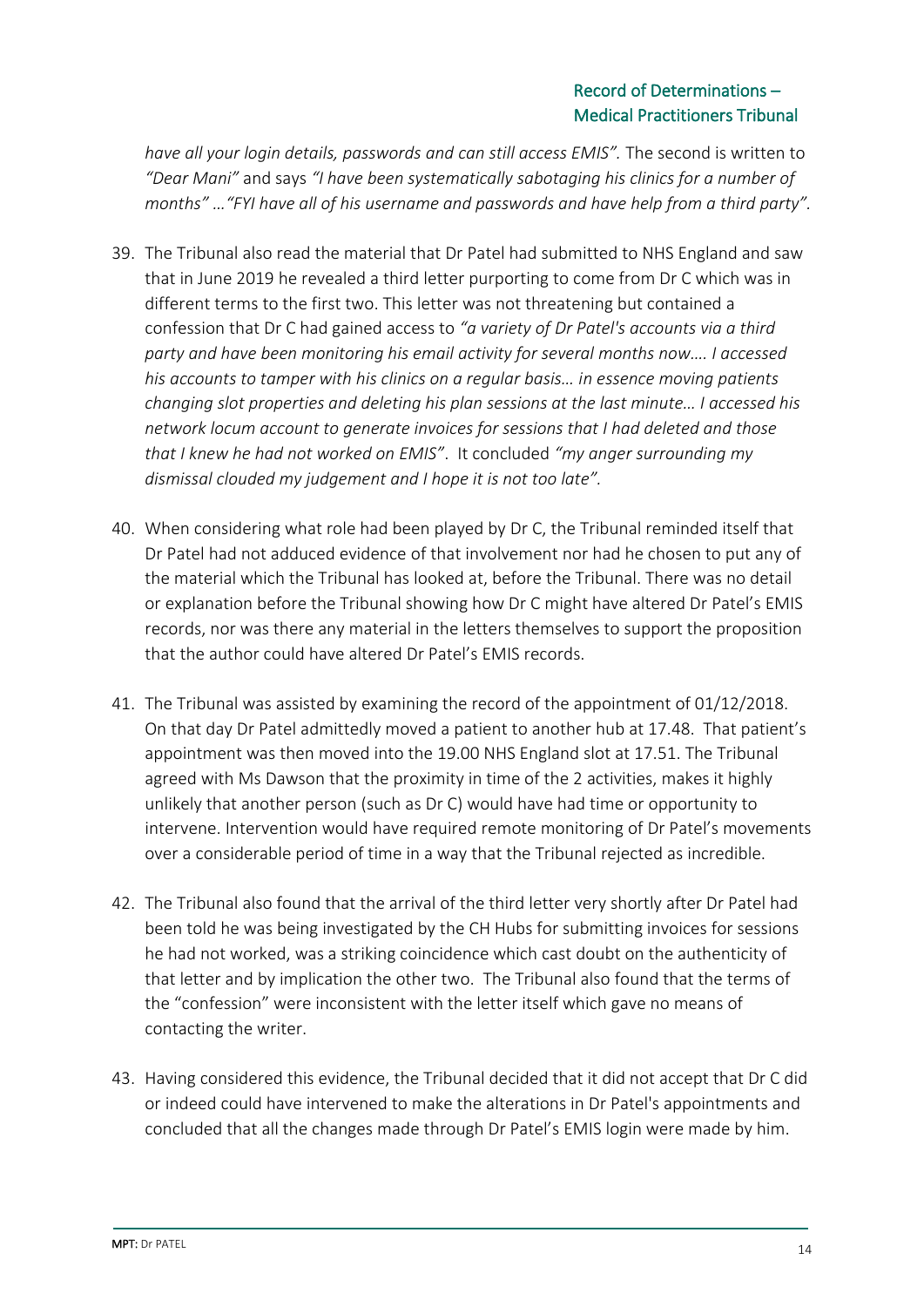*have all your login details, passwords and can still access EMIS".* The second is written to *"Dear Mani"* and says *"I have been systematically sabotaging his clinics for a number of months" …"FYI have all of his username and passwords and have help from a third party".*

39. The Tribunal also read the material that Dr Patel had submitted to NHS England and saw that in June 2019 he revealed a third letter purporting to come from Dr C which was in different terms to the first two. This letter was not threatening but contained a confession that Dr C had gained access to *"a variety of Dr Patel's accounts via a third party and have been monitoring his email activity for several months now…. I accessed his accounts to tamper with his clinics on a regular basis… in essence moving patients changing slot properties and deleting his plan sessions at the last minute… I accessed his network locum account to generate invoices for sessions that I had deleted and those that I knew he had not worked on EMIS"*. It concluded *"my anger surrounding my dismissal clouded my judgement and I hope it is not too late".*

40. When considering what role had been played by Dr C, the Tribunal reminded itself that Dr Patel had not adduced evidence of that involvement nor had he chosen to put any of the material which the Tribunal has looked at, before the Tribunal. There was no detail or explanation before the Tribunal showing how Dr C might have altered Dr Patel's EMIS records, nor was there any material in the letters themselves to support the proposition that the author could have altered Dr Patel's EMIS records.

41. The Tribunal was assisted by examining the record of the appointment of 01/12/2018. On that day Dr Patel admittedly moved a patient to another hub at 17.48. That patient's appointment was then moved into the 19.00 NHS England slot at 17.51. The Tribunal agreed with Ms Dawson that the proximity in time of the 2 activities, makes it highly unlikely that another person (such as Dr C) would have had time or opportunity to intervene. Intervention would have required remote monitoring of Dr Patel's movements over a considerable period of time in a way that the Tribunal rejected as incredible.

42. The Tribunal also found that the arrival of the third letter very shortly after Dr Patel had been told he was being investigated by the CH Hubs for submitting invoices for sessions he had not worked, was a striking coincidence which cast doubt on the authenticity of that letter and by implication the other two. The Tribunal also found that the terms of the "confession" were inconsistent with the letter itself which gave no means of contacting the writer.

43. Having considered this evidence, the Tribunal decided that it did not accept that Dr C did or indeed could have intervened to make the alterations in Dr Patel's appointments and concluded that all the changes made through Dr Patel's EMIS login were made by him.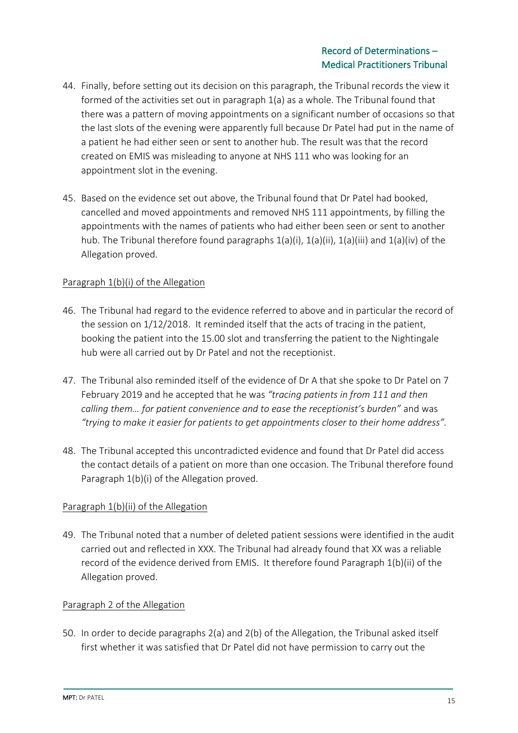44. Finally, before setting out its decision on this paragraph, the Tribunal records the view it formed of the activities set out in paragraph 1(a) as a whole. The Tribunal found that there was a pattern of moving appointments on a significant number of occasions so that the last slots of the evening were apparently full because Dr Patel had put in the name of a patient he had either seen or sent to another hub. The result was that the record created on EMIS was misleading to anyone at NHS 111 who was looking for an appointment slot in the evening.

45. Based on the evidence set out above, the Tribunal found that Dr Patel had booked, cancelled and moved appointments and removed NHS 111 appointments, by filling the appointments with the names of patients who had either been seen or sent to another hub. The Tribunal therefore found paragraphs 1(a)(i), 1(a)(ii), 1(a)(iii) and 1(a)(iv) of the Allegation proved.

<u>Paragraph 1(b)(i) of the Allegation</u>

46. The Tribunal had regard to the evidence referred to above and in particular the record of the session on 1/12/2018. It reminded itself that the acts of tracing in the patient, booking the patient into the 15.00 slot and transferring the patient to the Nightingale hub were all carried out by Dr Patel and not the receptionist.

47. The Tribunal also reminded itself of the evidence of Dr A that she spoke to Dr Patel on 7 February 2019 and he accepted that he was *"tracing patients in from 111 and then calling them… for patient convenience and to ease the receptionist's burden"* and was *"trying to make it easier for patients to get appointments closer to their home address"*.

48. The Tribunal accepted this uncontradicted evidence and found that Dr Patel did access the contact details of a patient on more than one occasion. The Tribunal therefore found Paragraph 1(b)(i) of the Allegation proved.

<u>Paragraph 1(b)(ii) of the Allegation</u>

49. The Tribunal noted that a number of deleted patient sessions were identified in the audit carried out and reflected in XXX. The Tribunal had already found that XX was a reliable record of the evidence derived from EMIS. It therefore found Paragraph 1(b)(ii) of the Allegation proved.

<u>Paragraph 2 of the Allegation</u>

50. In order to decide paragraphs 2(a) and 2(b) of the Allegation, the Tribunal asked itself first whether it was satisfied that Dr Patel did not have permission to carry out the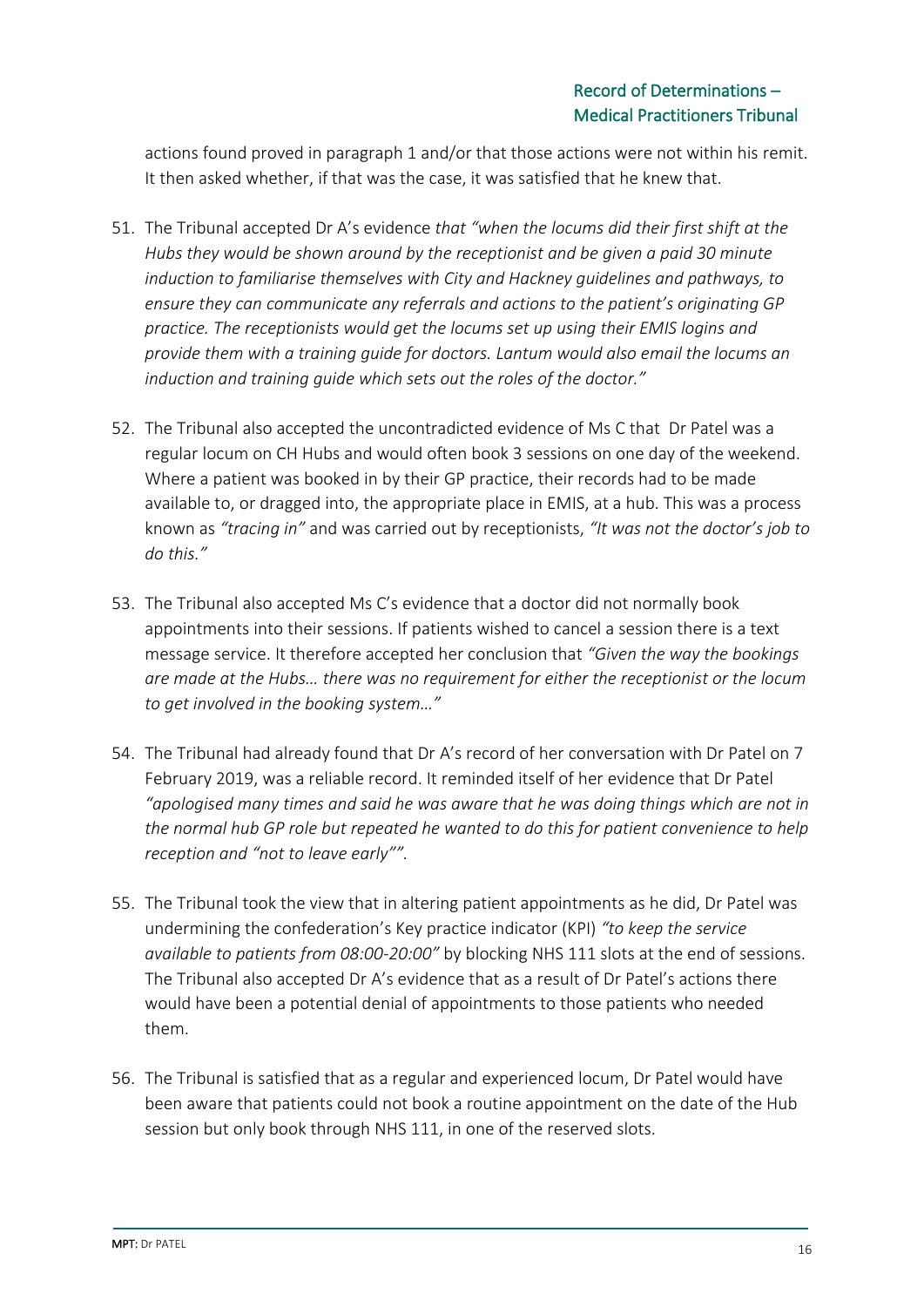actions found proved in paragraph 1 and/or that those actions were not within his remit. It then asked whether, if that was the case, it was satisfied that he knew that.

51. The Tribunal accepted Dr A's evidence *that "when the locums did their first shift at the Hubs they would be shown around by the receptionist and be given a paid 30 minute induction to familiarise themselves with City and Hackney guidelines and pathways, to ensure they can communicate any referrals and actions to the patient's originating GP practice. The receptionists would get the locums set up using their EMIS logins and provide them with a training guide for doctors. Lantum would also email the locums an induction and training guide which sets out the roles of the doctor."*

52. The Tribunal also accepted the uncontradicted evidence of Ms C that Dr Patel was a regular locum on CH Hubs and would often book 3 sessions on one day of the weekend. Where a patient was booked in by their GP practice, their records had to be made available to, or dragged into, the appropriate place in EMIS, at a hub. This was a process known as *"tracing in"* and was carried out by receptionists, *"It was not the doctor's job to do this."*

53. The Tribunal also accepted Ms C's evidence that a doctor did not normally book appointments into their sessions. If patients wished to cancel a session there is a text message service. It therefore accepted her conclusion that *"Given the way the bookings are made at the Hubs… there was no requirement for either the receptionist or the locum to get involved in the booking system…"*

54. The Tribunal had already found that Dr A's record of her conversation with Dr Patel on 7 February 2019, was a reliable record. It reminded itself of her evidence that Dr Patel *"apologised many times and said he was aware that he was doing things which are not in the normal hub GP role but repeated he wanted to do this for patient convenience to help reception and "not to leave early""*.

55. The Tribunal took the view that in altering patient appointments as he did, Dr Patel was undermining the confederation's Key practice indicator (KPI) *"to keep the service available to patients from 08:00-20:00"* by blocking NHS 111 slots at the end of sessions. The Tribunal also accepted Dr A's evidence that as a result of Dr Patel's actions there would have been a potential denial of appointments to those patients who needed them.

56. The Tribunal is satisfied that as a regular and experienced locum, Dr Patel would have been aware that patients could not book a routine appointment on the date of the Hub session but only book through NHS 111, in one of the reserved slots.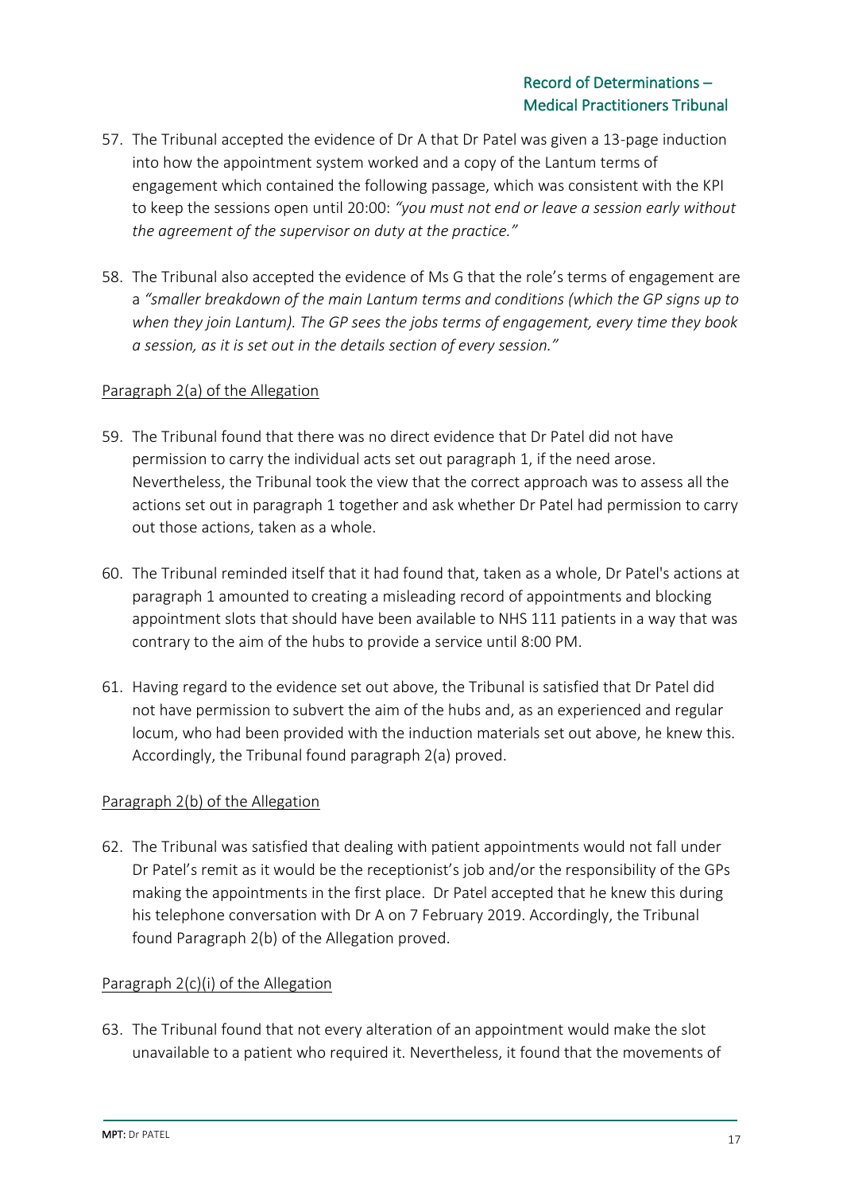57. The Tribunal accepted the evidence of Dr A that Dr Patel was given a 13-page induction into how the appointment system worked and a copy of the Lantum terms of engagement which contained the following passage, which was consistent with the KPI to keep the sessions open until 20:00: *"you must not end or leave a session early without the agreement of the supervisor on duty at the practice."*

58. The Tribunal also accepted the evidence of Ms G that the role's terms of engagement are a *"smaller breakdown of the main Lantum terms and conditions (which the GP signs up to when they join Lantum). The GP sees the jobs terms of engagement, every time they book a session, as it is set out in the details section of every session."*

<u>Paragraph 2(a) of the Allegation</u>

59. The Tribunal found that there was no direct evidence that Dr Patel did not have permission to carry the individual acts set out paragraph 1, if the need arose. Nevertheless, the Tribunal took the view that the correct approach was to assess all the actions set out in paragraph 1 together and ask whether Dr Patel had permission to carry out those actions, taken as a whole.

60. The Tribunal reminded itself that it had found that, taken as a whole, Dr Patel's actions at paragraph 1 amounted to creating a misleading record of appointments and blocking appointment slots that should have been available to NHS 111 patients in a way that was contrary to the aim of the hubs to provide a service until 8:00 PM.

61. Having regard to the evidence set out above, the Tribunal is satisfied that Dr Patel did not have permission to subvert the aim of the hubs and, as an experienced and regular locum, who had been provided with the induction materials set out above, he knew this. Accordingly, the Tribunal found paragraph 2(a) proved.

<u>Paragraph 2(b) of the Allegation</u>

62. The Tribunal was satisfied that dealing with patient appointments would not fall under Dr Patel's remit as it would be the receptionist's job and/or the responsibility of the GPs making the appointments in the first place. Dr Patel accepted that he knew this during his telephone conversation with Dr A on 7 February 2019. Accordingly, the Tribunal found Paragraph 2(b) of the Allegation proved.

<u>Paragraph 2(c)(i) of the Allegation</u>

63. The Tribunal found that not every alteration of an appointment would make the slot unavailable to a patient who required it. Nevertheless, it found that the movements of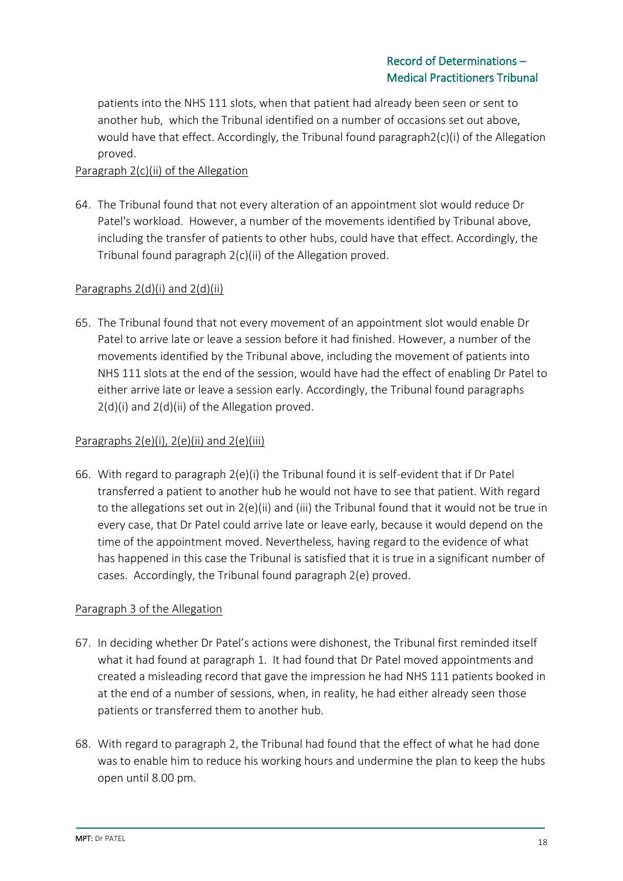patients into the NHS 111 slots, when that patient had already been seen or sent to another hub, which the Tribunal identified on a number of occasions set out above, would have that effect. Accordingly, the Tribunal found paragraph2(c)(i) of the Allegation proved.

Paragraph 2(c)(ii) of the Allegation

64. The Tribunal found that not every alteration of an appointment slot would reduce Dr Patel's workload. However, a number of the movements identified by Tribunal above, including the transfer of patients to other hubs, could have that effect. Accordingly, the Tribunal found paragraph 2(c)(ii) of the Allegation proved.

Paragraphs 2(d)(i) and 2(d)(ii)

65. The Tribunal found that not every movement of an appointment slot would enable Dr Patel to arrive late or leave a session before it had finished. However, a number of the movements identified by the Tribunal above, including the movement of patients into NHS 111 slots at the end of the session, would have had the effect of enabling Dr Patel to either arrive late or leave a session early. Accordingly, the Tribunal found paragraphs 2(d)(i) and 2(d)(ii) of the Allegation proved.

Paragraphs 2(e)(i), 2(e)(ii) and 2(e)(iii)

66. With regard to paragraph 2(e)(i) the Tribunal found it is self-evident that if Dr Patel transferred a patient to another hub he would not have to see that patient. With regard to the allegations set out in 2(e)(ii) and (iii) the Tribunal found that it would not be true in every case, that Dr Patel could arrive late or leave early, because it would depend on the time of the appointment moved. Nevertheless, having regard to the evidence of what has happened in this case the Tribunal is satisfied that it is true in a significant number of cases. Accordingly, the Tribunal found paragraph 2(e) proved.

Paragraph 3 of the Allegation

67. In deciding whether Dr Patel's actions were dishonest, the Tribunal first reminded itself what it had found at paragraph 1. It had found that Dr Patel moved appointments and created a misleading record that gave the impression he had NHS 111 patients booked in at the end of a number of sessions, when, in reality, he had either already seen those patients or transferred them to another hub.

68. With regard to paragraph 2, the Tribunal had found that the effect of what he had done was to enable him to reduce his working hours and undermine the plan to keep the hubs open until 8.00 pm.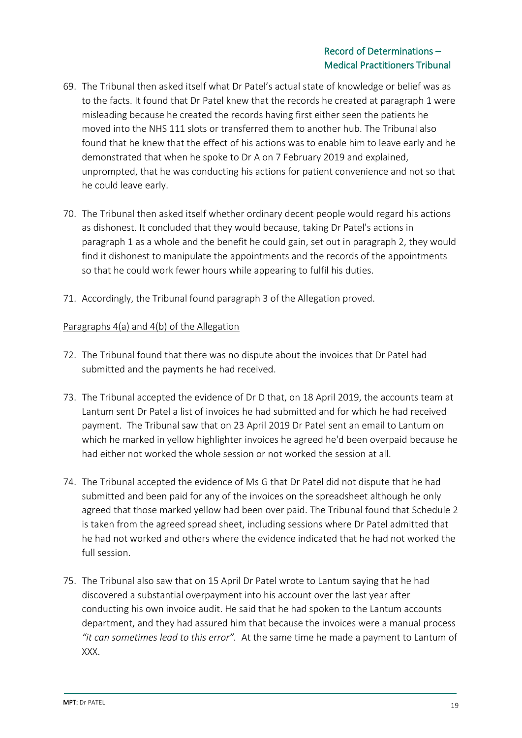69. The Tribunal then asked itself what Dr Patel's actual state of knowledge or belief was as to the facts. It found that Dr Patel knew that the records he created at paragraph 1 were misleading because he created the records having first either seen the patients he moved into the NHS 111 slots or transferred them to another hub. The Tribunal also found that he knew that the effect of his actions was to enable him to leave early and he demonstrated that when he spoke to Dr A on 7 February 2019 and explained, unprompted, that he was conducting his actions for patient convenience and not so that he could leave early.

70. The Tribunal then asked itself whether ordinary decent people would regard his actions as dishonest. It concluded that they would because, taking Dr Patel's actions in paragraph 1 as a whole and the benefit he could gain, set out in paragraph 2, they would find it dishonest to manipulate the appointments and the records of the appointments so that he could work fewer hours while appearing to fulfil his duties.

71. Accordingly, the Tribunal found paragraph 3 of the Allegation proved.

Paragraphs 4(a) and 4(b) of the Allegation

72. The Tribunal found that there was no dispute about the invoices that Dr Patel had submitted and the payments he had received.

73. The Tribunal accepted the evidence of Dr D that, on 18 April 2019, the accounts team at Lantum sent Dr Patel a list of invoices he had submitted and for which he had received payment. The Tribunal saw that on 23 April 2019 Dr Patel sent an email to Lantum on which he marked in yellow highlighter invoices he agreed he'd been overpaid because he had either not worked the whole session or not worked the session at all.

74. The Tribunal accepted the evidence of Ms G that Dr Patel did not dispute that he had submitted and been paid for any of the invoices on the spreadsheet although he only agreed that those marked yellow had been over paid. The Tribunal found that Schedule 2 is taken from the agreed spread sheet, including sessions where Dr Patel admitted that he had not worked and others where the evidence indicated that he had not worked the full session.

75. The Tribunal also saw that on 15 April Dr Patel wrote to Lantum saying that he had discovered a substantial overpayment into his account over the last year after conducting his own invoice audit. He said that he had spoken to the Lantum accounts department, and they had assured him that because the invoices were a manual process *"it can sometimes lead to this error"*. At the same time he made a payment to Lantum of XXX.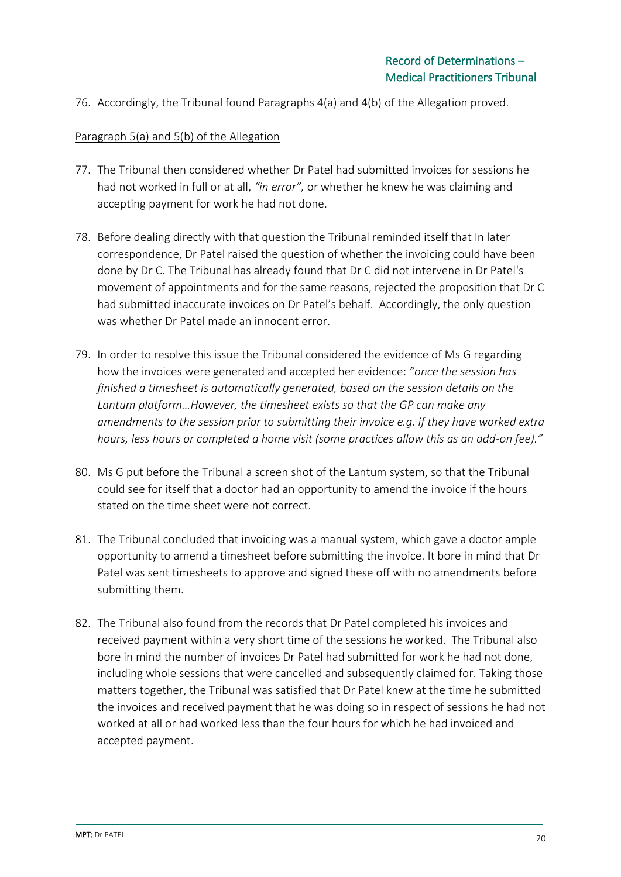76. Accordingly, the Tribunal found Paragraphs 4(a) and 4(b) of the Allegation proved.

Paragraph 5(a) and 5(b) of the Allegation

77. The Tribunal then considered whether Dr Patel had submitted invoices for sessions he had not worked in full or at all, *"in error",* or whether he knew he was claiming and accepting payment for work he had not done.

78. Before dealing directly with that question the Tribunal reminded itself that In later correspondence, Dr Patel raised the question of whether the invoicing could have been done by Dr C. The Tribunal has already found that Dr C did not intervene in Dr Patel's movement of appointments and for the same reasons, rejected the proposition that Dr C had submitted inaccurate invoices on Dr Patel's behalf. Accordingly, the only question was whether Dr Patel made an innocent error.

79. In order to resolve this issue the Tribunal considered the evidence of Ms G regarding how the invoices were generated and accepted her evidence: *"once the session has finished a timesheet is automatically generated, based on the session details on the Lantum platform…However, the timesheet exists so that the GP can make any amendments to the session prior to submitting their invoice e.g. if they have worked extra hours, less hours or completed a home visit (some practices allow this as an add-on fee)."*

80. Ms G put before the Tribunal a screen shot of the Lantum system, so that the Tribunal could see for itself that a doctor had an opportunity to amend the invoice if the hours stated on the time sheet were not correct.

81. The Tribunal concluded that invoicing was a manual system, which gave a doctor ample opportunity to amend a timesheet before submitting the invoice. It bore in mind that Dr Patel was sent timesheets to approve and signed these off with no amendments before submitting them.

82. The Tribunal also found from the records that Dr Patel completed his invoices and received payment within a very short time of the sessions he worked. The Tribunal also bore in mind the number of invoices Dr Patel had submitted for work he had not done, including whole sessions that were cancelled and subsequently claimed for. Taking those matters together, the Tribunal was satisfied that Dr Patel knew at the time he submitted the invoices and received payment that he was doing so in respect of sessions he had not worked at all or had worked less than the four hours for which he had invoiced and accepted payment.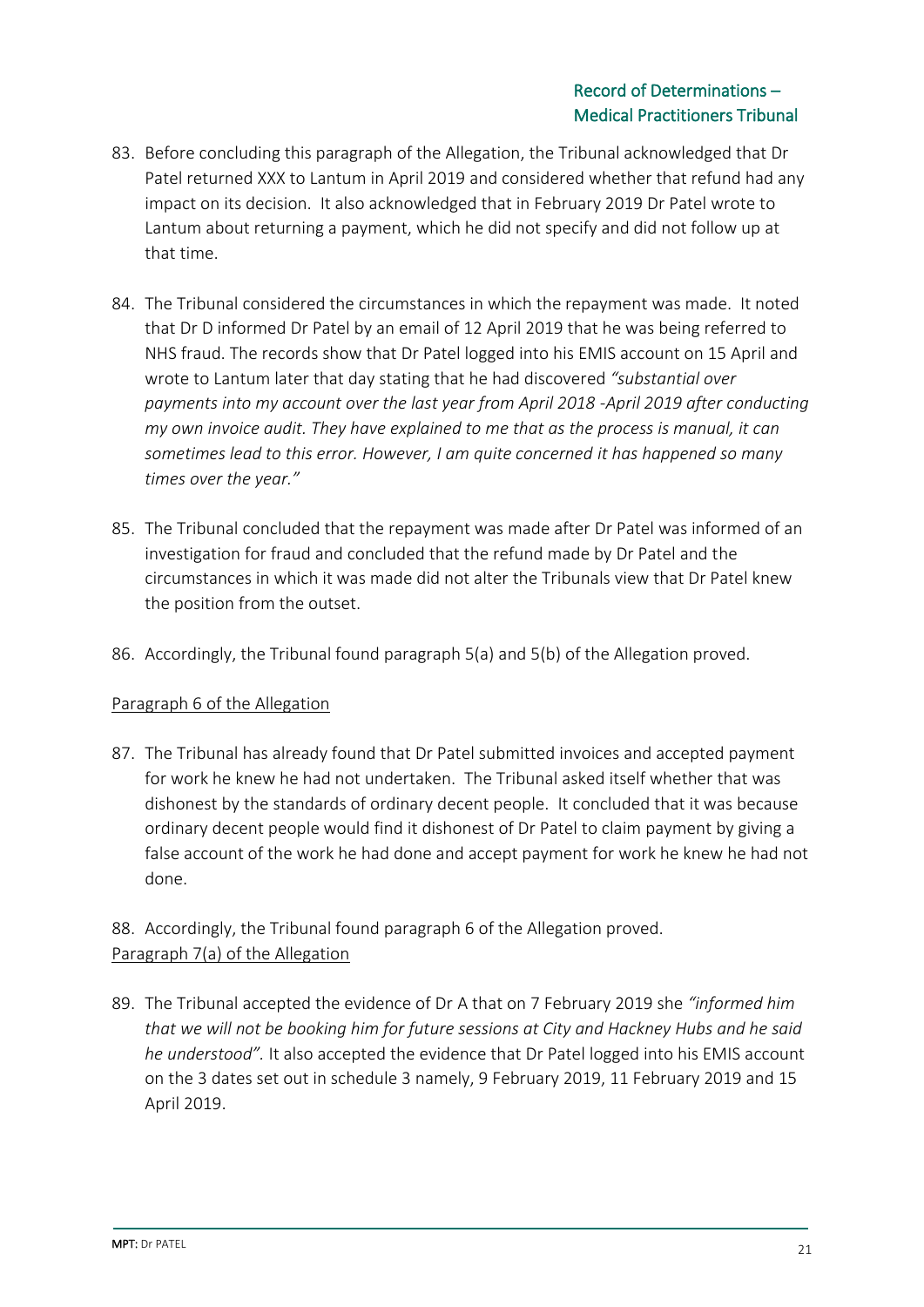83. Before concluding this paragraph of the Allegation, the Tribunal acknowledged that Dr Patel returned XXX to Lantum in April 2019 and considered whether that refund had any impact on its decision. It also acknowledged that in February 2019 Dr Patel wrote to Lantum about returning a payment, which he did not specify and did not follow up at that time.

84. The Tribunal considered the circumstances in which the repayment was made. It noted that Dr D informed Dr Patel by an email of 12 April 2019 that he was being referred to NHS fraud. The records show that Dr Patel logged into his EMIS account on 15 April and wrote to Lantum later that day stating that he had discovered *"substantial over payments into my account over the last year from April 2018 -April 2019 after conducting my own invoice audit. They have explained to me that as the process is manual, it can sometimes lead to this error. However, I am quite concerned it has happened so many times over the year."*

85. The Tribunal concluded that the repayment was made after Dr Patel was informed of an investigation for fraud and concluded that the refund made by Dr Patel and the circumstances in which it was made did not alter the Tribunals view that Dr Patel knew the position from the outset.

86. Accordingly, the Tribunal found paragraph 5(a) and 5(b) of the Allegation proved.

<u>Paragraph 6 of the Allegation</u>

87. The Tribunal has already found that Dr Patel submitted invoices and accepted payment for work he knew he had not undertaken. The Tribunal asked itself whether that was dishonest by the standards of ordinary decent people. It concluded that it was because ordinary decent people would find it dishonest of Dr Patel to claim payment by giving a false account of the work he had done and accept payment for work he knew he had not done.

88. Accordingly, the Tribunal found paragraph 6 of the Allegation proved.

<u>Paragraph 7(a) of the Allegation</u>

89. The Tribunal accepted the evidence of Dr A that on 7 February 2019 she *"informed him that we will not be booking him for future sessions at City and Hackney Hubs and he said he understood".* It also accepted the evidence that Dr Patel logged into his EMIS account on the 3 dates set out in schedule 3 namely, 9 February 2019, 11 February 2019 and 15 April 2019.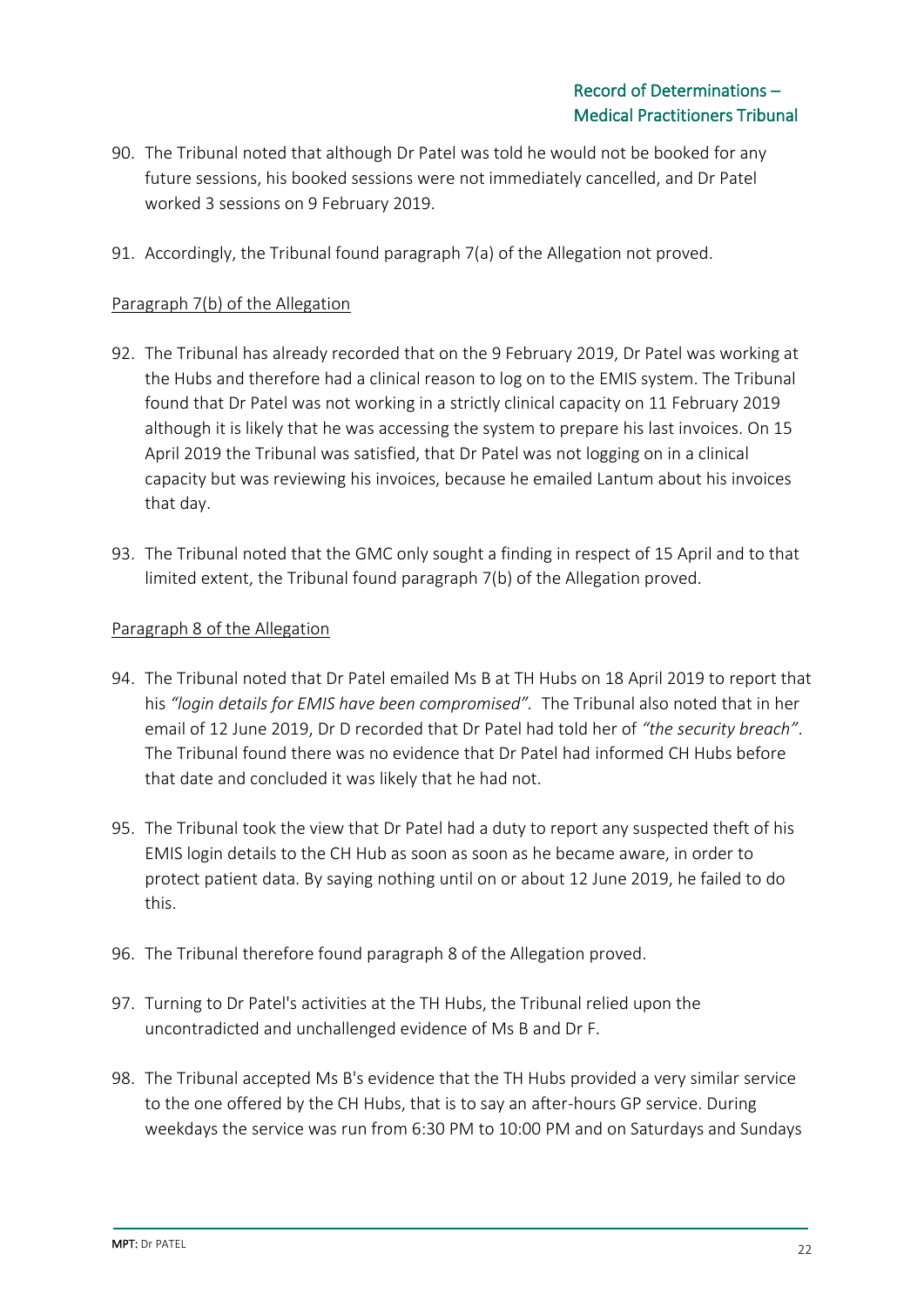90. The Tribunal noted that although Dr Patel was told he would not be booked for any future sessions, his booked sessions were not immediately cancelled, and Dr Patel worked 3 sessions on 9 February 2019.

91. Accordingly, the Tribunal found paragraph 7(a) of the Allegation not proved.

<u>Paragraph 7(b) of the Allegation</u>

92. The Tribunal has already recorded that on the 9 February 2019, Dr Patel was working at the Hubs and therefore had a clinical reason to log on to the EMIS system. The Tribunal found that Dr Patel was not working in a strictly clinical capacity on 11 February 2019 although it is likely that he was accessing the system to prepare his last invoices. On 15 April 2019 the Tribunal was satisfied, that Dr Patel was not logging on in a clinical capacity but was reviewing his invoices, because he emailed Lantum about his invoices that day.

93. The Tribunal noted that the GMC only sought a finding in respect of 15 April and to that limited extent, the Tribunal found paragraph 7(b) of the Allegation proved.

<u>Paragraph 8 of the Allegation</u>

94. The Tribunal noted that Dr Patel emailed Ms B at TH Hubs on 18 April 2019 to report that his *"login details for EMIS have been compromised"*. The Tribunal also noted that in her email of 12 June 2019, Dr D recorded that Dr Patel had told her of *"the security breach"*. The Tribunal found there was no evidence that Dr Patel had informed CH Hubs before that date and concluded it was likely that he had not.

95. The Tribunal took the view that Dr Patel had a duty to report any suspected theft of his EMIS login details to the CH Hub as soon as soon as he became aware, in order to protect patient data. By saying nothing until on or about 12 June 2019, he failed to do this.

96. The Tribunal therefore found paragraph 8 of the Allegation proved.

97. Turning to Dr Patel's activities at the TH Hubs, the Tribunal relied upon the uncontradicted and unchallenged evidence of Ms B and Dr F.

98. The Tribunal accepted Ms B's evidence that the TH Hubs provided a very similar service to the one offered by the CH Hubs, that is to say an after-hours GP service. During weekdays the service was run from 6:30 PM to 10:00 PM and on Saturdays and Sundays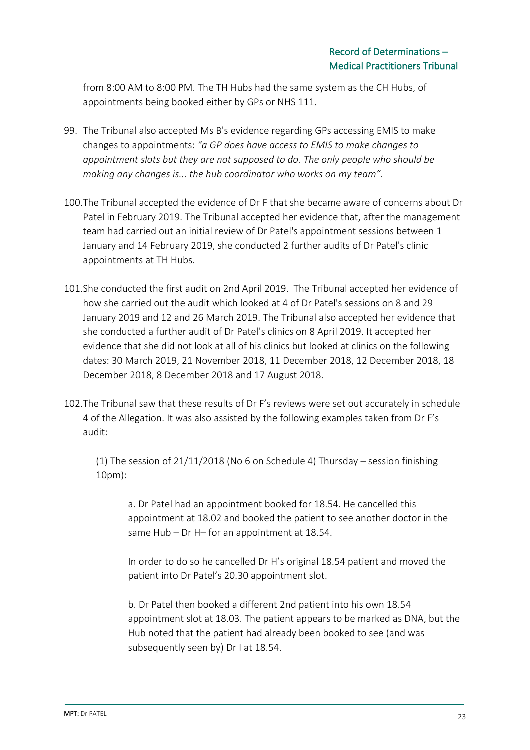from 8:00 AM to 8:00 PM. The TH Hubs had the same system as the CH Hubs, of appointments being booked either by GPs or NHS 111.

99. The Tribunal also accepted Ms B's evidence regarding GPs accessing EMIS to make changes to appointments: *"a GP does have access to EMIS to make changes to appointment slots but they are not supposed to do. The only people who should be making any changes is... the hub coordinator who works on my team".*

100. The Tribunal accepted the evidence of Dr F that she became aware of concerns about Dr Patel in February 2019. The Tribunal accepted her evidence that, after the management team had carried out an initial review of Dr Patel's appointment sessions between 1 January and 14 February 2019, she conducted 2 further audits of Dr Patel's clinic appointments at TH Hubs.

101. She conducted the first audit on 2nd April 2019. The Tribunal accepted her evidence of how she carried out the audit which looked at 4 of Dr Patel's sessions on 8 and 29 January 2019 and 12 and 26 March 2019. The Tribunal also accepted her evidence that she conducted a further audit of Dr Patel's clinics on 8 April 2019. It accepted her evidence that she did not look at all of his clinics but looked at clinics on the following dates: 30 March 2019, 21 November 2018, 11 December 2018, 12 December 2018, 18 December 2018, 8 December 2018 and 17 August 2018.

102. The Tribunal saw that these results of Dr F's reviews were set out accurately in schedule 4 of the Allegation. It was also assisted by the following examples taken from Dr F's audit:

(1) The session of 21/11/2018 (No 6 on Schedule 4) Thursday – session finishing 10pm):

> a. Dr Patel had an appointment booked for 18.54. He cancelled this appointment at 18.02 and booked the patient to see another doctor in the same Hub – Dr H– for an appointment at 18.54.
>
> In order to do so he cancelled Dr H's original 18.54 patient and moved the patient into Dr Patel's 20.30 appointment slot.
>
> b. Dr Patel then booked a different 2nd patient into his own 18.54 appointment slot at 18.03. The patient appears to be marked as DNA, but the Hub noted that the patient had already been booked to see (and was subsequently seen by) Dr I at 18.54.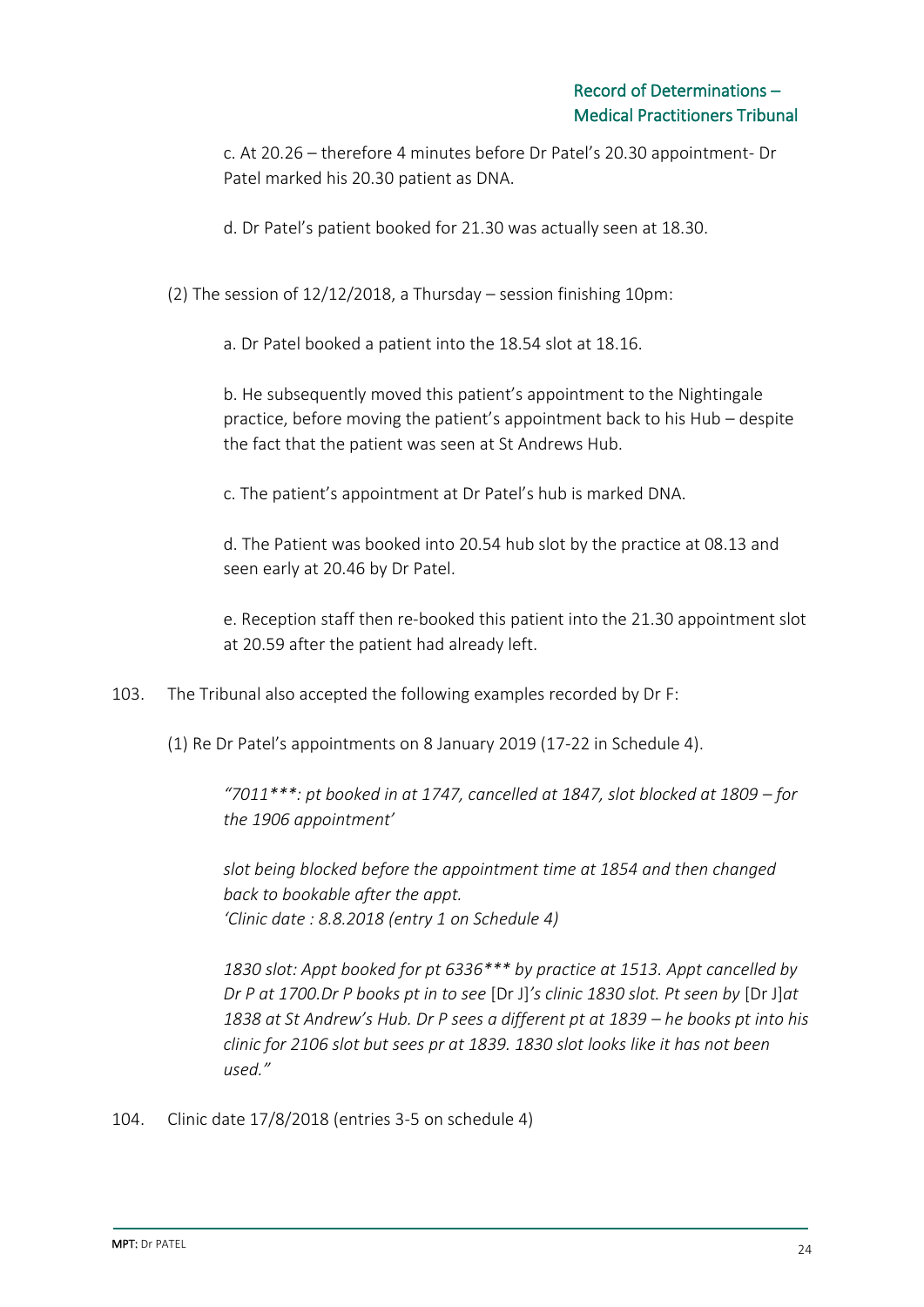c. At 20.26 – therefore 4 minutes before Dr Patel's 20.30 appointment- Dr Patel marked his 20.30 patient as DNA.

d. Dr Patel's patient booked for 21.30 was actually seen at 18.30.

(2) The session of 12/12/2018, a Thursday – session finishing 10pm:

a. Dr Patel booked a patient into the 18.54 slot at 18.16.

b. He subsequently moved this patient's appointment to the Nightingale practice, before moving the patient's appointment back to his Hub – despite the fact that the patient was seen at St Andrews Hub.

c. The patient's appointment at Dr Patel's hub is marked DNA.

d. The Patient was booked into 20.54 hub slot by the practice at 08.13 and seen early at 20.46 by Dr Patel.

e. Reception staff then re-booked this patient into the 21.30 appointment slot at 20.59 after the patient had already left.

103. The Tribunal also accepted the following examples recorded by Dr F:

(1) Re Dr Patel's appointments on 8 January 2019 (17-22 in Schedule 4).

*"7011\*\*\*: pt booked in at 1747, cancelled at 1847, slot blocked at 1809 – for the 1906 appointment'*

*slot being blocked before the appointment time at 1854 and then changed back to bookable after the appt.*
*'Clinic date : 8.8.2018 (entry 1 on Schedule 4)*

*1830 slot: Appt booked for pt 6336\*\*\* by practice at 1513. Appt cancelled by Dr P at 1700.Dr P books pt in to see* [Dr J]*'s clinic 1830 slot. Pt seen by* [Dr J]*at 1838 at St Andrew's Hub. Dr P sees a different pt at 1839 – he books pt into his clinic for 2106 slot but sees pr at 1839. 1830 slot looks like it has not been used."*

104. Clinic date 17/8/2018 (entries 3-5 on schedule 4)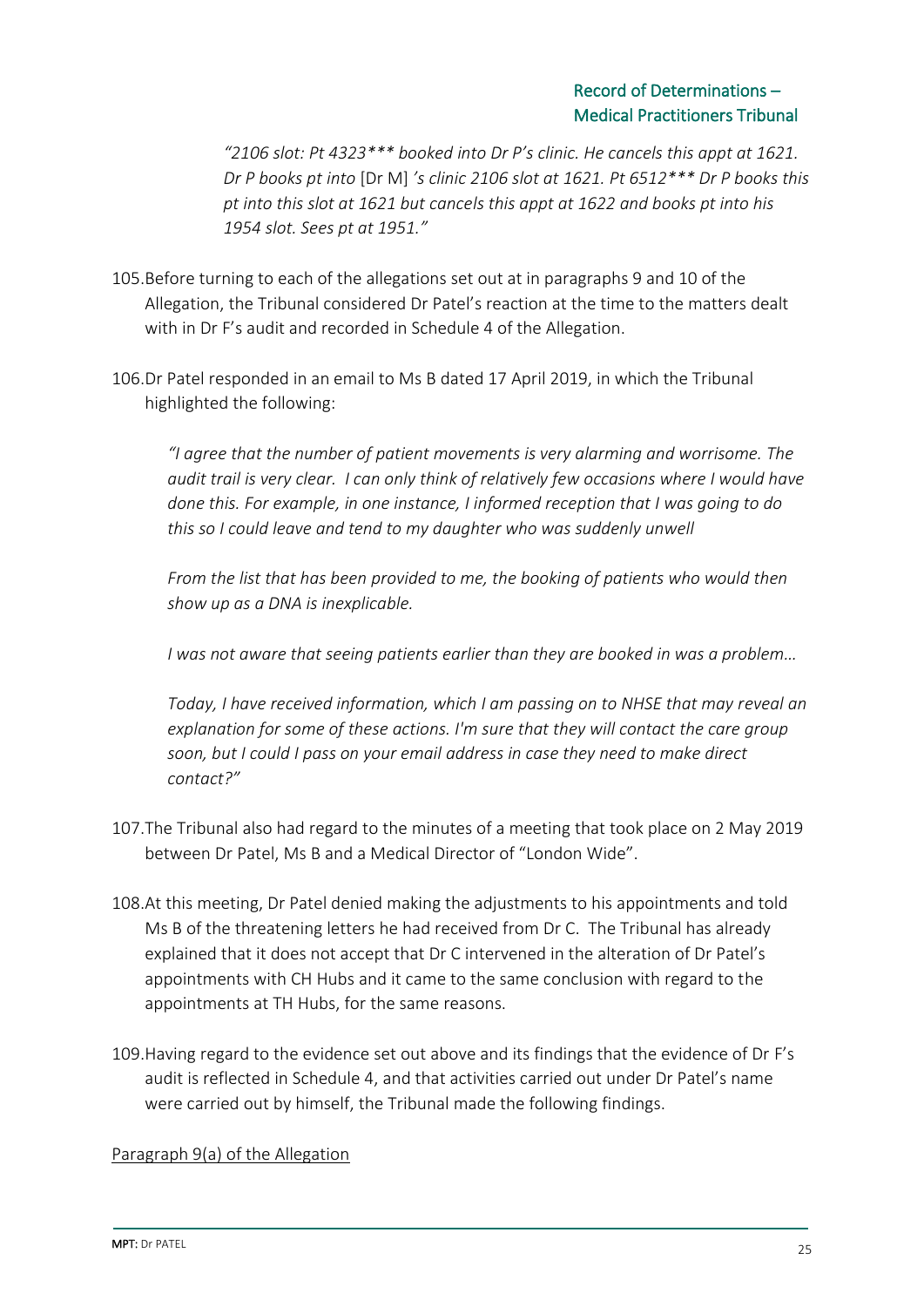*"2106 slot: Pt 4323*** booked into Dr P's clinic. He cancels this appt at 1621. Dr P books pt into* [Dr M] *'s clinic 2106 slot at 1621. Pt 6512*** Dr P books this pt into this slot at 1621 but cancels this appt at 1622 and books pt into his 1954 slot. Sees pt at 1951."*

105. Before turning to each of the allegations set out at in paragraphs 9 and 10 of the Allegation, the Tribunal considered Dr Patel's reaction at the time to the matters dealt with in Dr F's audit and recorded in Schedule 4 of the Allegation.

106. Dr Patel responded in an email to Ms B dated 17 April 2019, in which the Tribunal highlighted the following:

> *"I agree that the number of patient movements is very alarming and worrisome. The audit trail is very clear. I can only think of relatively few occasions where I would have done this. For example, in one instance, I informed reception that I was going to do this so I could leave and tend to my daughter who was suddenly unwell*
>
> *From the list that has been provided to me, the booking of patients who would then show up as a DNA is inexplicable.*
>
> *I was not aware that seeing patients earlier than they are booked in was a problem…*
>
> *Today, I have received information, which I am passing on to NHSE that may reveal an explanation for some of these actions. I'm sure that they will contact the care group soon, but I could I pass on your email address in case they need to make direct contact?"*

107. The Tribunal also had regard to the minutes of a meeting that took place on 2 May 2019 between Dr Patel, Ms B and a Medical Director of "London Wide".

108. At this meeting, Dr Patel denied making the adjustments to his appointments and told Ms B of the threatening letters he had received from Dr C. The Tribunal has already explained that it does not accept that Dr C intervened in the alteration of Dr Patel's appointments with CH Hubs and it came to the same conclusion with regard to the appointments at TH Hubs, for the same reasons.

109. Having regard to the evidence set out above and its findings that the evidence of Dr F's audit is reflected in Schedule 4, and that activities carried out under Dr Patel's name were carried out by himself, the Tribunal made the following findings.

<u>Paragraph 9(a) of the Allegation</u>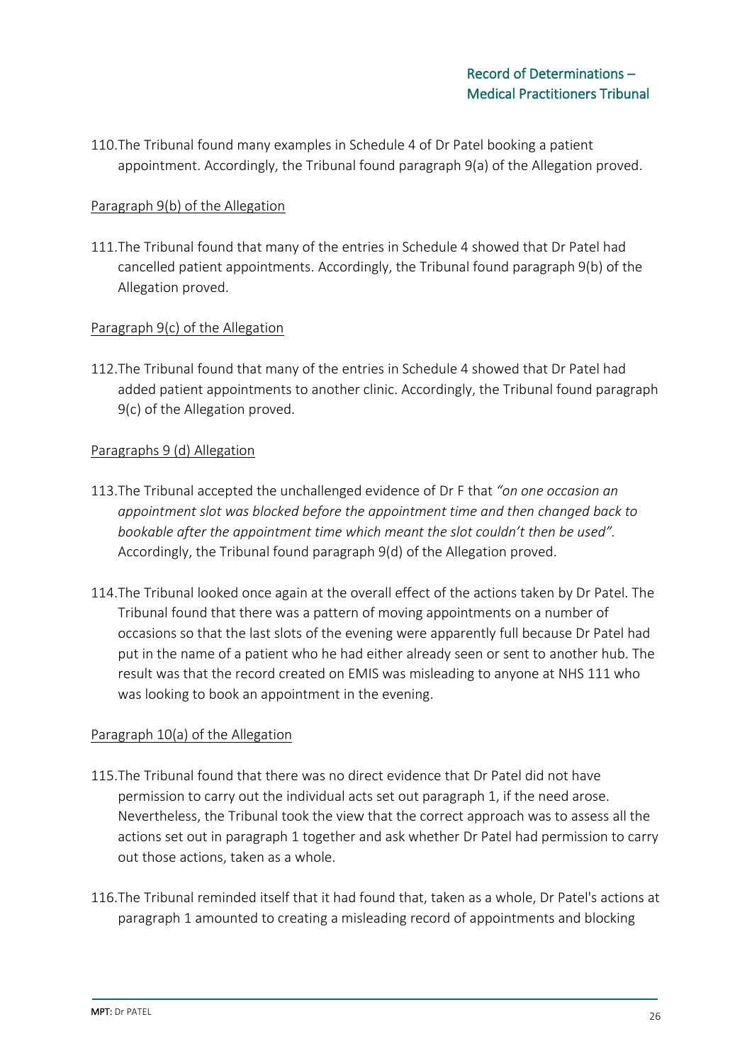110. The Tribunal found many examples in Schedule 4 of Dr Patel booking a patient appointment. Accordingly, the Tribunal found paragraph 9(a) of the Allegation proved.

Paragraph 9(b) of the Allegation

111. The Tribunal found that many of the entries in Schedule 4 showed that Dr Patel had cancelled patient appointments. Accordingly, the Tribunal found paragraph 9(b) of the Allegation proved.

Paragraph 9(c) of the Allegation

112. The Tribunal found that many of the entries in Schedule 4 showed that Dr Patel had added patient appointments to another clinic. Accordingly, the Tribunal found paragraph 9(c) of the Allegation proved.

Paragraphs 9 (d) Allegation

113. The Tribunal accepted the unchallenged evidence of Dr F that *"on one occasion an appointment slot was blocked before the appointment time and then changed back to bookable after the appointment time which meant the slot couldn't then be used"*. Accordingly, the Tribunal found paragraph 9(d) of the Allegation proved.

114. The Tribunal looked once again at the overall effect of the actions taken by Dr Patel. The Tribunal found that there was a pattern of moving appointments on a number of occasions so that the last slots of the evening were apparently full because Dr Patel had put in the name of a patient who he had either already seen or sent to another hub. The result was that the record created on EMIS was misleading to anyone at NHS 111 who was looking to book an appointment in the evening.

Paragraph 10(a) of the Allegation

115. The Tribunal found that there was no direct evidence that Dr Patel did not have permission to carry out the individual acts set out paragraph 1, if the need arose. Nevertheless, the Tribunal took the view that the correct approach was to assess all the actions set out in paragraph 1 together and ask whether Dr Patel had permission to carry out those actions, taken as a whole.

116. The Tribunal reminded itself that it had found that, taken as a whole, Dr Patel's actions at paragraph 1 amounted to creating a misleading record of appointments and blocking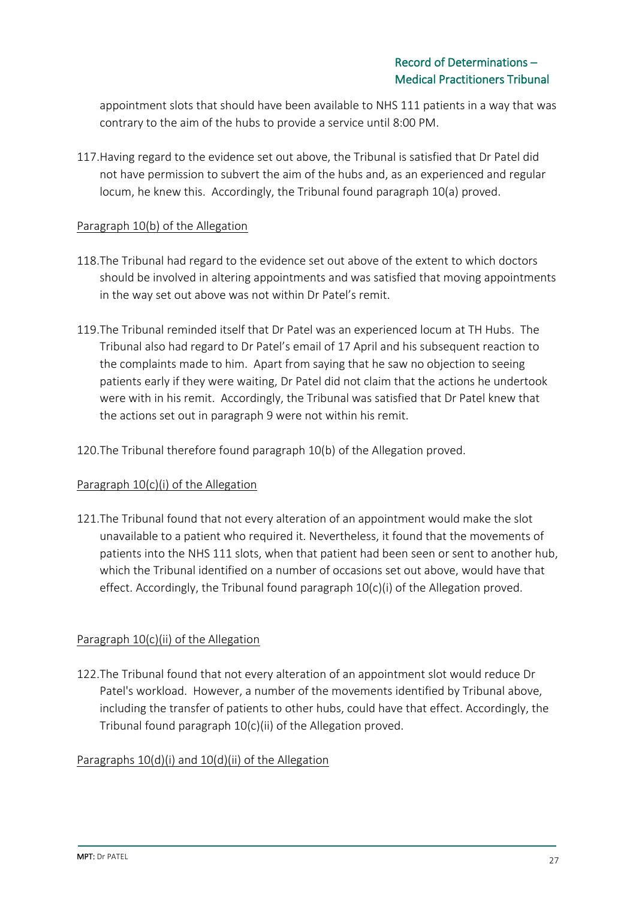appointment slots that should have been available to NHS 111 patients in a way that was contrary to the aim of the hubs to provide a service until 8:00 PM.

117. Having regard to the evidence set out above, the Tribunal is satisfied that Dr Patel did not have permission to subvert the aim of the hubs and, as an experienced and regular locum, he knew this. Accordingly, the Tribunal found paragraph 10(a) proved.

Paragraph 10(b) of the Allegation

118. The Tribunal had regard to the evidence set out above of the extent to which doctors should be involved in altering appointments and was satisfied that moving appointments in the way set out above was not within Dr Patel's remit.

119. The Tribunal reminded itself that Dr Patel was an experienced locum at TH Hubs. The Tribunal also had regard to Dr Patel's email of 17 April and his subsequent reaction to the complaints made to him. Apart from saying that he saw no objection to seeing patients early if they were waiting, Dr Patel did not claim that the actions he undertook were with in his remit. Accordingly, the Tribunal was satisfied that Dr Patel knew that the actions set out in paragraph 9 were not within his remit.

120. The Tribunal therefore found paragraph 10(b) of the Allegation proved.

Paragraph 10(c)(i) of the Allegation

121. The Tribunal found that not every alteration of an appointment would make the slot unavailable to a patient who required it. Nevertheless, it found that the movements of patients into the NHS 111 slots, when that patient had been seen or sent to another hub, which the Tribunal identified on a number of occasions set out above, would have that effect. Accordingly, the Tribunal found paragraph 10(c)(i) of the Allegation proved.

Paragraph 10(c)(ii) of the Allegation

122. The Tribunal found that not every alteration of an appointment slot would reduce Dr Patel's workload. However, a number of the movements identified by Tribunal above, including the transfer of patients to other hubs, could have that effect. Accordingly, the Tribunal found paragraph 10(c)(ii) of the Allegation proved.

Paragraphs 10(d)(i) and 10(d)(ii) of the Allegation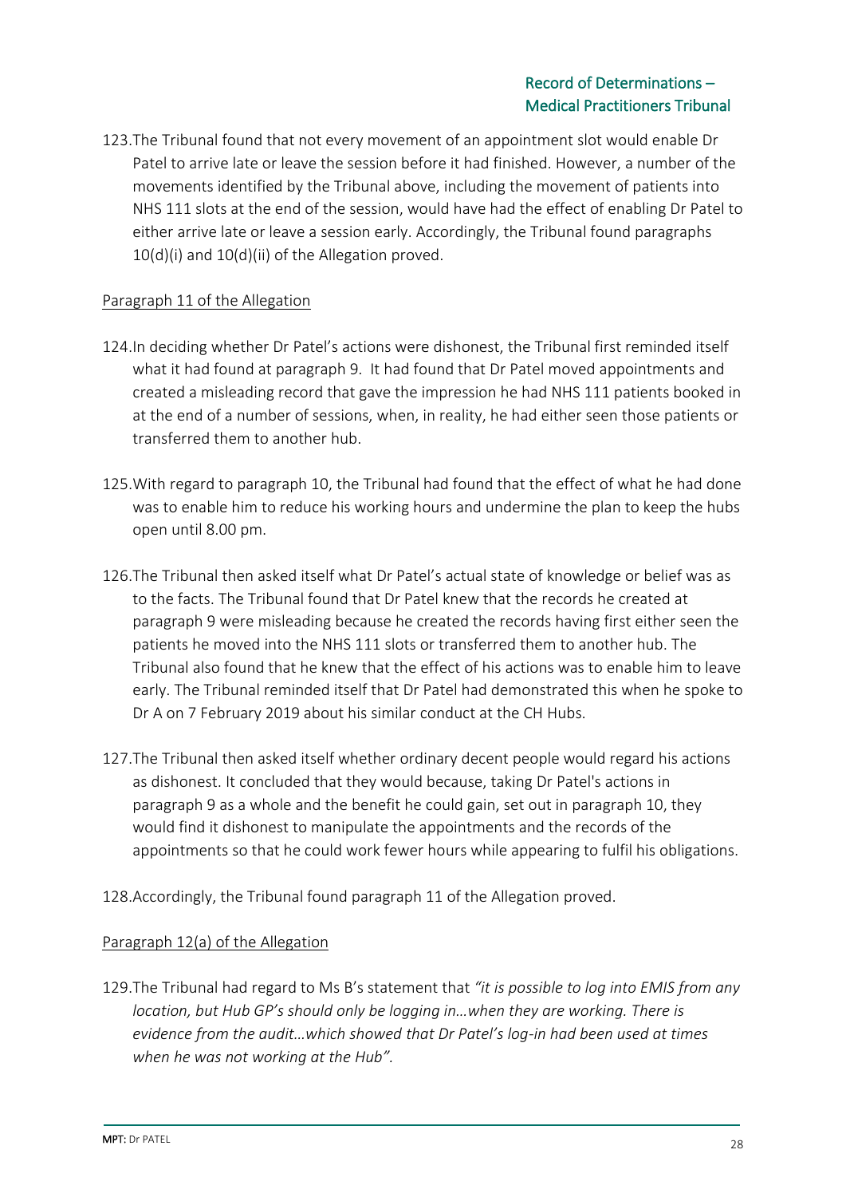123. The Tribunal found that not every movement of an appointment slot would enable Dr Patel to arrive late or leave the session before it had finished. However, a number of the movements identified by the Tribunal above, including the movement of patients into NHS 111 slots at the end of the session, would have had the effect of enabling Dr Patel to either arrive late or leave a session early. Accordingly, the Tribunal found paragraphs 10(d)(i) and 10(d)(ii) of the Allegation proved.

<u>Paragraph 11 of the Allegation</u>

124. In deciding whether Dr Patel's actions were dishonest, the Tribunal first reminded itself what it had found at paragraph 9. It had found that Dr Patel moved appointments and created a misleading record that gave the impression he had NHS 111 patients booked in at the end of a number of sessions, when, in reality, he had either seen those patients or transferred them to another hub.

125. With regard to paragraph 10, the Tribunal had found that the effect of what he had done was to enable him to reduce his working hours and undermine the plan to keep the hubs open until 8.00 pm.

126. The Tribunal then asked itself what Dr Patel's actual state of knowledge or belief was as to the facts. The Tribunal found that Dr Patel knew that the records he created at paragraph 9 were misleading because he created the records having first either seen the patients he moved into the NHS 111 slots or transferred them to another hub. The Tribunal also found that he knew that the effect of his actions was to enable him to leave early. The Tribunal reminded itself that Dr Patel had demonstrated this when he spoke to Dr A on 7 February 2019 about his similar conduct at the CH Hubs.

127. The Tribunal then asked itself whether ordinary decent people would regard his actions as dishonest. It concluded that they would because, taking Dr Patel's actions in paragraph 9 as a whole and the benefit he could gain, set out in paragraph 10, they would find it dishonest to manipulate the appointments and the records of the appointments so that he could work fewer hours while appearing to fulfil his obligations.

128. Accordingly, the Tribunal found paragraph 11 of the Allegation proved.

<u>Paragraph 12(a) of the Allegation</u>

129. The Tribunal had regard to Ms B's statement that *"it is possible to log into EMIS from any location, but Hub GP's should only be logging in…when they are working. There is evidence from the audit…which showed that Dr Patel's log-in had been used at times when he was not working at the Hub".*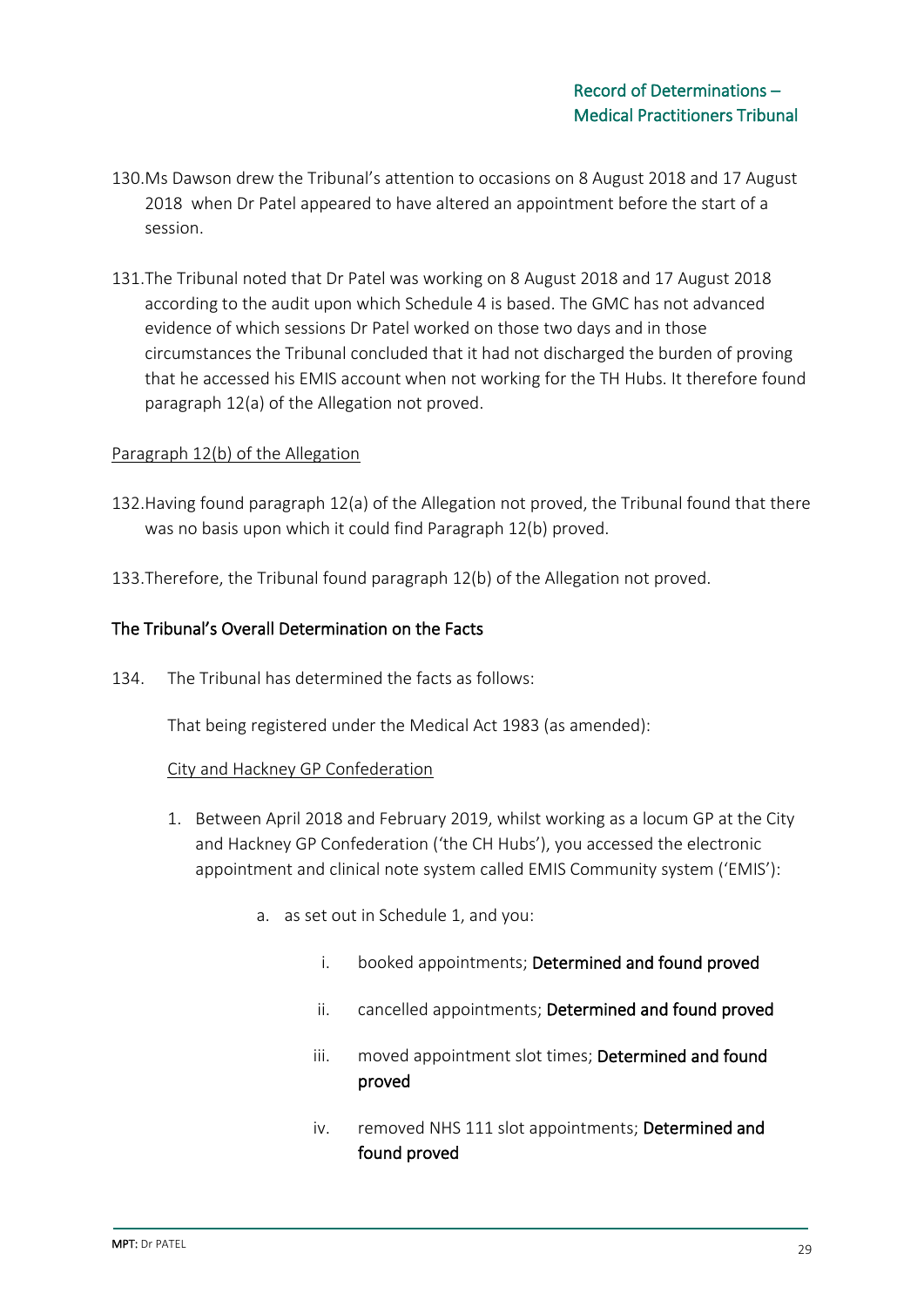130. Ms Dawson drew the Tribunal's attention to occasions on 8 August 2018 and 17 August 2018 when Dr Patel appeared to have altered an appointment before the start of a session.

131. The Tribunal noted that Dr Patel was working on 8 August 2018 and 17 August 2018 according to the audit upon which Schedule 4 is based. The GMC has not advanced evidence of which sessions Dr Patel worked on those two days and in those circumstances the Tribunal concluded that it had not discharged the burden of proving that he accessed his EMIS account when not working for the TH Hubs. It therefore found paragraph 12(a) of the Allegation not proved.

<u>Paragraph 12(b) of the Allegation</u>

132. Having found paragraph 12(a) of the Allegation not proved, the Tribunal found that there was no basis upon which it could find Paragraph 12(b) proved.

133. Therefore, the Tribunal found paragraph 12(b) of the Allegation not proved.

## The Tribunal's Overall Determination on the Facts

134. The Tribunal has determined the facts as follows:

That being registered under the Medical Act 1983 (as amended):

<u>City and Hackney GP Confederation</u>

1. Between April 2018 and February 2019, whilst working as a locum GP at the City and Hackney GP Confederation ('the CH Hubs'), you accessed the electronic appointment and clinical note system called EMIS Community system ('EMIS'):

   a. as set out in Schedule 1, and you:

      i. booked appointments; **Determined and found proved**

      ii. cancelled appointments; **Determined and found proved**

      iii. moved appointment slot times; **Determined and found proved**

      iv. removed NHS 111 slot appointments; **Determined and found proved**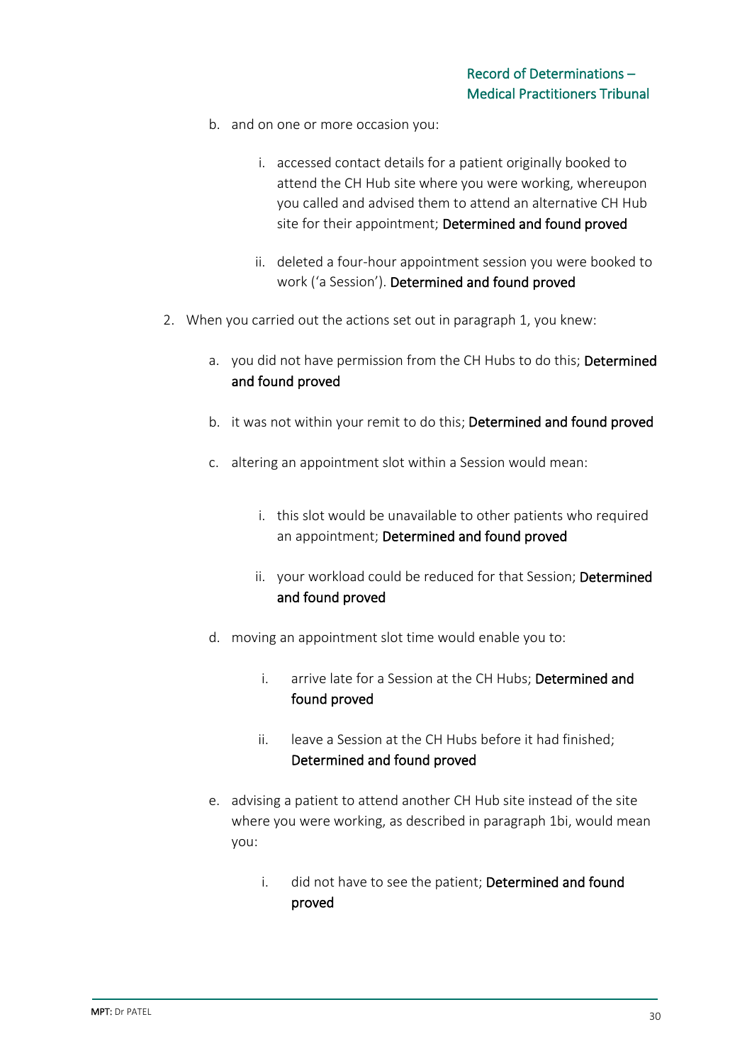b. and on one or more occasion you:

   i. accessed contact details for a patient originally booked to attend the CH Hub site where you were working, whereupon you called and advised them to attend an alternative CH Hub site for their appointment; **Determined and found proved**

   ii. deleted a four-hour appointment session you were booked to work ('a Session'). **Determined and found proved**

2. When you carried out the actions set out in paragraph 1, you knew:

   a. you did not have permission from the CH Hubs to do this; **Determined and found proved**

   b. it was not within your remit to do this; **Determined and found proved**

   c. altering an appointment slot within a Session would mean:

      i. this slot would be unavailable to other patients who required an appointment; **Determined and found proved**

      ii. your workload could be reduced for that Session; **Determined and found proved**

   d. moving an appointment slot time would enable you to:

      i. arrive late for a Session at the CH Hubs; **Determined and found proved**

      ii. leave a Session at the CH Hubs before it had finished; **Determined and found proved**

   e. advising a patient to attend another CH Hub site instead of the site where you were working, as described in paragraph 1bi, would mean you:

      i. did not have to see the patient; **Determined and found proved**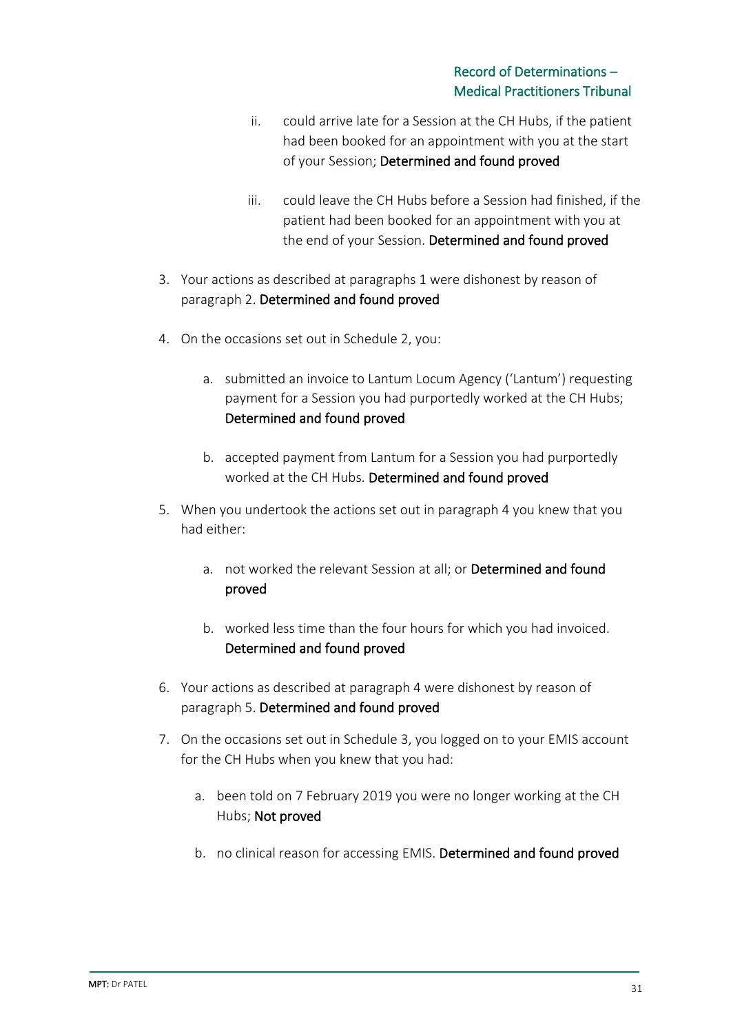ii. could arrive late for a Session at the CH Hubs, if the patient had been booked for an appointment with you at the start of your Session; **Determined and found proved**

   iii. could leave the CH Hubs before a Session had finished, if the patient had been booked for an appointment with you at the end of your Session. **Determined and found proved**

3. Your actions as described at paragraphs 1 were dishonest by reason of paragraph 2. **Determined and found proved**

4. On the occasions set out in Schedule 2, you:

   a. submitted an invoice to Lantum Locum Agency ('Lantum') requesting payment for a Session you had purportedly worked at the CH Hubs; **Determined and found proved**

   b. accepted payment from Lantum for a Session you had purportedly worked at the CH Hubs. **Determined and found proved**

5. When you undertook the actions set out in paragraph 4 you knew that you had either:

   a. not worked the relevant Session at all; or **Determined and found proved**

   b. worked less time than the four hours for which you had invoiced. **Determined and found proved**

6. Your actions as described at paragraph 4 were dishonest by reason of paragraph 5. **Determined and found proved**

7. On the occasions set out in Schedule 3, you logged on to your EMIS account for the CH Hubs when you knew that you had:

   a. been told on 7 February 2019 you were no longer working at the CH Hubs; **Not proved**

   b. no clinical reason for accessing EMIS. **Determined and found proved**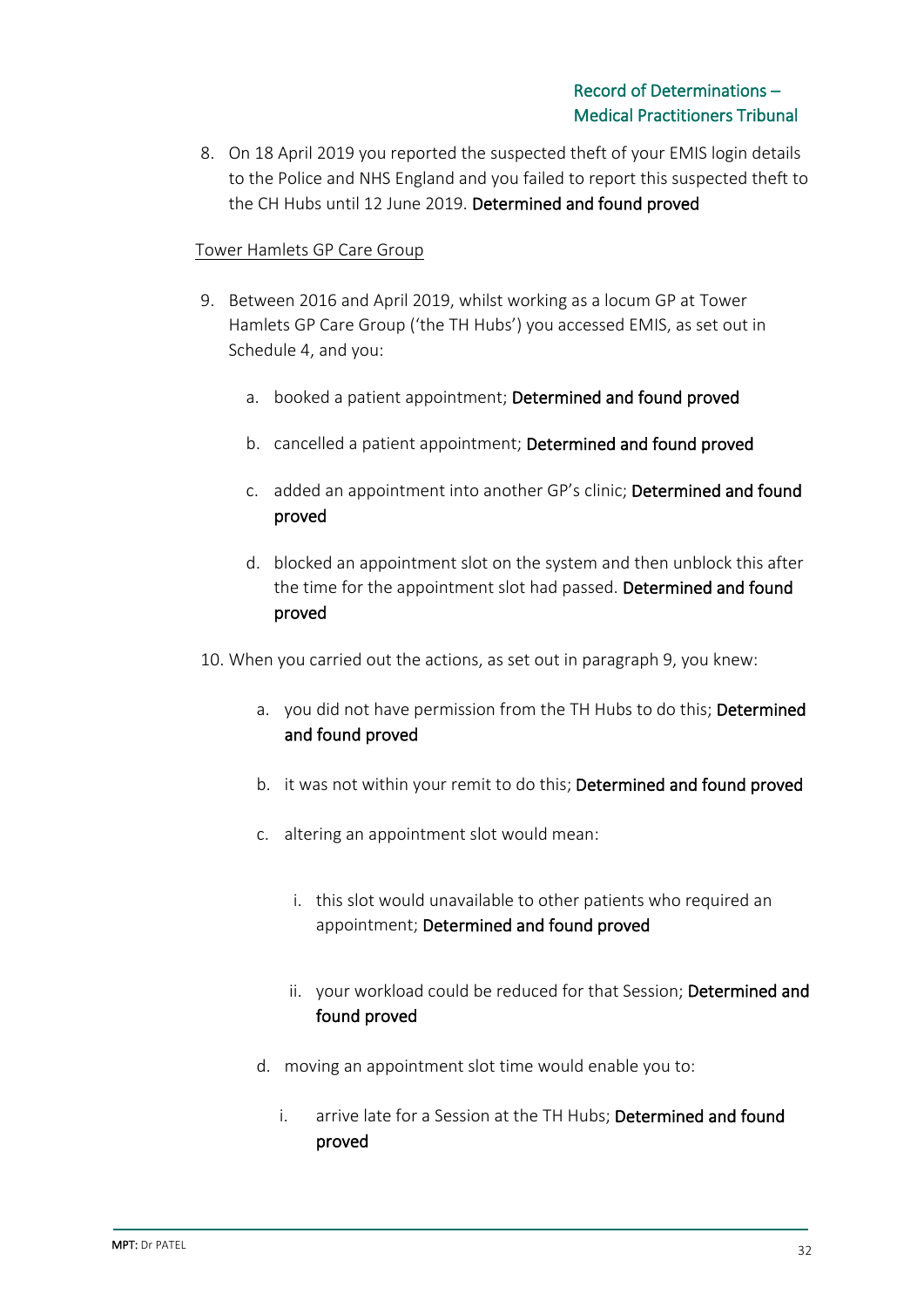8. On 18 April 2019 you reported the suspected theft of your EMIS login details to the Police and NHS England and you failed to report this suspected theft to the CH Hubs until 12 June 2019. **Determined and found proved**

Tower Hamlets GP Care Group

9. Between 2016 and April 2019, whilst working as a locum GP at Tower Hamlets GP Care Group ('the TH Hubs') you accessed EMIS, as set out in Schedule 4, and you:

    a. booked a patient appointment; **Determined and found proved**

    b. cancelled a patient appointment; **Determined and found proved**

    c. added an appointment into another GP's clinic; **Determined and found proved**

    d. blocked an appointment slot on the system and then unblock this after the time for the appointment slot had passed. **Determined and found proved**

10. When you carried out the actions, as set out in paragraph 9, you knew:

    a. you did not have permission from the TH Hubs to do this; **Determined and found proved**

    b. it was not within your remit to do this; **Determined and found proved**

    c. altering an appointment slot would mean:

        i. this slot would unavailable to other patients who required an appointment; **Determined and found proved**

        ii. your workload could be reduced for that Session; **Determined and found proved**

    d. moving an appointment slot time would enable you to:

        i. arrive late for a Session at the TH Hubs; **Determined and found proved**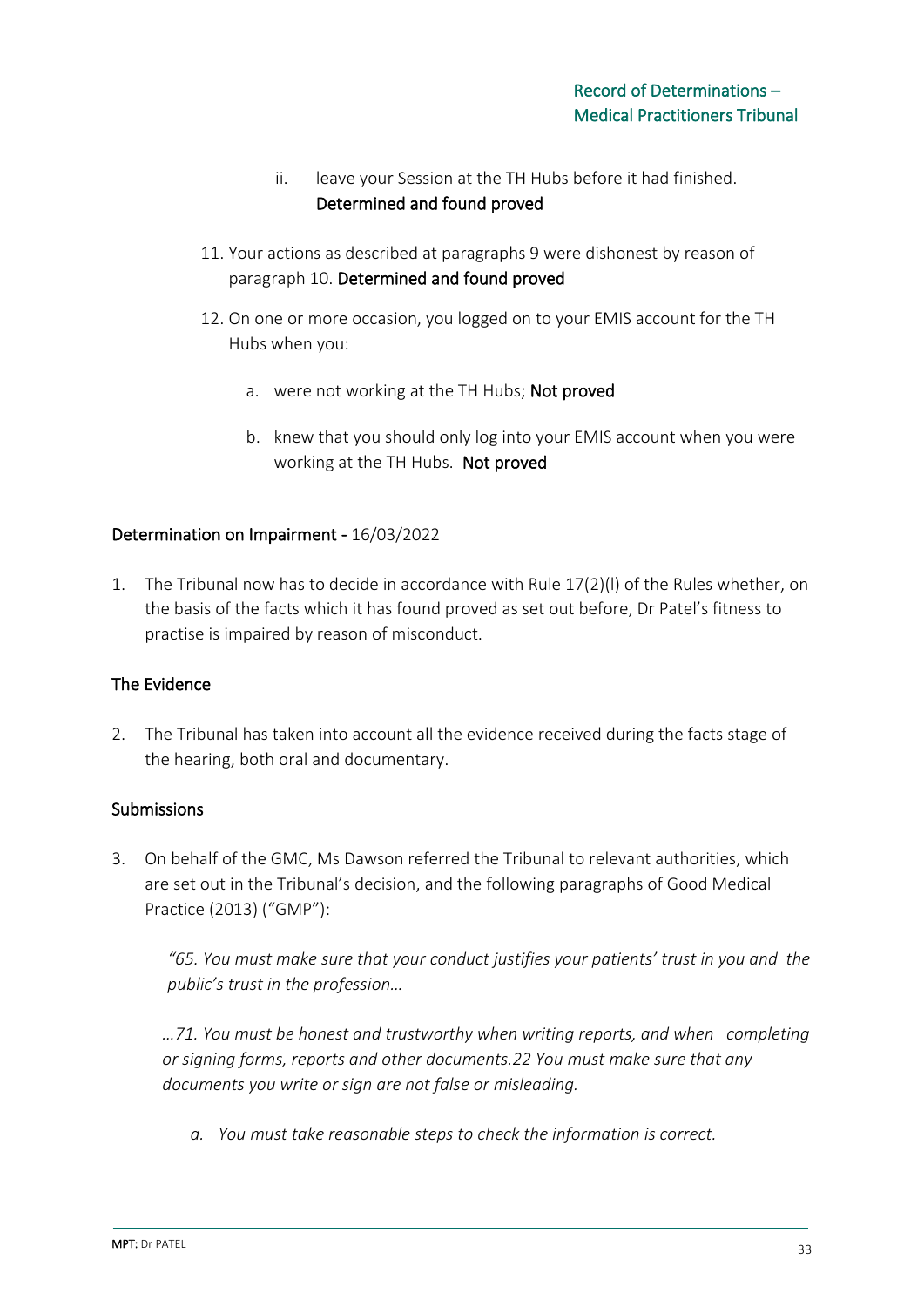ii. leave your Session at the TH Hubs before it had finished. **Determined and found proved**

11. Your actions as described at paragraphs 9 were dishonest by reason of paragraph 10. **Determined and found proved**

12. On one or more occasion, you logged on to your EMIS account for the TH Hubs when you:

    a. were not working at the TH Hubs; **Not proved**

    b. knew that you should only log into your EMIS account when you were working at the TH Hubs. **Not proved**

## Determination on Impairment - 16/03/2022

1. The Tribunal now has to decide in accordance with Rule 17(2)(l) of the Rules whether, on the basis of the facts which it has found proved as set out before, Dr Patel's fitness to practise is impaired by reason of misconduct.

### The Evidence

2. The Tribunal has taken into account all the evidence received during the facts stage of the hearing, both oral and documentary.

### Submissions

3. On behalf of the GMC, Ms Dawson referred the Tribunal to relevant authorities, which are set out in the Tribunal's decision, and the following paragraphs of Good Medical Practice (2013) ("GMP"):

   *"65. You must make sure that your conduct justifies your patients' trust in you and the public's trust in the profession…*

   *…71. You must be honest and trustworthy when writing reports, and when completing or signing forms, reports and other documents.22 You must make sure that any documents you write or sign are not false or misleading.*

   *a. You must take reasonable steps to check the information is correct.*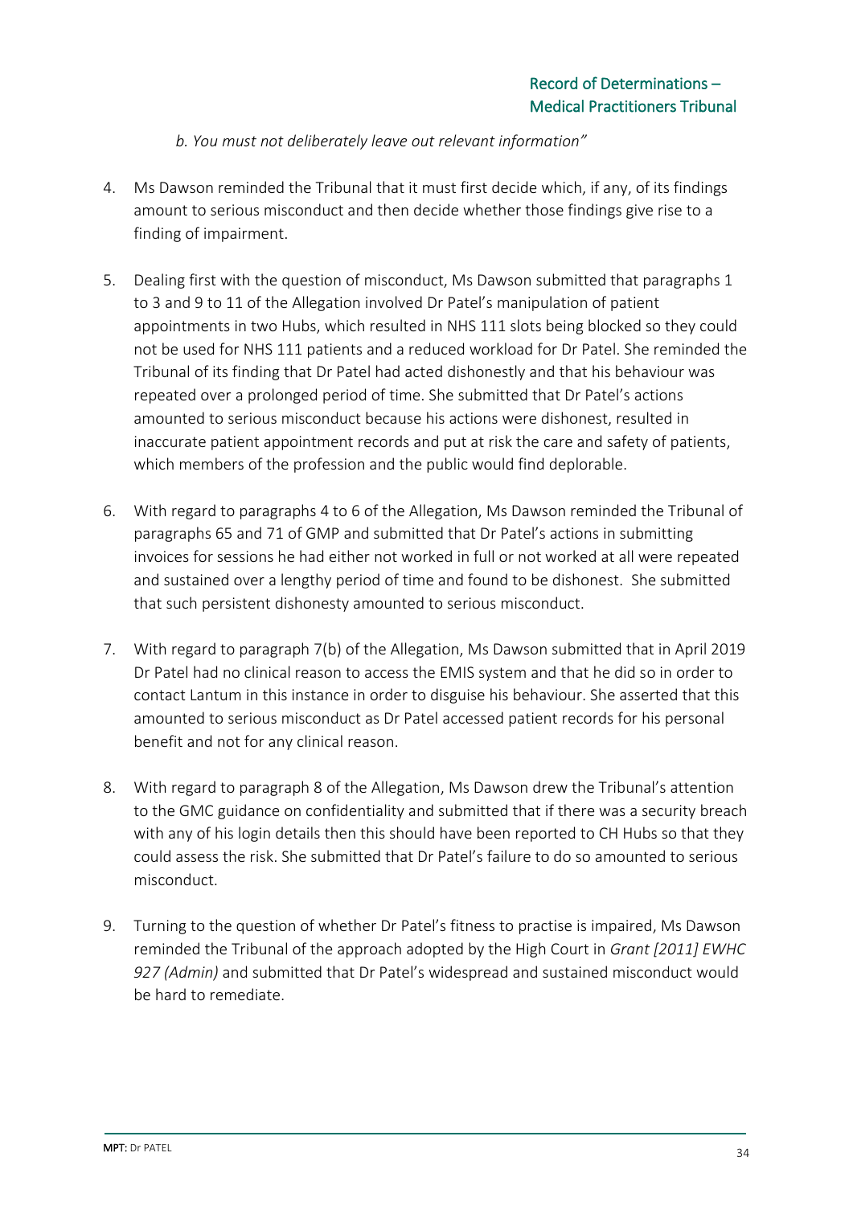*b. You must not deliberately leave out relevant information"*

4. Ms Dawson reminded the Tribunal that it must first decide which, if any, of its findings amount to serious misconduct and then decide whether those findings give rise to a finding of impairment.

5. Dealing first with the question of misconduct, Ms Dawson submitted that paragraphs 1 to 3 and 9 to 11 of the Allegation involved Dr Patel's manipulation of patient appointments in two Hubs, which resulted in NHS 111 slots being blocked so they could not be used for NHS 111 patients and a reduced workload for Dr Patel. She reminded the Tribunal of its finding that Dr Patel had acted dishonestly and that his behaviour was repeated over a prolonged period of time. She submitted that Dr Patel's actions amounted to serious misconduct because his actions were dishonest, resulted in inaccurate patient appointment records and put at risk the care and safety of patients, which members of the profession and the public would find deplorable.

6. With regard to paragraphs 4 to 6 of the Allegation, Ms Dawson reminded the Tribunal of paragraphs 65 and 71 of GMP and submitted that Dr Patel's actions in submitting invoices for sessions he had either not worked in full or not worked at all were repeated and sustained over a lengthy period of time and found to be dishonest. She submitted that such persistent dishonesty amounted to serious misconduct.

7. With regard to paragraph 7(b) of the Allegation, Ms Dawson submitted that in April 2019 Dr Patel had no clinical reason to access the EMIS system and that he did so in order to contact Lantum in this instance in order to disguise his behaviour. She asserted that this amounted to serious misconduct as Dr Patel accessed patient records for his personal benefit and not for any clinical reason.

8. With regard to paragraph 8 of the Allegation, Ms Dawson drew the Tribunal's attention to the GMC guidance on confidentiality and submitted that if there was a security breach with any of his login details then this should have been reported to CH Hubs so that they could assess the risk. She submitted that Dr Patel's failure to do so amounted to serious misconduct.

9. Turning to the question of whether Dr Patel's fitness to practise is impaired, Ms Dawson reminded the Tribunal of the approach adopted by the High Court in *Grant [2011] EWHC 927 (Admin)* and submitted that Dr Patel's widespread and sustained misconduct would be hard to remediate.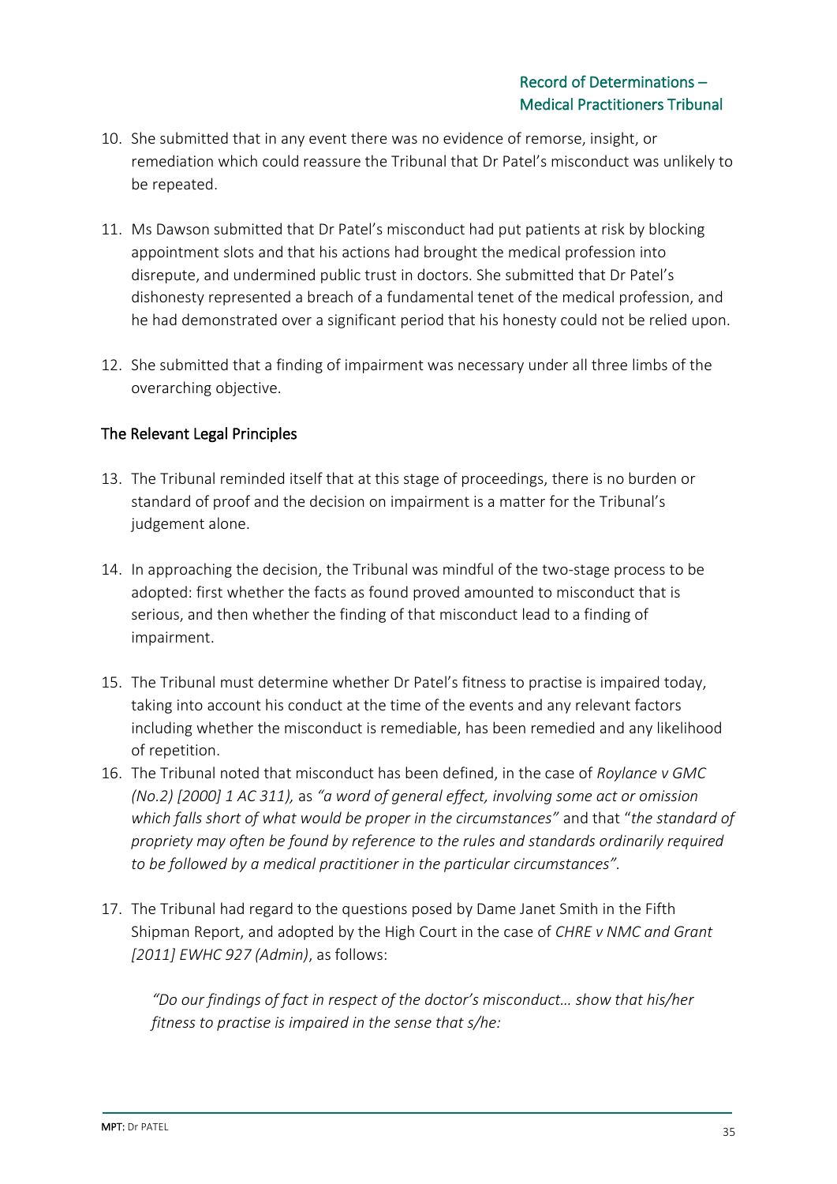10. She submitted that in any event there was no evidence of remorse, insight, or remediation which could reassure the Tribunal that Dr Patel's misconduct was unlikely to be repeated.

11. Ms Dawson submitted that Dr Patel's misconduct had put patients at risk by blocking appointment slots and that his actions had brought the medical profession into disrepute, and undermined public trust in doctors. She submitted that Dr Patel's dishonesty represented a breach of a fundamental tenet of the medical profession, and he had demonstrated over a significant period that his honesty could not be relied upon.

12. She submitted that a finding of impairment was necessary under all three limbs of the overarching objective.

## The Relevant Legal Principles

13. The Tribunal reminded itself that at this stage of proceedings, there is no burden or standard of proof and the decision on impairment is a matter for the Tribunal's judgement alone.

14. In approaching the decision, the Tribunal was mindful of the two-stage process to be adopted: first whether the facts as found proved amounted to misconduct that is serious, and then whether the finding of that misconduct lead to a finding of impairment.

15. The Tribunal must determine whether Dr Patel's fitness to practise is impaired today, taking into account his conduct at the time of the events and any relevant factors including whether the misconduct is remediable, has been remedied and any likelihood of repetition.

16. The Tribunal noted that misconduct has been defined, in the case of *Roylance v GMC (No.2) [2000] 1 AC 311),* as *"a word of general effect, involving some act or omission which falls short of what would be proper in the circumstances"* and that "*the standard of propriety may often be found by reference to the rules and standards ordinarily required to be followed by a medical practitioner in the particular circumstances".*

17. The Tribunal had regard to the questions posed by Dame Janet Smith in the Fifth Shipman Report, and adopted by the High Court in the case of *CHRE v NMC and Grant [2011] EWHC 927 (Admin)*, as follows:

    *"Do our findings of fact in respect of the doctor's misconduct… show that his/her fitness to practise is impaired in the sense that s/he:*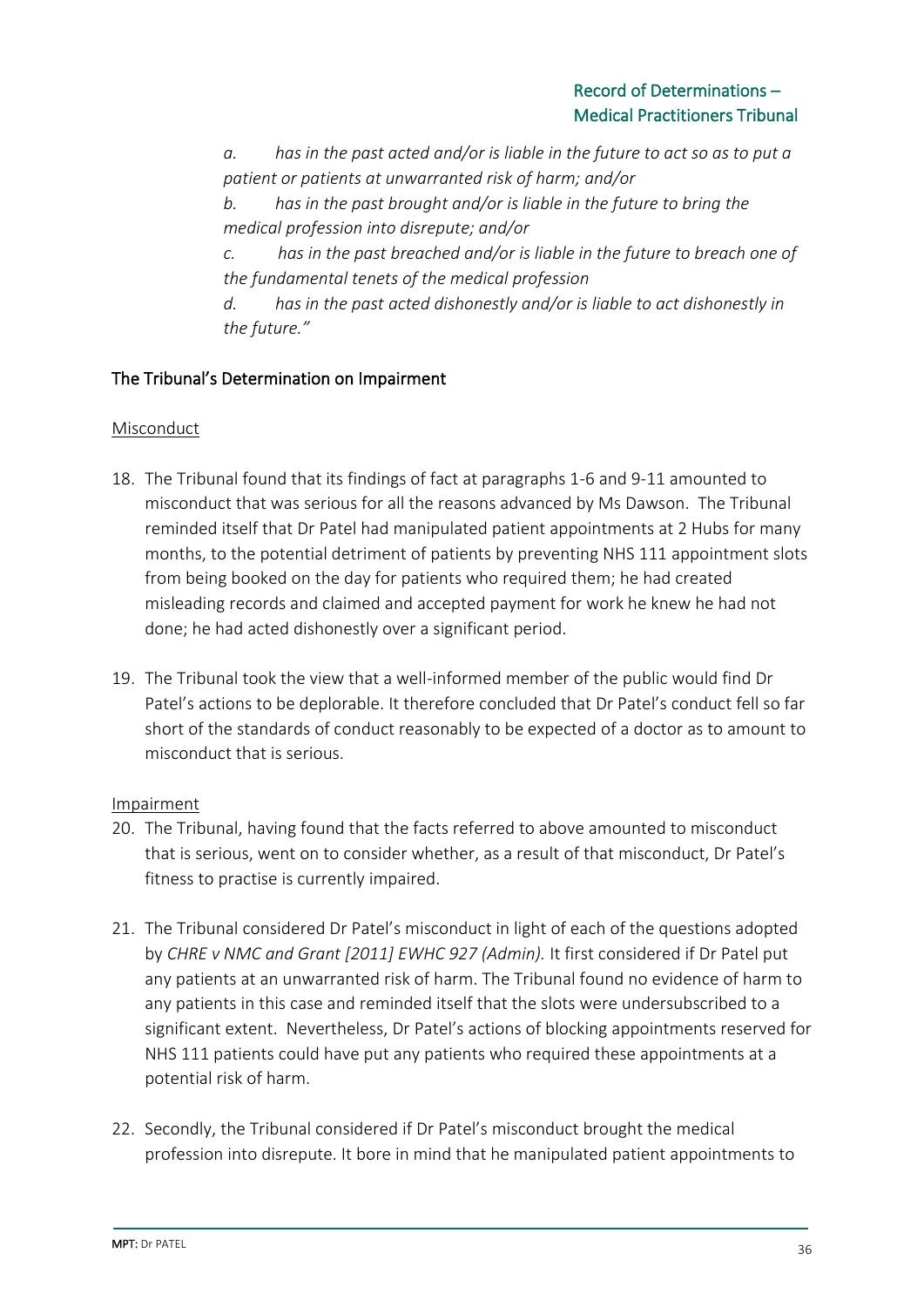*a. has in the past acted and/or is liable in the future to act so as to put a patient or patients at unwarranted risk of harm; and/or*

*b. has in the past brought and/or is liable in the future to bring the medical profession into disrepute; and/or*

*c. has in the past breached and/or is liable in the future to breach one of the fundamental tenets of the medical profession*

*d. has in the past acted dishonestly and/or is liable to act dishonestly in the future."*

## The Tribunal's Determination on Impairment

### Misconduct

18. The Tribunal found that its findings of fact at paragraphs 1-6 and 9-11 amounted to misconduct that was serious for all the reasons advanced by Ms Dawson. The Tribunal reminded itself that Dr Patel had manipulated patient appointments at 2 Hubs for many months, to the potential detriment of patients by preventing NHS 111 appointment slots from being booked on the day for patients who required them; he had created misleading records and claimed and accepted payment for work he knew he had not done; he had acted dishonestly over a significant period.

19. The Tribunal took the view that a well-informed member of the public would find Dr Patel's actions to be deplorable. It therefore concluded that Dr Patel's conduct fell so far short of the standards of conduct reasonably to be expected of a doctor as to amount to misconduct that is serious.

### Impairment

20. The Tribunal, having found that the facts referred to above amounted to misconduct that is serious, went on to consider whether, as a result of that misconduct, Dr Patel's fitness to practise is currently impaired.

21. The Tribunal considered Dr Patel's misconduct in light of each of the questions adopted by *CHRE v NMC and Grant [2011] EWHC 927 (Admin).* It first considered if Dr Patel put any patients at an unwarranted risk of harm. The Tribunal found no evidence of harm to any patients in this case and reminded itself that the slots were undersubscribed to a significant extent. Nevertheless, Dr Patel's actions of blocking appointments reserved for NHS 111 patients could have put any patients who required these appointments at a potential risk of harm.

22. Secondly, the Tribunal considered if Dr Patel's misconduct brought the medical profession into disrepute. It bore in mind that he manipulated patient appointments to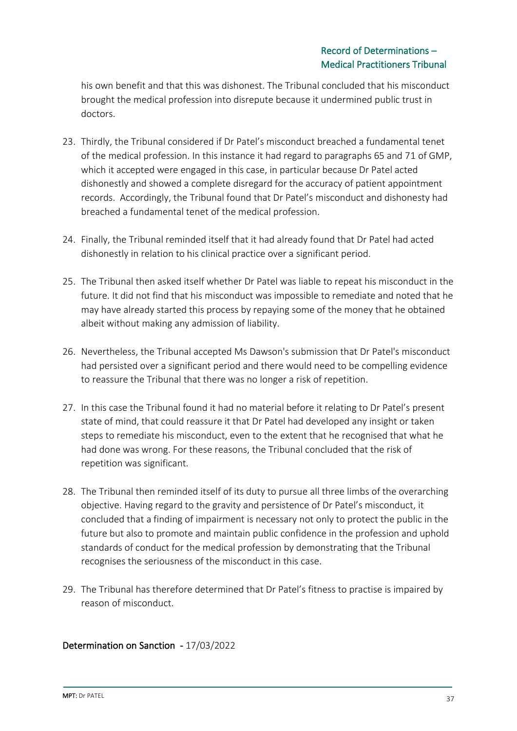his own benefit and that this was dishonest. The Tribunal concluded that his misconduct brought the medical profession into disrepute because it undermined public trust in doctors.

23. Thirdly, the Tribunal considered if Dr Patel's misconduct breached a fundamental tenet of the medical profession. In this instance it had regard to paragraphs 65 and 71 of GMP, which it accepted were engaged in this case, in particular because Dr Patel acted dishonestly and showed a complete disregard for the accuracy of patient appointment records. Accordingly, the Tribunal found that Dr Patel's misconduct and dishonesty had breached a fundamental tenet of the medical profession.

24. Finally, the Tribunal reminded itself that it had already found that Dr Patel had acted dishonestly in relation to his clinical practice over a significant period.

25. The Tribunal then asked itself whether Dr Patel was liable to repeat his misconduct in the future. It did not find that his misconduct was impossible to remediate and noted that he may have already started this process by repaying some of the money that he obtained albeit without making any admission of liability.

26. Nevertheless, the Tribunal accepted Ms Dawson's submission that Dr Patel's misconduct had persisted over a significant period and there would need to be compelling evidence to reassure the Tribunal that there was no longer a risk of repetition.

27. In this case the Tribunal found it had no material before it relating to Dr Patel's present state of mind, that could reassure it that Dr Patel had developed any insight or taken steps to remediate his misconduct, even to the extent that he recognised that what he had done was wrong. For these reasons, the Tribunal concluded that the risk of repetition was significant.

28. The Tribunal then reminded itself of its duty to pursue all three limbs of the overarching objective. Having regard to the gravity and persistence of Dr Patel's misconduct, it concluded that a finding of impairment is necessary not only to protect the public in the future but also to promote and maintain public confidence in the profession and uphold standards of conduct for the medical profession by demonstrating that the Tribunal recognises the seriousness of the misconduct in this case.

29. The Tribunal has therefore determined that Dr Patel's fitness to practise is impaired by reason of misconduct.

## Determination on Sanction - 17/03/2022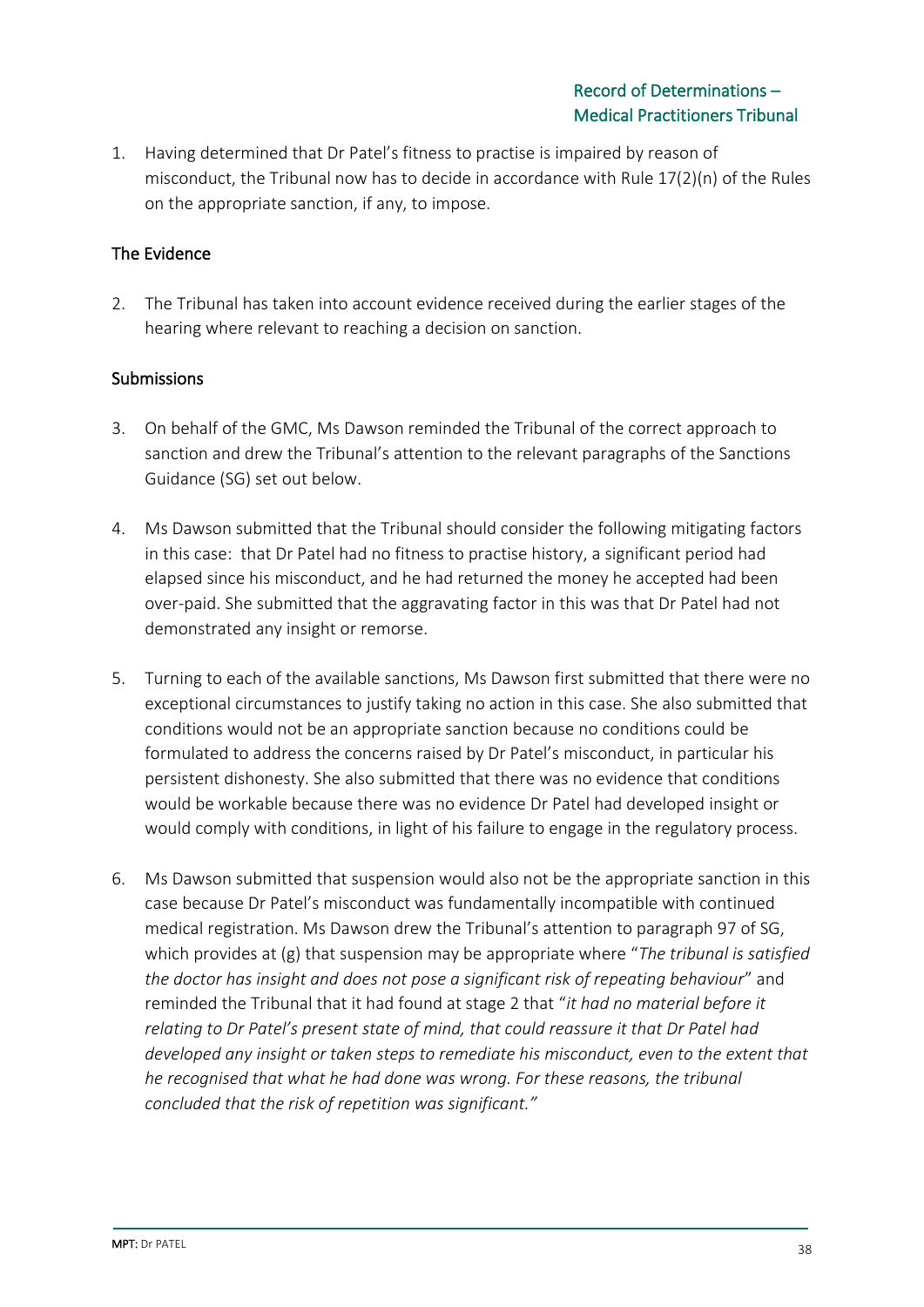1. Having determined that Dr Patel's fitness to practise is impaired by reason of misconduct, the Tribunal now has to decide in accordance with Rule 17(2)(n) of the Rules on the appropriate sanction, if any, to impose.

## The Evidence

2. The Tribunal has taken into account evidence received during the earlier stages of the hearing where relevant to reaching a decision on sanction.

## Submissions

3. On behalf of the GMC, Ms Dawson reminded the Tribunal of the correct approach to sanction and drew the Tribunal's attention to the relevant paragraphs of the Sanctions Guidance (SG) set out below.

4. Ms Dawson submitted that the Tribunal should consider the following mitigating factors in this case: that Dr Patel had no fitness to practise history, a significant period had elapsed since his misconduct, and he had returned the money he accepted had been over-paid. She submitted that the aggravating factor in this was that Dr Patel had not demonstrated any insight or remorse.

5. Turning to each of the available sanctions, Ms Dawson first submitted that there were no exceptional circumstances to justify taking no action in this case. She also submitted that conditions would not be an appropriate sanction because no conditions could be formulated to address the concerns raised by Dr Patel's misconduct, in particular his persistent dishonesty. She also submitted that there was no evidence that conditions would be workable because there was no evidence Dr Patel had developed insight or would comply with conditions, in light of his failure to engage in the regulatory process.

6. Ms Dawson submitted that suspension would also not be the appropriate sanction in this case because Dr Patel's misconduct was fundamentally incompatible with continued medical registration. Ms Dawson drew the Tribunal's attention to paragraph 97 of SG, which provides at (g) that suspension may be appropriate where "*The tribunal is satisfied the doctor has insight and does not pose a significant risk of repeating behaviour*" and reminded the Tribunal that it had found at stage 2 that "*it had no material before it relating to Dr Patel's present state of mind, that could reassure it that Dr Patel had developed any insight or taken steps to remediate his misconduct, even to the extent that he recognised that what he had done was wrong. For these reasons, the tribunal concluded that the risk of repetition was significant.*"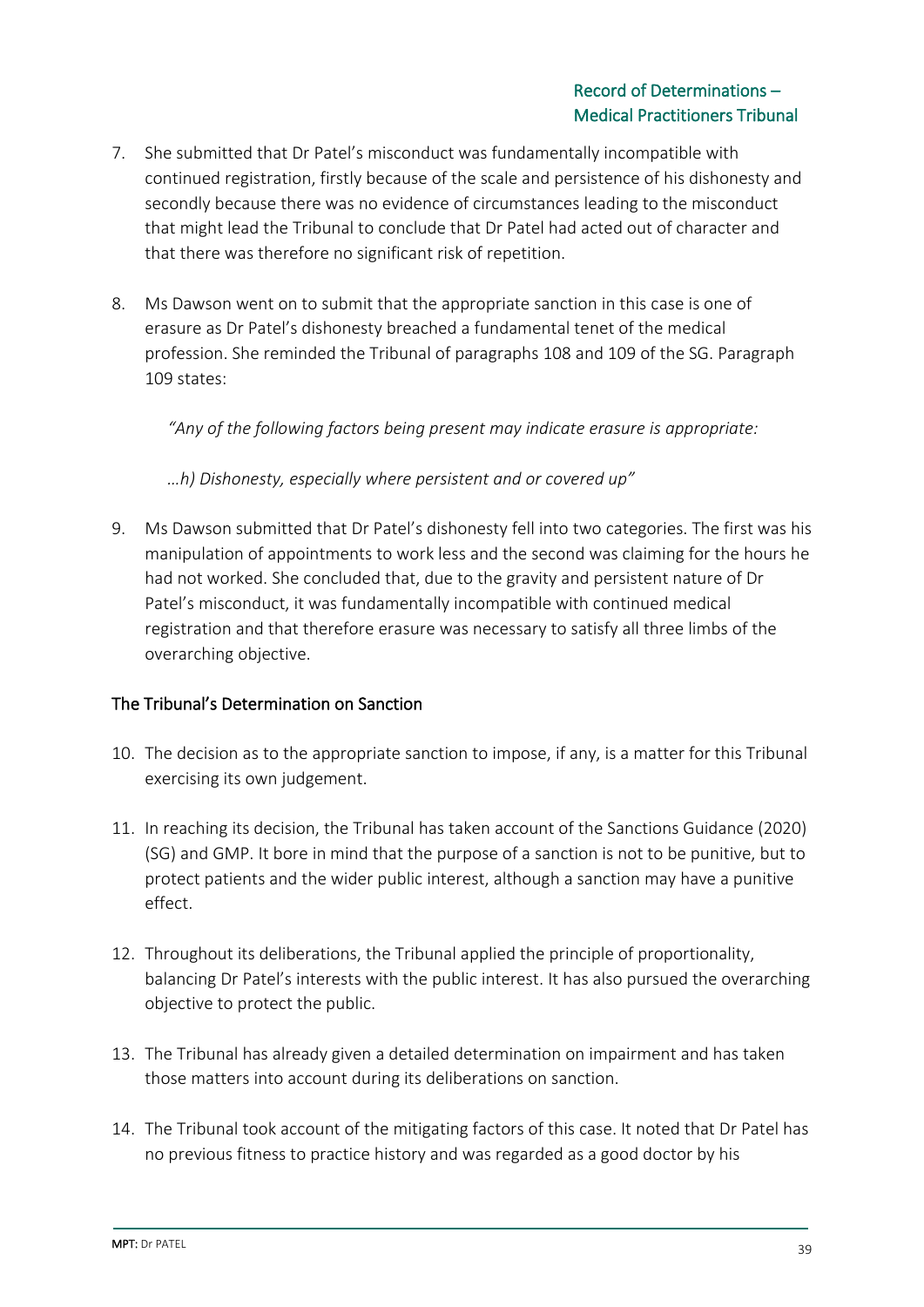7. She submitted that Dr Patel's misconduct was fundamentally incompatible with continued registration, firstly because of the scale and persistence of his dishonesty and secondly because there was no evidence of circumstances leading to the misconduct that might lead the Tribunal to conclude that Dr Patel had acted out of character and that there was therefore no significant risk of repetition.

8. Ms Dawson went on to submit that the appropriate sanction in this case is one of erasure as Dr Patel's dishonesty breached a fundamental tenet of the medical profession. She reminded the Tribunal of paragraphs 108 and 109 of the SG. Paragraph 109 states:

   *"Any of the following factors being present may indicate erasure is appropriate:*

   *…h) Dishonesty, especially where persistent and or covered up"*

9. Ms Dawson submitted that Dr Patel's dishonesty fell into two categories. The first was his manipulation of appointments to work less and the second was claiming for the hours he had not worked. She concluded that, due to the gravity and persistent nature of Dr Patel's misconduct, it was fundamentally incompatible with continued medical registration and that therefore erasure was necessary to satisfy all three limbs of the overarching objective.

## The Tribunal's Determination on Sanction

10. The decision as to the appropriate sanction to impose, if any, is a matter for this Tribunal exercising its own judgement.

11. In reaching its decision, the Tribunal has taken account of the Sanctions Guidance (2020) (SG) and GMP. It bore in mind that the purpose of a sanction is not to be punitive, but to protect patients and the wider public interest, although a sanction may have a punitive effect.

12. Throughout its deliberations, the Tribunal applied the principle of proportionality, balancing Dr Patel's interests with the public interest. It has also pursued the overarching objective to protect the public.

13. The Tribunal has already given a detailed determination on impairment and has taken those matters into account during its deliberations on sanction.

14. The Tribunal took account of the mitigating factors of this case. It noted that Dr Patel has no previous fitness to practice history and was regarded as a good doctor by his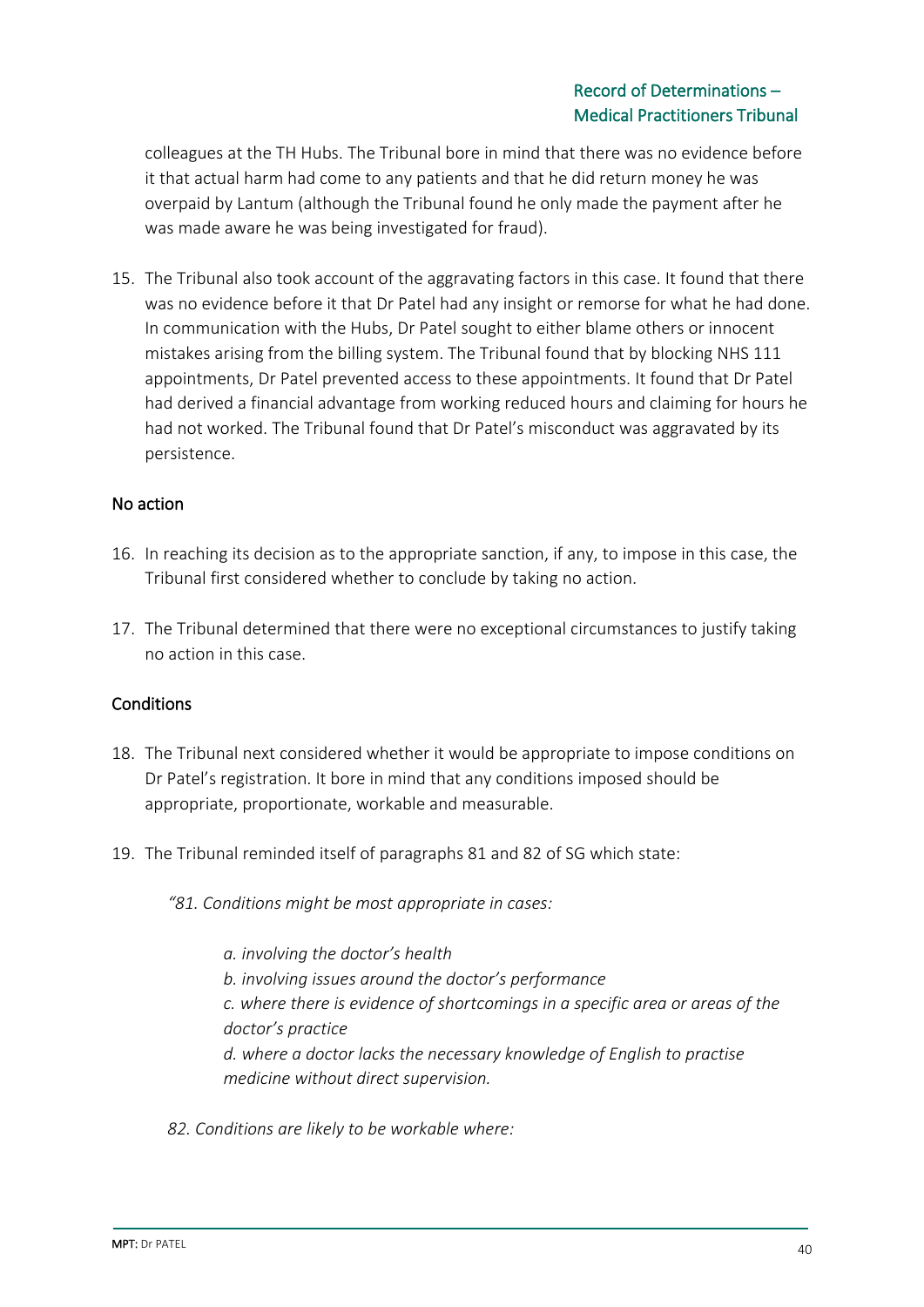colleagues at the TH Hubs. The Tribunal bore in mind that there was no evidence before it that actual harm had come to any patients and that he did return money he was overpaid by Lantum (although the Tribunal found he only made the payment after he was made aware he was being investigated for fraud).

15. The Tribunal also took account of the aggravating factors in this case. It found that there was no evidence before it that Dr Patel had any insight or remorse for what he had done. In communication with the Hubs, Dr Patel sought to either blame others or innocent mistakes arising from the billing system. The Tribunal found that by blocking NHS 111 appointments, Dr Patel prevented access to these appointments. It found that Dr Patel had derived a financial advantage from working reduced hours and claiming for hours he had not worked. The Tribunal found that Dr Patel's misconduct was aggravated by its persistence.

## No action

16. In reaching its decision as to the appropriate sanction, if any, to impose in this case, the Tribunal first considered whether to conclude by taking no action.

17. The Tribunal determined that there were no exceptional circumstances to justify taking no action in this case.

## Conditions

18. The Tribunal next considered whether it would be appropriate to impose conditions on Dr Patel's registration. It bore in mind that any conditions imposed should be appropriate, proportionate, workable and measurable.

19. The Tribunal reminded itself of paragraphs 81 and 82 of SG which state:

*"81. Conditions might be most appropriate in cases:*

> *a. involving the doctor's health*
> *b. involving issues around the doctor's performance*
> *c. where there is evidence of shortcomings in a specific area or areas of the doctor's practice*
> *d. where a doctor lacks the necessary knowledge of English to practise medicine without direct supervision.*

*82. Conditions are likely to be workable where:*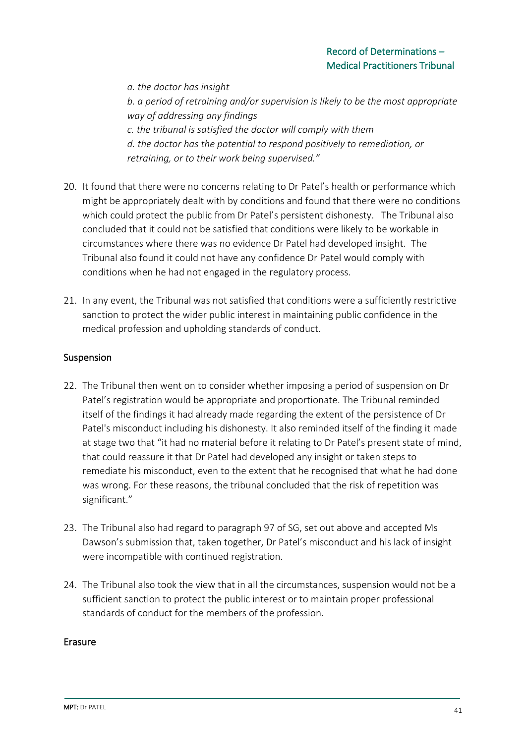*a. the doctor has insight*

*b. a period of retraining and/or supervision is likely to be the most appropriate way of addressing any findings*

*c. the tribunal is satisfied the doctor will comply with them*

*d. the doctor has the potential to respond positively to remediation, or retraining, or to their work being supervised."*

20. It found that there were no concerns relating to Dr Patel's health or performance which might be appropriately dealt with by conditions and found that there were no conditions which could protect the public from Dr Patel's persistent dishonesty. The Tribunal also concluded that it could not be satisfied that conditions were likely to be workable in circumstances where there was no evidence Dr Patel had developed insight. The Tribunal also found it could not have any confidence Dr Patel would comply with conditions when he had not engaged in the regulatory process.

21. In any event, the Tribunal was not satisfied that conditions were a sufficiently restrictive sanction to protect the wider public interest in maintaining public confidence in the medical profession and upholding standards of conduct.

## Suspension

22. The Tribunal then went on to consider whether imposing a period of suspension on Dr Patel's registration would be appropriate and proportionate. The Tribunal reminded itself of the findings it had already made regarding the extent of the persistence of Dr Patel's misconduct including his dishonesty. It also reminded itself of the finding it made at stage two that "it had no material before it relating to Dr Patel's present state of mind, that could reassure it that Dr Patel had developed any insight or taken steps to remediate his misconduct, even to the extent that he recognised that what he had done was wrong. For these reasons, the tribunal concluded that the risk of repetition was significant."

23. The Tribunal also had regard to paragraph 97 of SG, set out above and accepted Ms Dawson's submission that, taken together, Dr Patel's misconduct and his lack of insight were incompatible with continued registration.

24. The Tribunal also took the view that in all the circumstances, suspension would not be a sufficient sanction to protect the public interest or to maintain proper professional standards of conduct for the members of the profession.

## Erasure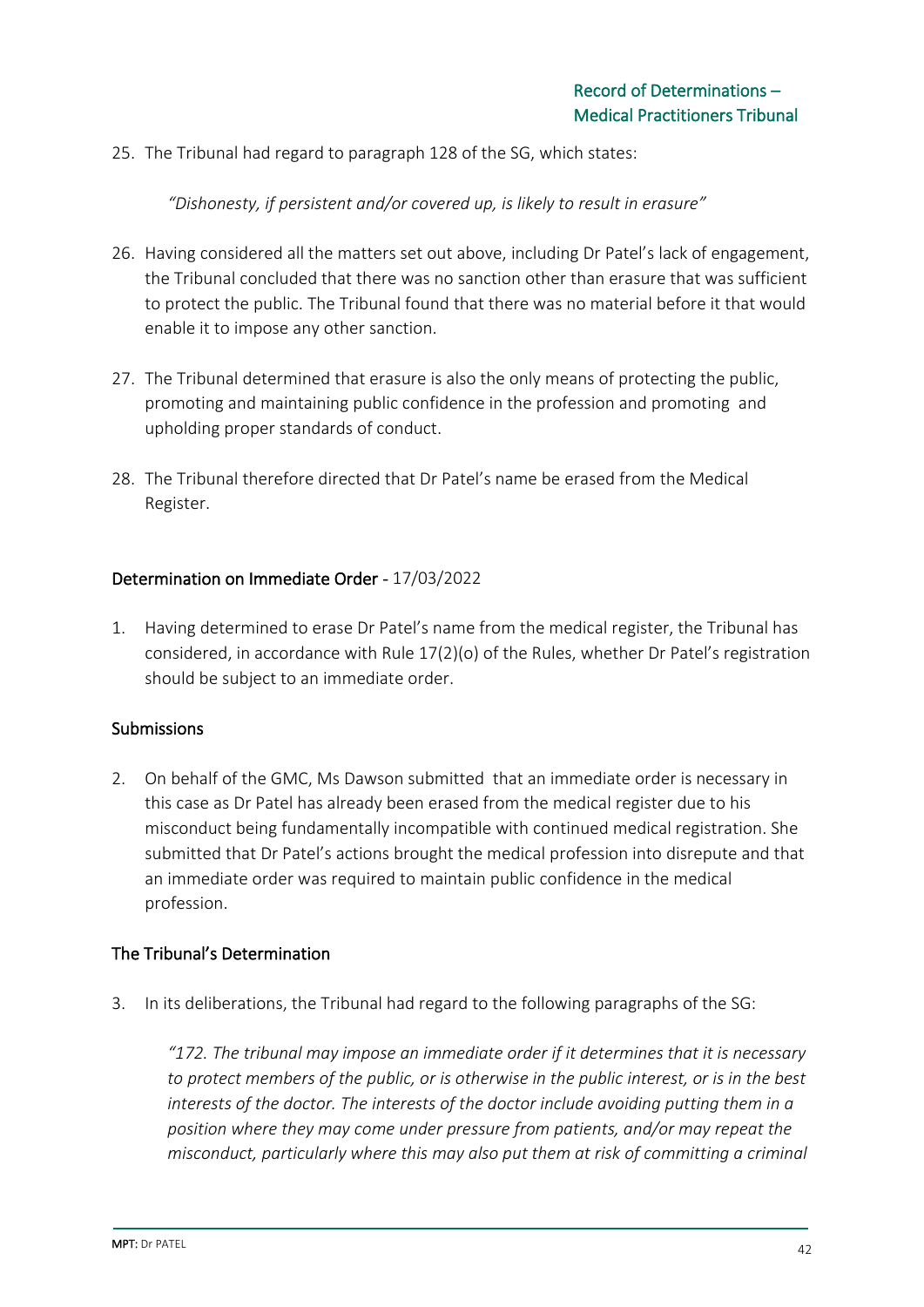25. The Tribunal had regard to paragraph 128 of the SG, which states:

    *"Dishonesty, if persistent and/or covered up, is likely to result in erasure"*

26. Having considered all the matters set out above, including Dr Patel's lack of engagement, the Tribunal concluded that there was no sanction other than erasure that was sufficient to protect the public. The Tribunal found that there was no material before it that would enable it to impose any other sanction.

27. The Tribunal determined that erasure is also the only means of protecting the public, promoting and maintaining public confidence in the profession and promoting and upholding proper standards of conduct.

28. The Tribunal therefore directed that Dr Patel's name be erased from the Medical Register.

## Determination on Immediate Order - 17/03/2022

1. Having determined to erase Dr Patel's name from the medical register, the Tribunal has considered, in accordance with Rule 17(2)(o) of the Rules, whether Dr Patel's registration should be subject to an immediate order.

### Submissions

2. On behalf of the GMC, Ms Dawson submitted that an immediate order is necessary in this case as Dr Patel has already been erased from the medical register due to his misconduct being fundamentally incompatible with continued medical registration. She submitted that Dr Patel's actions brought the medical profession into disrepute and that an immediate order was required to maintain public confidence in the medical profession.

### The Tribunal's Determination

3. In its deliberations, the Tribunal had regard to the following paragraphs of the SG:

    *"172. The tribunal may impose an immediate order if it determines that it is necessary to protect members of the public, or is otherwise in the public interest, or is in the best interests of the doctor. The interests of the doctor include avoiding putting them in a position where they may come under pressure from patients, and/or may repeat the misconduct, particularly where this may also put them at risk of committing a criminal*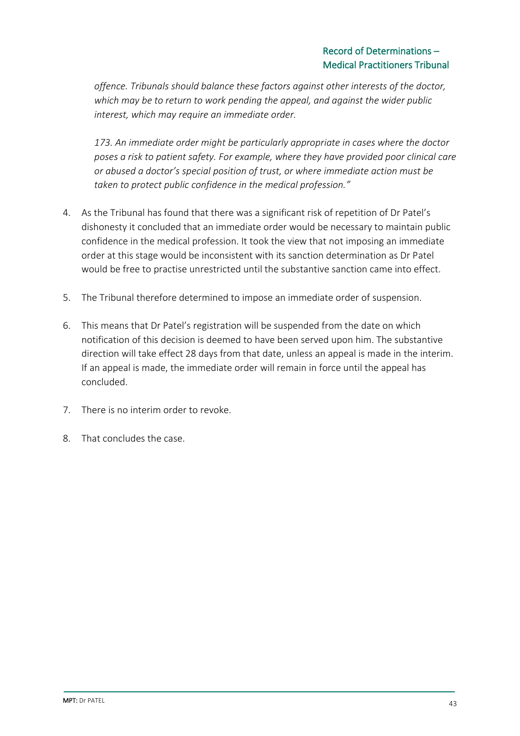*offence. Tribunals should balance these factors against other interests of the doctor, which may be to return to work pending the appeal, and against the wider public interest, which may require an immediate order.*

*173. An immediate order might be particularly appropriate in cases where the doctor poses a risk to patient safety. For example, where they have provided poor clinical care or abused a doctor's special position of trust, or where immediate action must be taken to protect public confidence in the medical profession."*

4. As the Tribunal has found that there was a significant risk of repetition of Dr Patel's dishonesty it concluded that an immediate order would be necessary to maintain public confidence in the medical profession. It took the view that not imposing an immediate order at this stage would be inconsistent with its sanction determination as Dr Patel would be free to practise unrestricted until the substantive sanction came into effect.

5. The Tribunal therefore determined to impose an immediate order of suspension.

6. This means that Dr Patel's registration will be suspended from the date on which notification of this decision is deemed to have been served upon him. The substantive direction will take effect 28 days from that date, unless an appeal is made in the interim. If an appeal is made, the immediate order will remain in force until the appeal has concluded.

7. There is no interim order to revoke.

8. That concludes the case.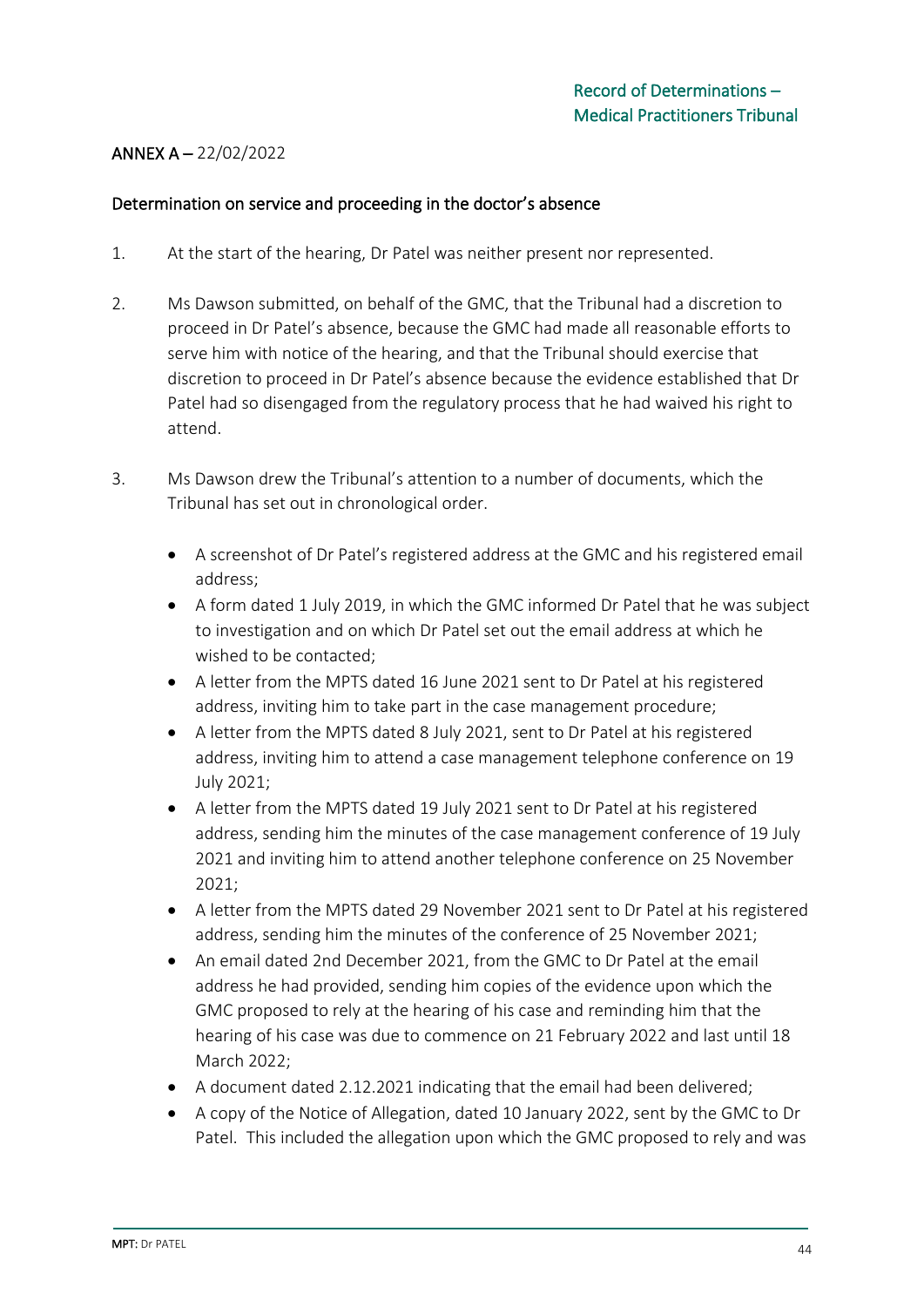**ANNEX A** – 22/02/2022

## Determination on service and proceeding in the doctor's absence

1. At the start of the hearing, Dr Patel was neither present nor represented.

2. Ms Dawson submitted, on behalf of the GMC, that the Tribunal had a discretion to proceed in Dr Patel's absence, because the GMC had made all reasonable efforts to serve him with notice of the hearing, and that the Tribunal should exercise that discretion to proceed in Dr Patel's absence because the evidence established that Dr Patel had so disengaged from the regulatory process that he had waived his right to attend.

3. Ms Dawson drew the Tribunal's attention to a number of documents, which the Tribunal has set out in chronological order.

    - A screenshot of Dr Patel's registered address at the GMC and his registered email address;
    - A form dated 1 July 2019, in which the GMC informed Dr Patel that he was subject to investigation and on which Dr Patel set out the email address at which he wished to be contacted;
    - A letter from the MPTS dated 16 June 2021 sent to Dr Patel at his registered address, inviting him to take part in the case management procedure;
    - A letter from the MPTS dated 8 July 2021, sent to Dr Patel at his registered address, inviting him to attend a case management telephone conference on 19 July 2021;
    - A letter from the MPTS dated 19 July 2021 sent to Dr Patel at his registered address, sending him the minutes of the case management conference of 19 July 2021 and inviting him to attend another telephone conference on 25 November 2021;
    - A letter from the MPTS dated 29 November 2021 sent to Dr Patel at his registered address, sending him the minutes of the conference of 25 November 2021;
    - An email dated 2nd December 2021, from the GMC to Dr Patel at the email address he had provided, sending him copies of the evidence upon which the GMC proposed to rely at the hearing of his case and reminding him that the hearing of his case was due to commence on 21 February 2022 and last until 18 March 2022;
    - A document dated 2.12.2021 indicating that the email had been delivered;
    - A copy of the Notice of Allegation, dated 10 January 2022, sent by the GMC to Dr Patel. This included the allegation upon which the GMC proposed to rely and was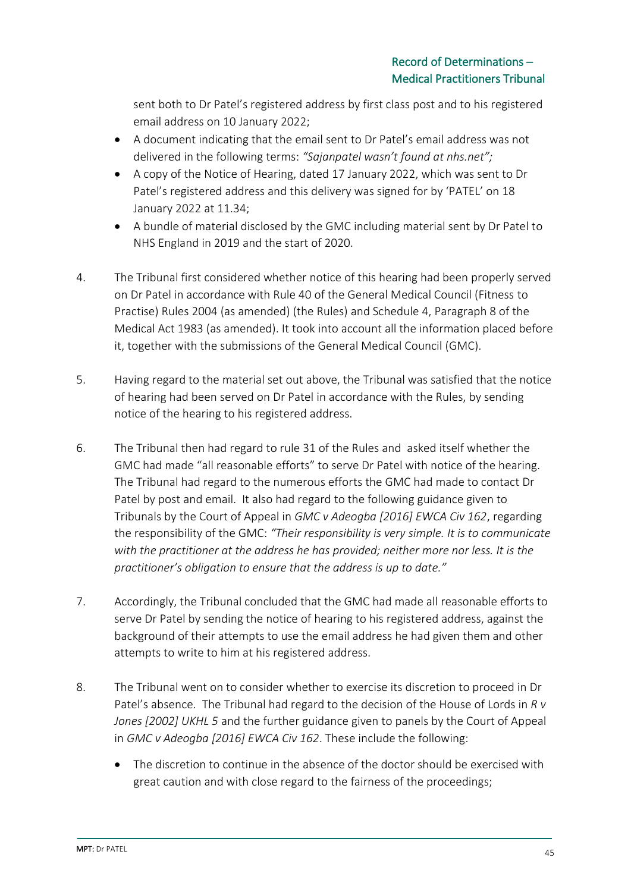sent both to Dr Patel's registered address by first class post and to his registered email address on 10 January 2022;

- A document indicating that the email sent to Dr Patel's email address was not delivered in the following terms: *"Sajanpatel wasn't found at nhs.net";*
- A copy of the Notice of Hearing, dated 17 January 2022, which was sent to Dr Patel's registered address and this delivery was signed for by 'PATEL' on 18 January 2022 at 11.34;
- A bundle of material disclosed by the GMC including material sent by Dr Patel to NHS England in 2019 and the start of 2020.

4. The Tribunal first considered whether notice of this hearing had been properly served on Dr Patel in accordance with Rule 40 of the General Medical Council (Fitness to Practise) Rules 2004 (as amended) (the Rules) and Schedule 4, Paragraph 8 of the Medical Act 1983 (as amended). It took into account all the information placed before it, together with the submissions of the General Medical Council (GMC).

5. Having regard to the material set out above, the Tribunal was satisfied that the notice of hearing had been served on Dr Patel in accordance with the Rules, by sending notice of the hearing to his registered address.

6. The Tribunal then had regard to rule 31 of the Rules and asked itself whether the GMC had made "all reasonable efforts" to serve Dr Patel with notice of the hearing. The Tribunal had regard to the numerous efforts the GMC had made to contact Dr Patel by post and email. It also had regard to the following guidance given to Tribunals by the Court of Appeal in *GMC v Adeogba [2016] EWCA Civ 162*, regarding the responsibility of the GMC: *"Their responsibility is very simple. It is to communicate with the practitioner at the address he has provided; neither more nor less. It is the practitioner's obligation to ensure that the address is up to date."*

7. Accordingly, the Tribunal concluded that the GMC had made all reasonable efforts to serve Dr Patel by sending the notice of hearing to his registered address, against the background of their attempts to use the email address he had given them and other attempts to write to him at his registered address.

8. The Tribunal went on to consider whether to exercise its discretion to proceed in Dr Patel's absence. The Tribunal had regard to the decision of the House of Lords in *R v Jones [2002] UKHL 5* and the further guidance given to panels by the Court of Appeal in *GMC v Adeogba [2016] EWCA Civ 162*. These include the following:

   - The discretion to continue in the absence of the doctor should be exercised with great caution and with close regard to the fairness of the proceedings;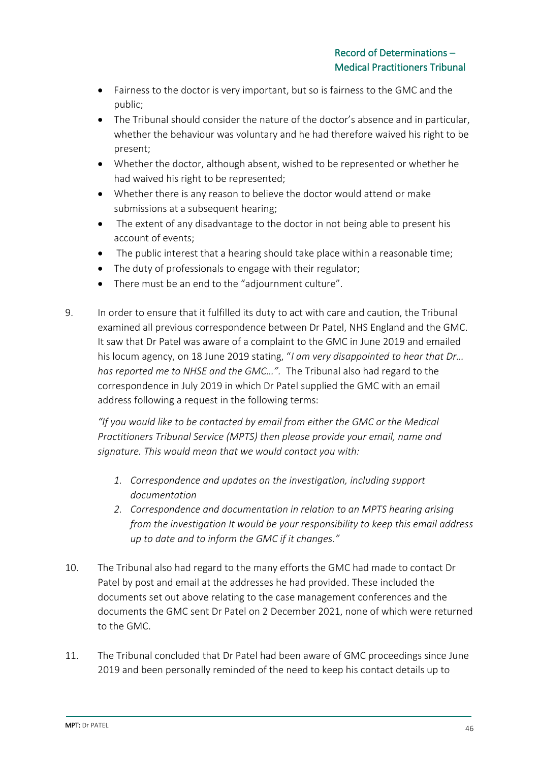- Fairness to the doctor is very important, but so is fairness to the GMC and the public;
- The Tribunal should consider the nature of the doctor's absence and in particular, whether the behaviour was voluntary and he had therefore waived his right to be present;
- Whether the doctor, although absent, wished to be represented or whether he had waived his right to be represented;
- Whether there is any reason to believe the doctor would attend or make submissions at a subsequent hearing;
- The extent of any disadvantage to the doctor in not being able to present his account of events;
- The public interest that a hearing should take place within a reasonable time;
- The duty of professionals to engage with their regulator;
- There must be an end to the "adjournment culture".

9. In order to ensure that it fulfilled its duty to act with care and caution, the Tribunal examined all previous correspondence between Dr Patel, NHS England and the GMC. It saw that Dr Patel was aware of a complaint to the GMC in June 2019 and emailed his locum agency, on 18 June 2019 stating, "*I am very disappointed to hear that Dr… has reported me to NHSE and the GMC…".* The Tribunal also had regard to the correspondence in July 2019 in which Dr Patel supplied the GMC with an email address following a request in the following terms:

   *"If you would like to be contacted by email from either the GMC or the Medical Practitioners Tribunal Service (MPTS) then please provide your email, name and signature. This would mean that we would contact you with:*

   1. *Correspondence and updates on the investigation, including support documentation*
   2. *Correspondence and documentation in relation to an MPTS hearing arising from the investigation It would be your responsibility to keep this email address up to date and to inform the GMC if it changes."*

10. The Tribunal also had regard to the many efforts the GMC had made to contact Dr Patel by post and email at the addresses he had provided. These included the documents set out above relating to the case management conferences and the documents the GMC sent Dr Patel on 2 December 2021, none of which were returned to the GMC.

11. The Tribunal concluded that Dr Patel had been aware of GMC proceedings since June 2019 and been personally reminded of the need to keep his contact details up to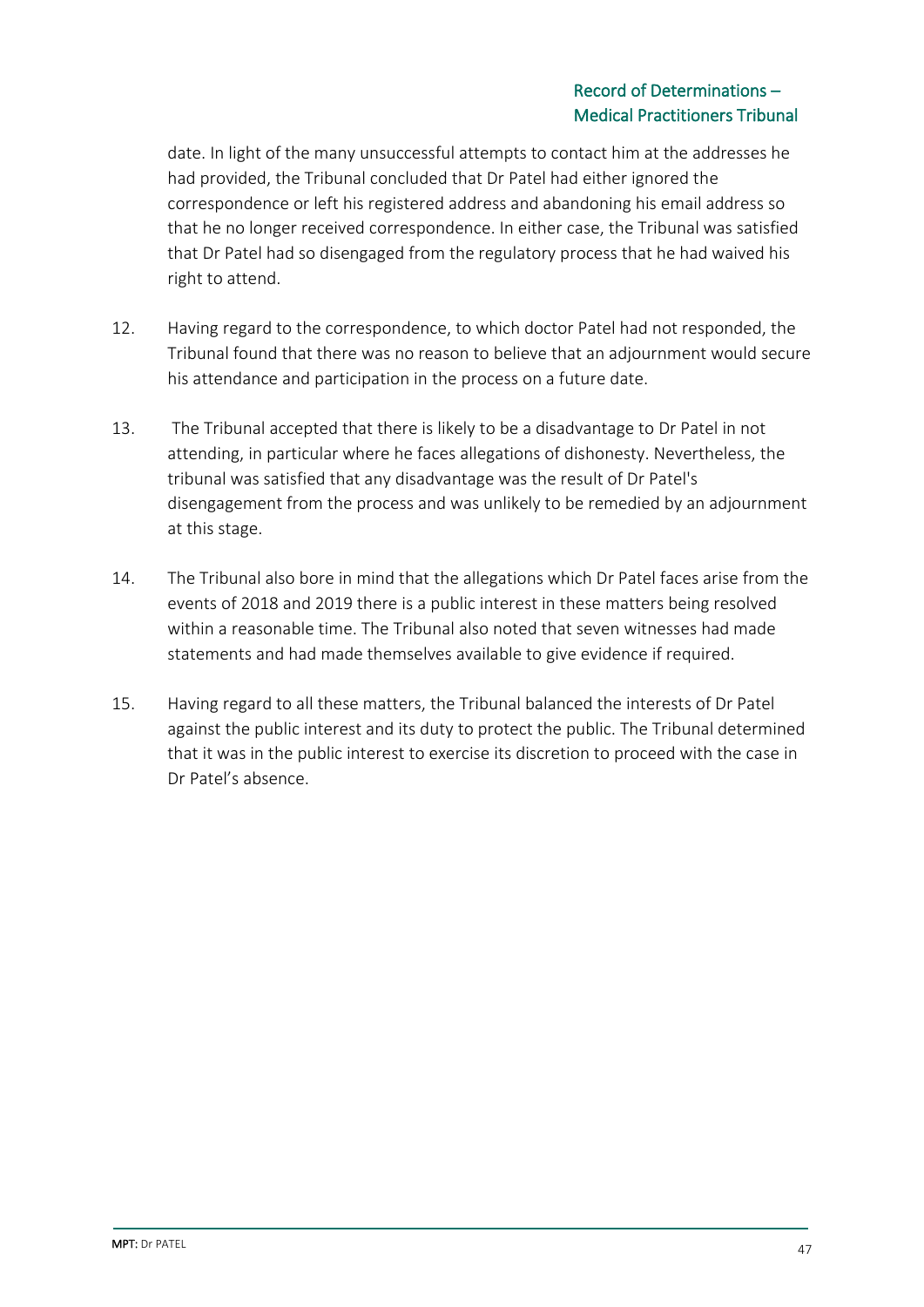date. In light of the many unsuccessful attempts to contact him at the addresses he had provided, the Tribunal concluded that Dr Patel had either ignored the correspondence or left his registered address and abandoning his email address so that he no longer received correspondence. In either case, the Tribunal was satisfied that Dr Patel had so disengaged from the regulatory process that he had waived his right to attend.

12. Having regard to the correspondence, to which doctor Patel had not responded, the Tribunal found that there was no reason to believe that an adjournment would secure his attendance and participation in the process on a future date.

13. The Tribunal accepted that there is likely to be a disadvantage to Dr Patel in not attending, in particular where he faces allegations of dishonesty. Nevertheless, the tribunal was satisfied that any disadvantage was the result of Dr Patel's disengagement from the process and was unlikely to be remedied by an adjournment at this stage.

14. The Tribunal also bore in mind that the allegations which Dr Patel faces arise from the events of 2018 and 2019 there is a public interest in these matters being resolved within a reasonable time. The Tribunal also noted that seven witnesses had made statements and had made themselves available to give evidence if required.

15. Having regard to all these matters, the Tribunal balanced the interests of Dr Patel against the public interest and its duty to protect the public. The Tribunal determined that it was in the public interest to exercise its discretion to proceed with the case in Dr Patel's absence.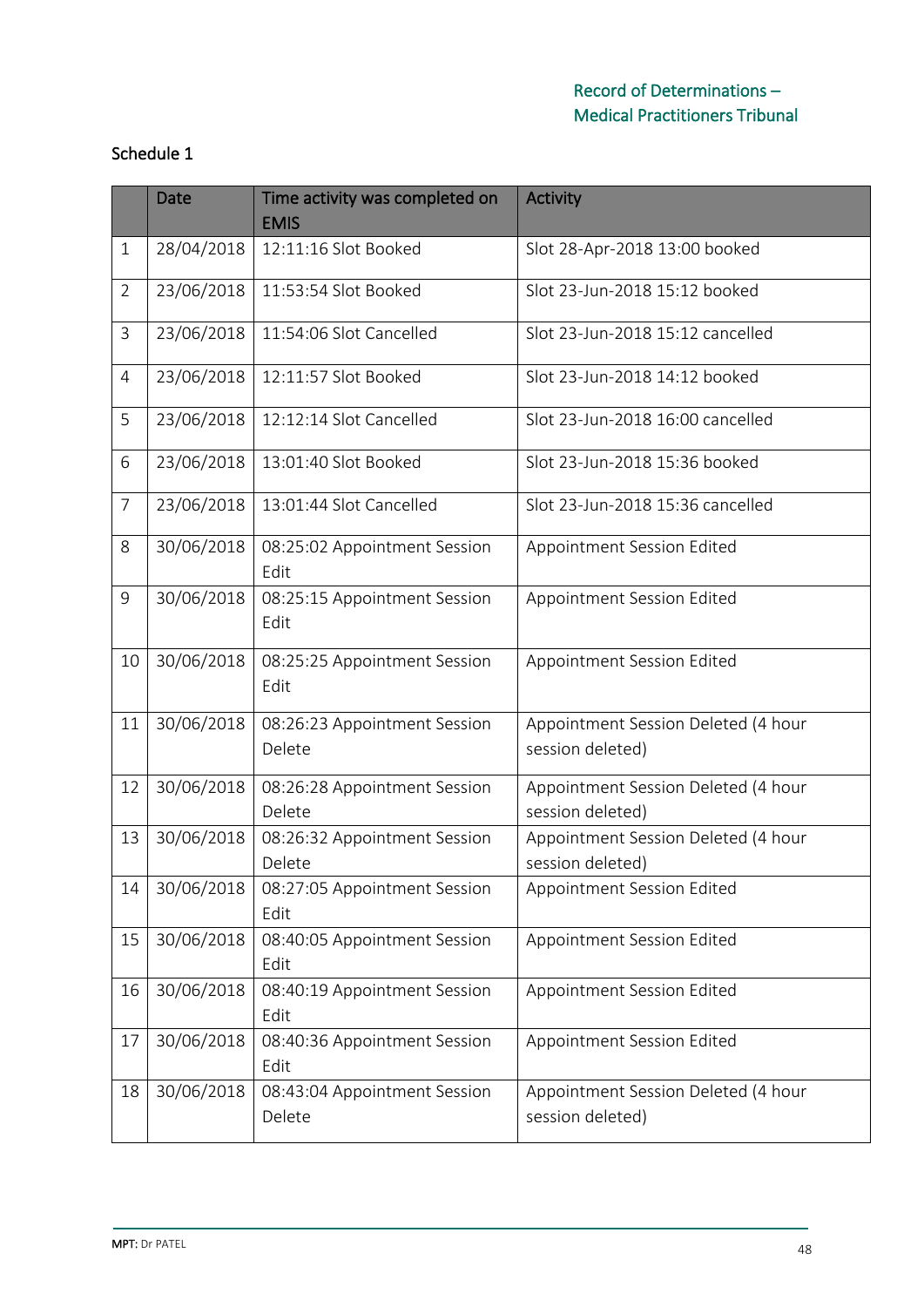Schedule 1

| | Date | Time activity was completed on EMIS | Activity |
|---|---|---|---|
| 1 | 28/04/2018 | 12:11:16 Slot Booked | Slot 28-Apr-2018 13:00 booked |
| 2 | 23/06/2018 | 11:53:54 Slot Booked | Slot 23-Jun-2018 15:12 booked |
| 3 | 23/06/2018 | 11:54:06 Slot Cancelled | Slot 23-Jun-2018 15:12 cancelled |
| 4 | 23/06/2018 | 12:11:57 Slot Booked | Slot 23-Jun-2018 14:12 booked |
| 5 | 23/06/2018 | 12:12:14 Slot Cancelled | Slot 23-Jun-2018 16:00 cancelled |
| 6 | 23/06/2018 | 13:01:40 Slot Booked | Slot 23-Jun-2018 15:36 booked |
| 7 | 23/06/2018 | 13:01:44 Slot Cancelled | Slot 23-Jun-2018 15:36 cancelled |
| 8 | 30/06/2018 | 08:25:02 Appointment Session Edit | Appointment Session Edited |
| 9 | 30/06/2018 | 08:25:15 Appointment Session Edit | Appointment Session Edited |
| 10 | 30/06/2018 | 08:25:25 Appointment Session Edit | Appointment Session Edited |
| 11 | 30/06/2018 | 08:26:23 Appointment Session Delete | Appointment Session Deleted (4 hour session deleted) |
| 12 | 30/06/2018 | 08:26:28 Appointment Session Delete | Appointment Session Deleted (4 hour session deleted) |
| 13 | 30/06/2018 | 08:26:32 Appointment Session Delete | Appointment Session Deleted (4 hour session deleted) |
| 14 | 30/06/2018 | 08:27:05 Appointment Session Edit | Appointment Session Edited |
| 15 | 30/06/2018 | 08:40:05 Appointment Session Edit | Appointment Session Edited |
| 16 | 30/06/2018 | 08:40:19 Appointment Session Edit | Appointment Session Edited |
| 17 | 30/06/2018 | 08:40:36 Appointment Session Edit | Appointment Session Edited |
| 18 | 30/06/2018 | 08:43:04 Appointment Session Delete | Appointment Session Deleted (4 hour session deleted) |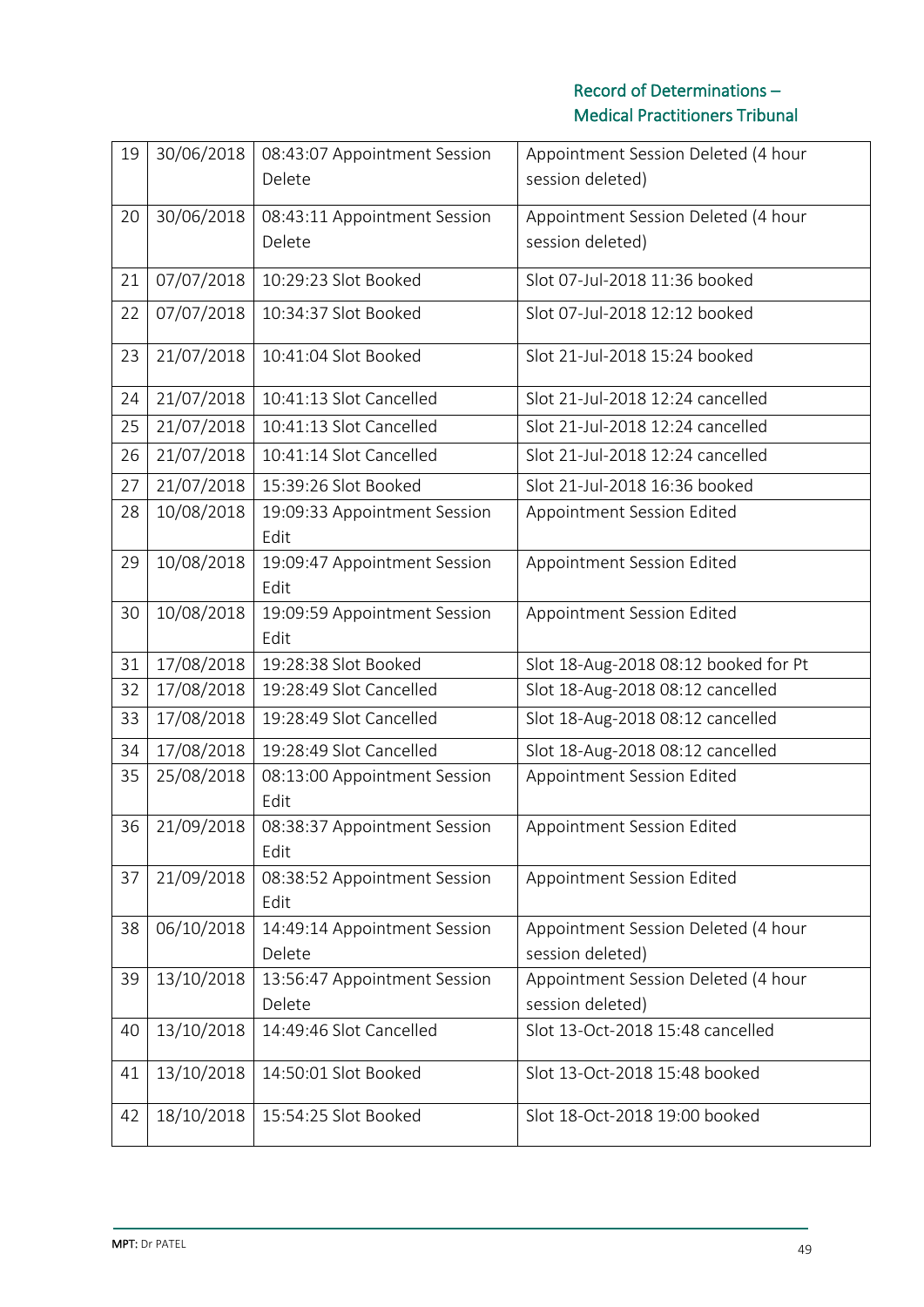| 19 | 30/06/2018 | 08:43:07 Appointment Session Delete | Appointment Session Deleted (4 hour session deleted) |
|---|---|---|---|
| 20 | 30/06/2018 | 08:43:11 Appointment Session Delete | Appointment Session Deleted (4 hour session deleted) |
| 21 | 07/07/2018 | 10:29:23 Slot Booked | Slot 07-Jul-2018 11:36 booked |
| 22 | 07/07/2018 | 10:34:37 Slot Booked | Slot 07-Jul-2018 12:12 booked |
| 23 | 21/07/2018 | 10:41:04 Slot Booked | Slot 21-Jul-2018 15:24 booked |
| 24 | 21/07/2018 | 10:41:13 Slot Cancelled | Slot 21-Jul-2018 12:24 cancelled |
| 25 | 21/07/2018 | 10:41:13 Slot Cancelled | Slot 21-Jul-2018 12:24 cancelled |
| 26 | 21/07/2018 | 10:41:14 Slot Cancelled | Slot 21-Jul-2018 12:24 cancelled |
| 27 | 21/07/2018 | 15:39:26 Slot Booked | Slot 21-Jul-2018 16:36 booked |
| 28 | 10/08/2018 | 19:09:33 Appointment Session Edit | Appointment Session Edited |
| 29 | 10/08/2018 | 19:09:47 Appointment Session Edit | Appointment Session Edited |
| 30 | 10/08/2018 | 19:09:59 Appointment Session Edit | Appointment Session Edited |
| 31 | 17/08/2018 | 19:28:38 Slot Booked | Slot 18-Aug-2018 08:12 booked for Pt |
| 32 | 17/08/2018 | 19:28:49 Slot Cancelled | Slot 18-Aug-2018 08:12 cancelled |
| 33 | 17/08/2018 | 19:28:49 Slot Cancelled | Slot 18-Aug-2018 08:12 cancelled |
| 34 | 17/08/2018 | 19:28:49 Slot Cancelled | Slot 18-Aug-2018 08:12 cancelled |
| 35 | 25/08/2018 | 08:13:00 Appointment Session Edit | Appointment Session Edited |
| 36 | 21/09/2018 | 08:38:37 Appointment Session Edit | Appointment Session Edited |
| 37 | 21/09/2018 | 08:38:52 Appointment Session Edit | Appointment Session Edited |
| 38 | 06/10/2018 | 14:49:14 Appointment Session Delete | Appointment Session Deleted (4 hour session deleted) |
| 39 | 13/10/2018 | 13:56:47 Appointment Session Delete | Appointment Session Deleted (4 hour session deleted) |
| 40 | 13/10/2018 | 14:49:46 Slot Cancelled | Slot 13-Oct-2018 15:48 cancelled |
| 41 | 13/10/2018 | 14:50:01 Slot Booked | Slot 13-Oct-2018 15:48 booked |
| 42 | 18/10/2018 | 15:54:25 Slot Booked | Slot 18-Oct-2018 19:00 booked |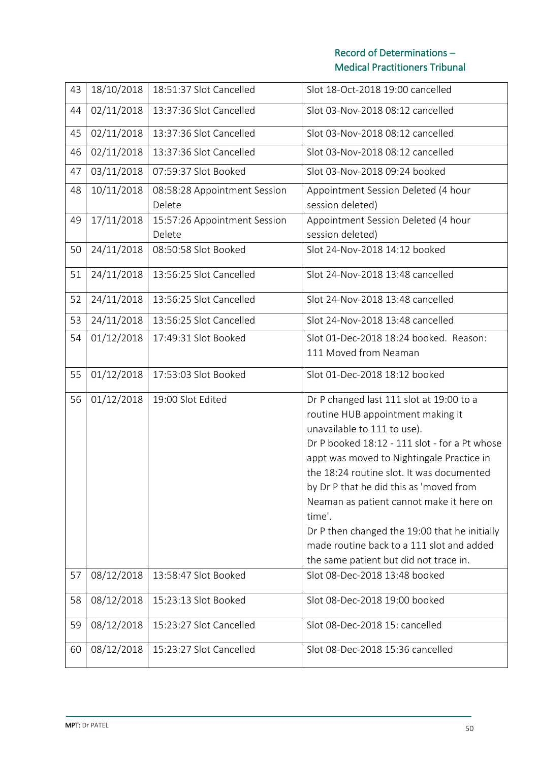| 43 | 18/10/2018 | 18:51:37 Slot Cancelled | Slot 18-Oct-2018 19:00 cancelled |
|---|---|---|---|
| 44 | 02/11/2018 | 13:37:36 Slot Cancelled | Slot 03-Nov-2018 08:12 cancelled |
| 45 | 02/11/2018 | 13:37:36 Slot Cancelled | Slot 03-Nov-2018 08:12 cancelled |
| 46 | 02/11/2018 | 13:37:36 Slot Cancelled | Slot 03-Nov-2018 08:12 cancelled |
| 47 | 03/11/2018 | 07:59:37 Slot Booked | Slot 03-Nov-2018 09:24 booked |
| 48 | 10/11/2018 | 08:58:28 Appointment Session Delete | Appointment Session Deleted (4 hour session deleted) |
| 49 | 17/11/2018 | 15:57:26 Appointment Session Delete | Appointment Session Deleted (4 hour session deleted) |
| 50 | 24/11/2018 | 08:50:58 Slot Booked | Slot 24-Nov-2018 14:12 booked |
| 51 | 24/11/2018 | 13:56:25 Slot Cancelled | Slot 24-Nov-2018 13:48 cancelled |
| 52 | 24/11/2018 | 13:56:25 Slot Cancelled | Slot 24-Nov-2018 13:48 cancelled |
| 53 | 24/11/2018 | 13:56:25 Slot Cancelled | Slot 24-Nov-2018 13:48 cancelled |
| 54 | 01/12/2018 | 17:49:31 Slot Booked | Slot 01-Dec-2018 18:24 booked. Reason: 111 Moved from Neaman |
| 55 | 01/12/2018 | 17:53:03 Slot Booked | Slot 01-Dec-2018 18:12 booked |
| 56 | 01/12/2018 | 19:00 Slot Edited | Dr P changed last 111 slot at 19:00 to a routine HUB appointment making it unavailable to 111 to use).<br>Dr P booked 18:12 - 111 slot - for a Pt whose appt was moved to Nightingale Practice in the 18:24 routine slot. It was documented by Dr P that he did this as 'moved from Neaman as patient cannot make it here on time'.<br>Dr P then changed the 19:00 that he initially made routine back to a 111 slot and added the same patient but did not trace in. |
| 57 | 08/12/2018 | 13:58:47 Slot Booked | Slot 08-Dec-2018 13:48 booked |
| 58 | 08/12/2018 | 15:23:13 Slot Booked | Slot 08-Dec-2018 19:00 booked |
| 59 | 08/12/2018 | 15:23:27 Slot Cancelled | Slot 08-Dec-2018 15: cancelled |
| 60 | 08/12/2018 | 15:23:27 Slot Cancelled | Slot 08-Dec-2018 15:36 cancelled |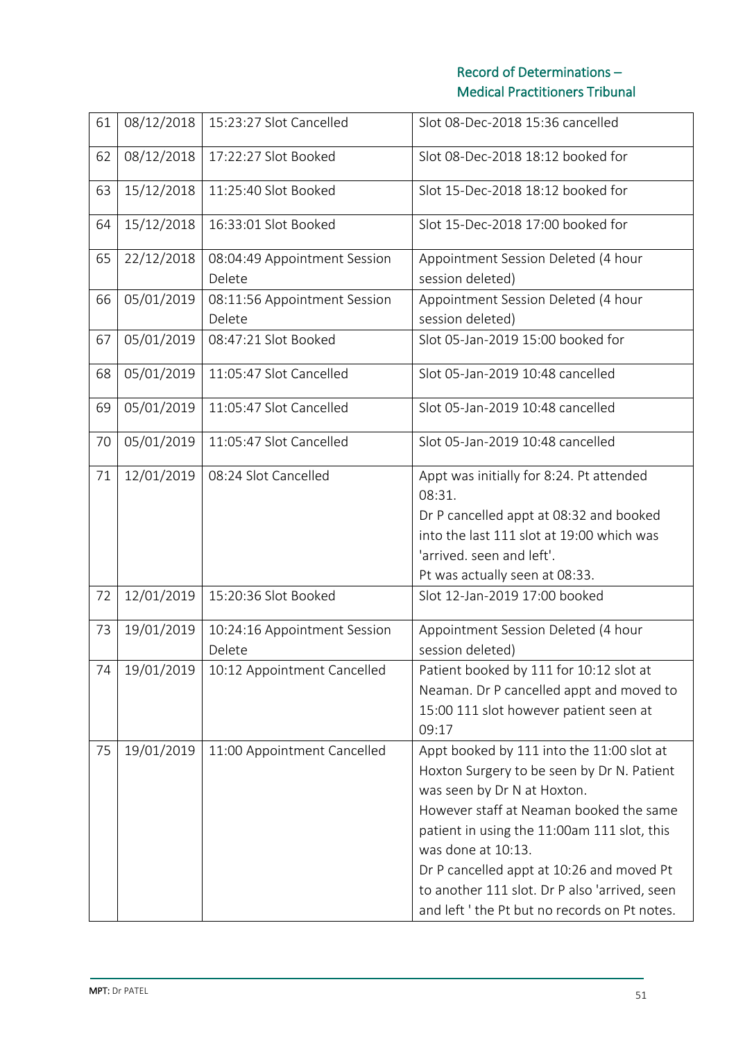| | | | |
|---|---|---|---|
| 61 | 08/12/2018 | 15:23:27 Slot Cancelled | Slot 08-Dec-2018 15:36 cancelled |
| 62 | 08/12/2018 | 17:22:27 Slot Booked | Slot 08-Dec-2018 18:12 booked for |
| 63 | 15/12/2018 | 11:25:40 Slot Booked | Slot 15-Dec-2018 18:12 booked for |
| 64 | 15/12/2018 | 16:33:01 Slot Booked | Slot 15-Dec-2018 17:00 booked for |
| 65 | 22/12/2018 | 08:04:49 Appointment Session Delete | Appointment Session Deleted (4 hour session deleted) |
| 66 | 05/01/2019 | 08:11:56 Appointment Session Delete | Appointment Session Deleted (4 hour session deleted) |
| 67 | 05/01/2019 | 08:47:21 Slot Booked | Slot 05-Jan-2019 15:00 booked for |
| 68 | 05/01/2019 | 11:05:47 Slot Cancelled | Slot 05-Jan-2019 10:48 cancelled |
| 69 | 05/01/2019 | 11:05:47 Slot Cancelled | Slot 05-Jan-2019 10:48 cancelled |
| 70 | 05/01/2019 | 11:05:47 Slot Cancelled | Slot 05-Jan-2019 10:48 cancelled |
| 71 | 12/01/2019 | 08:24 Slot Cancelled | Appt was initially for 8:24. Pt attended 08:31.<br>Dr P cancelled appt at 08:32 and booked into the last 111 slot at 19:00 which was 'arrived. seen and left'.<br>Pt was actually seen at 08:33. |
| 72 | 12/01/2019 | 15:20:36 Slot Booked | Slot 12-Jan-2019 17:00 booked |
| 73 | 19/01/2019 | 10:24:16 Appointment Session Delete | Appointment Session Deleted (4 hour session deleted) |
| 74 | 19/01/2019 | 10:12 Appointment Cancelled | Patient booked by 111 for 10:12 slot at Neaman. Dr P cancelled appt and moved to 15:00 111 slot however patient seen at 09:17 |
| 75 | 19/01/2019 | 11:00 Appointment Cancelled | Appt booked by 111 into the 11:00 slot at Hoxton Surgery to be seen by Dr N. Patient was seen by Dr N at Hoxton.<br>However staff at Neaman booked the same patient in using the 11:00am 111 slot, this was done at 10:13.<br>Dr P cancelled appt at 10:26 and moved Pt to another 111 slot. Dr P also 'arrived, seen and left ' the Pt but no records on Pt notes. |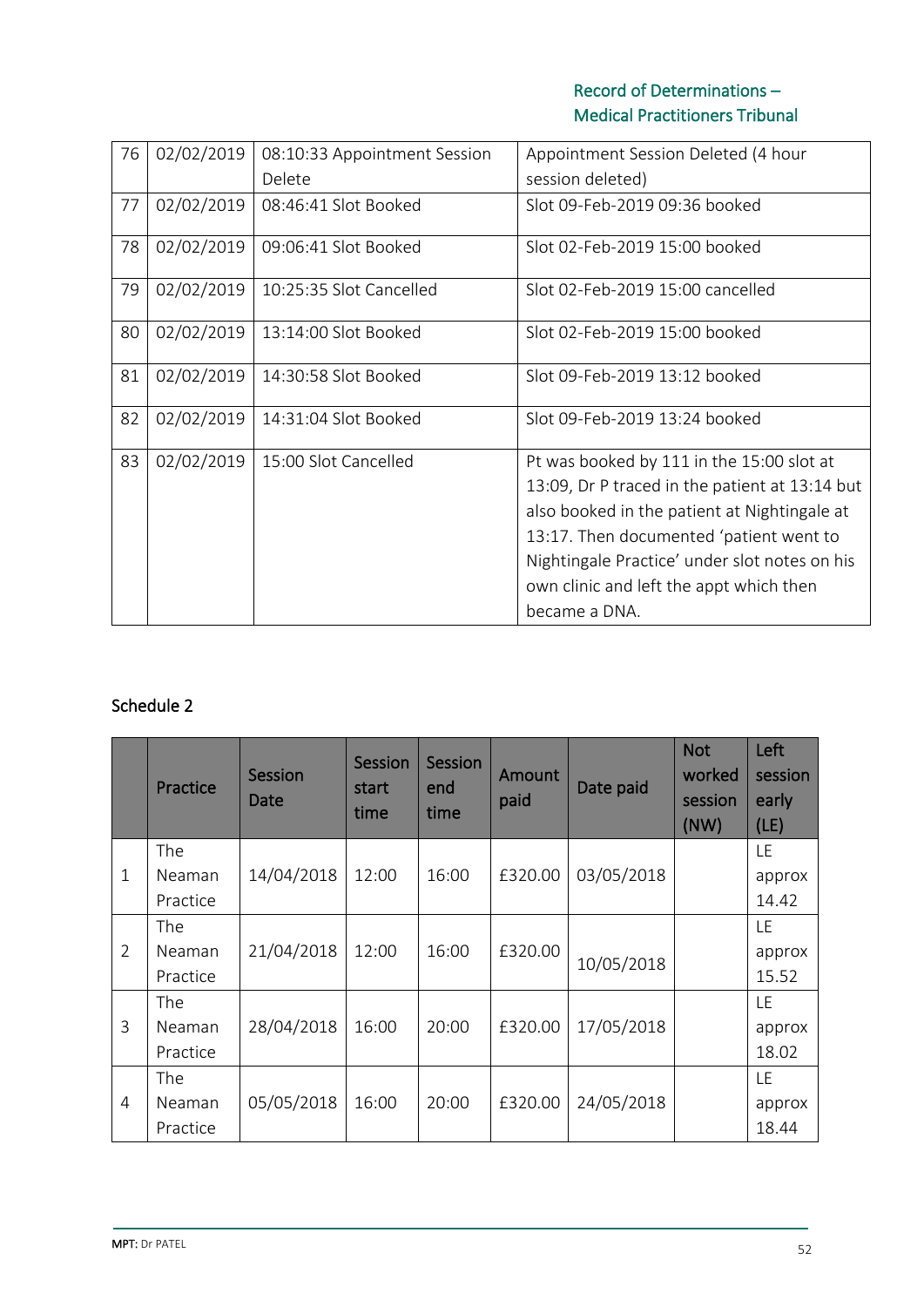| 76 | 02/02/2019 | 08:10:33 Appointment Session Delete | Appointment Session Deleted (4 hour session deleted) |
|---|---|---|---|
| 77 | 02/02/2019 | 08:46:41 Slot Booked | Slot 09-Feb-2019 09:36 booked |
| 78 | 02/02/2019 | 09:06:41 Slot Booked | Slot 02-Feb-2019 15:00 booked |
| 79 | 02/02/2019 | 10:25:35 Slot Cancelled | Slot 02-Feb-2019 15:00 cancelled |
| 80 | 02/02/2019 | 13:14:00 Slot Booked | Slot 02-Feb-2019 15:00 booked |
| 81 | 02/02/2019 | 14:30:58 Slot Booked | Slot 09-Feb-2019 13:12 booked |
| 82 | 02/02/2019 | 14:31:04 Slot Booked | Slot 09-Feb-2019 13:24 booked |
| 83 | 02/02/2019 | 15:00 Slot Cancelled | Pt was booked by 111 in the 15:00 slot at 13:09, Dr P traced in the patient at 13:14 but also booked in the patient at Nightingale at 13:17. Then documented 'patient went to Nightingale Practice' under slot notes on his own clinic and left the appt which then became a DNA. |

## Schedule 2

| | Practice | Session Date | Session start time | Session end time | Amount paid | Date paid | Not worked session (NW) | Left session early (LE) |
|---|---|---|---|---|---|---|---|---|
| 1 | The Neaman Practice | 14/04/2018 | 12:00 | 16:00 | £320.00 | 03/05/2018 | | LE approx 14.42 |
| 2 | The Neaman Practice | 21/04/2018 | 12:00 | 16:00 | £320.00 | 10/05/2018 | | LE approx 15.52 |
| 3 | The Neaman Practice | 28/04/2018 | 16:00 | 20:00 | £320.00 | 17/05/2018 | | LE approx 18.02 |
| 4 | The Neaman Practice | 05/05/2018 | 16:00 | 20:00 | £320.00 | 24/05/2018 | | LE approx 18.44 |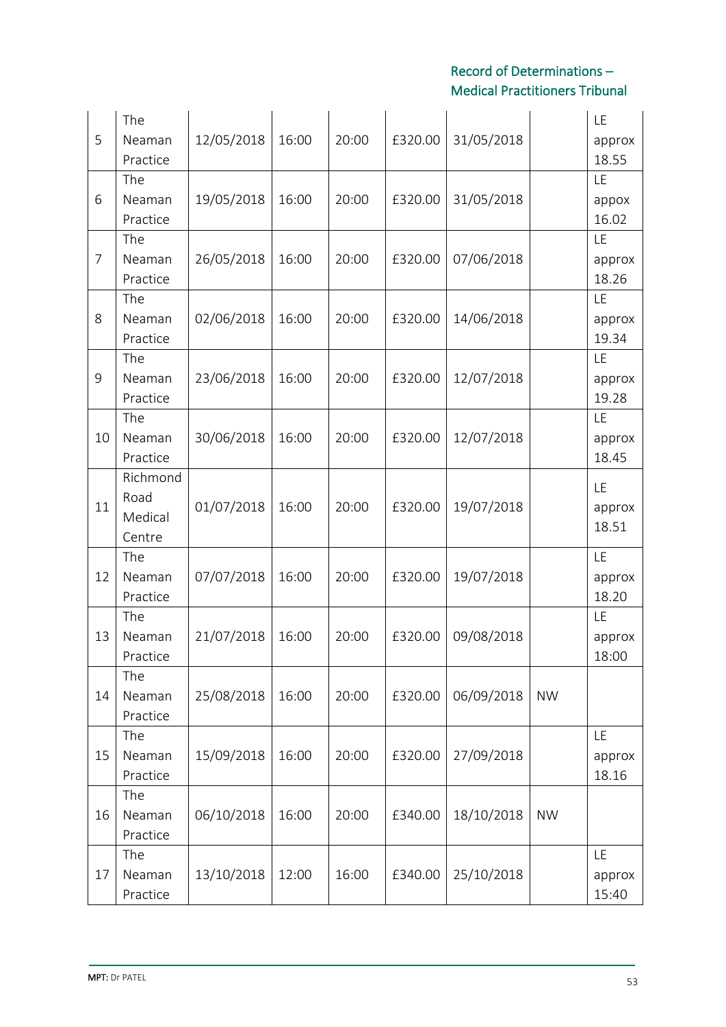| 5 | The Neaman Practice | 12/05/2018 | 16:00 | 20:00 | £320.00 | 31/05/2018 | | LE approx 18.55 |
|---|---|---|---|---|---|---|---|---|
| 6 | The Neaman Practice | 19/05/2018 | 16:00 | 20:00 | £320.00 | 31/05/2018 | | LE appox 16.02 |
| 7 | The Neaman Practice | 26/05/2018 | 16:00 | 20:00 | £320.00 | 07/06/2018 | | LE approx 18.26 |
| 8 | The Neaman Practice | 02/06/2018 | 16:00 | 20:00 | £320.00 | 14/06/2018 | | LE approx 19.34 |
| 9 | The Neaman Practice | 23/06/2018 | 16:00 | 20:00 | £320.00 | 12/07/2018 | | LE approx 19.28 |
| 10 | The Neaman Practice | 30/06/2018 | 16:00 | 20:00 | £320.00 | 12/07/2018 | | LE approx 18.45 |
| 11 | Richmond Road Medical Centre | 01/07/2018 | 16:00 | 20:00 | £320.00 | 19/07/2018 | | LE approx 18.51 |
| 12 | The Neaman Practice | 07/07/2018 | 16:00 | 20:00 | £320.00 | 19/07/2018 | | LE approx 18.20 |
| 13 | The Neaman Practice | 21/07/2018 | 16:00 | 20:00 | £320.00 | 09/08/2018 | | LE approx 18:00 |
| 14 | The Neaman Practice | 25/08/2018 | 16:00 | 20:00 | £320.00 | 06/09/2018 | NW | |
| 15 | The Neaman Practice | 15/09/2018 | 16:00 | 20:00 | £320.00 | 27/09/2018 | | LE approx 18.16 |
| 16 | The Neaman Practice | 06/10/2018 | 16:00 | 20:00 | £340.00 | 18/10/2018 | NW | |
| 17 | The Neaman Practice | 13/10/2018 | 12:00 | 16:00 | £340.00 | 25/10/2018 | | LE approx 15:40 |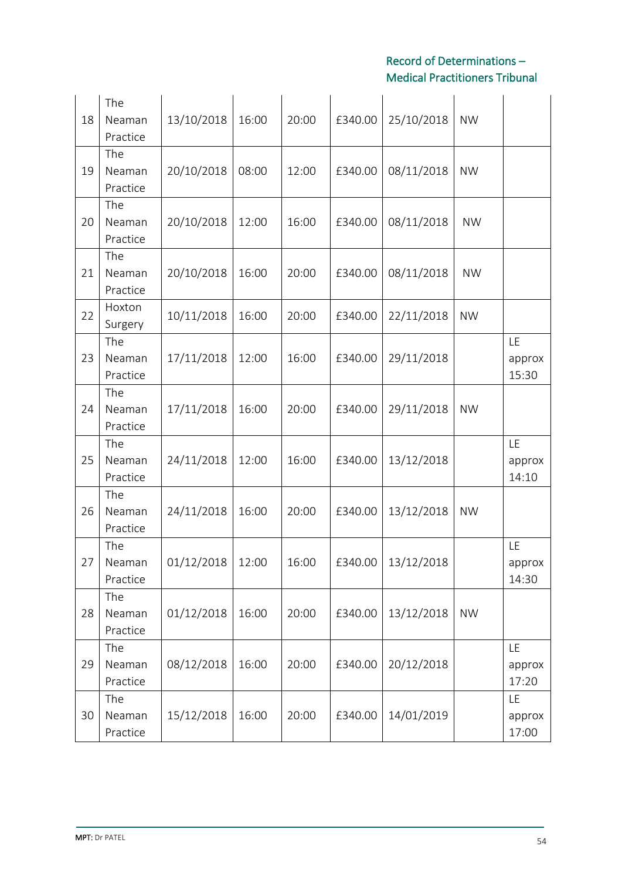| | | | | | | | | |
|---|---|---|---|---|---|---|---|---|
| 18 | The Neaman Practice | 13/10/2018 | 16:00 | 20:00 | £340.00 | 25/10/2018 | NW | |
| 19 | The Neaman Practice | 20/10/2018 | 08:00 | 12:00 | £340.00 | 08/11/2018 | NW | |
| 20 | The Neaman Practice | 20/10/2018 | 12:00 | 16:00 | £340.00 | 08/11/2018 | NW | |
| 21 | The Neaman Practice | 20/10/2018 | 16:00 | 20:00 | £340.00 | 08/11/2018 | NW | |
| 22 | Hoxton Surgery | 10/11/2018 | 16:00 | 20:00 | £340.00 | 22/11/2018 | NW | |
| 23 | The Neaman Practice | 17/11/2018 | 12:00 | 16:00 | £340.00 | 29/11/2018 | | LE approx 15:30 |
| 24 | The Neaman Practice | 17/11/2018 | 16:00 | 20:00 | £340.00 | 29/11/2018 | NW | |
| 25 | The Neaman Practice | 24/11/2018 | 12:00 | 16:00 | £340.00 | 13/12/2018 | | LE approx 14:10 |
| 26 | The Neaman Practice | 24/11/2018 | 16:00 | 20:00 | £340.00 | 13/12/2018 | NW | |
| 27 | The Neaman Practice | 01/12/2018 | 12:00 | 16:00 | £340.00 | 13/12/2018 | | LE approx 14:30 |
| 28 | The Neaman Practice | 01/12/2018 | 16:00 | 20:00 | £340.00 | 13/12/2018 | NW | |
| 29 | The Neaman Practice | 08/12/2018 | 16:00 | 20:00 | £340.00 | 20/12/2018 | | LE approx 17:20 |
| 30 | The Neaman Practice | 15/12/2018 | 16:00 | 20:00 | £340.00 | 14/01/2019 | | LE approx 17:00 |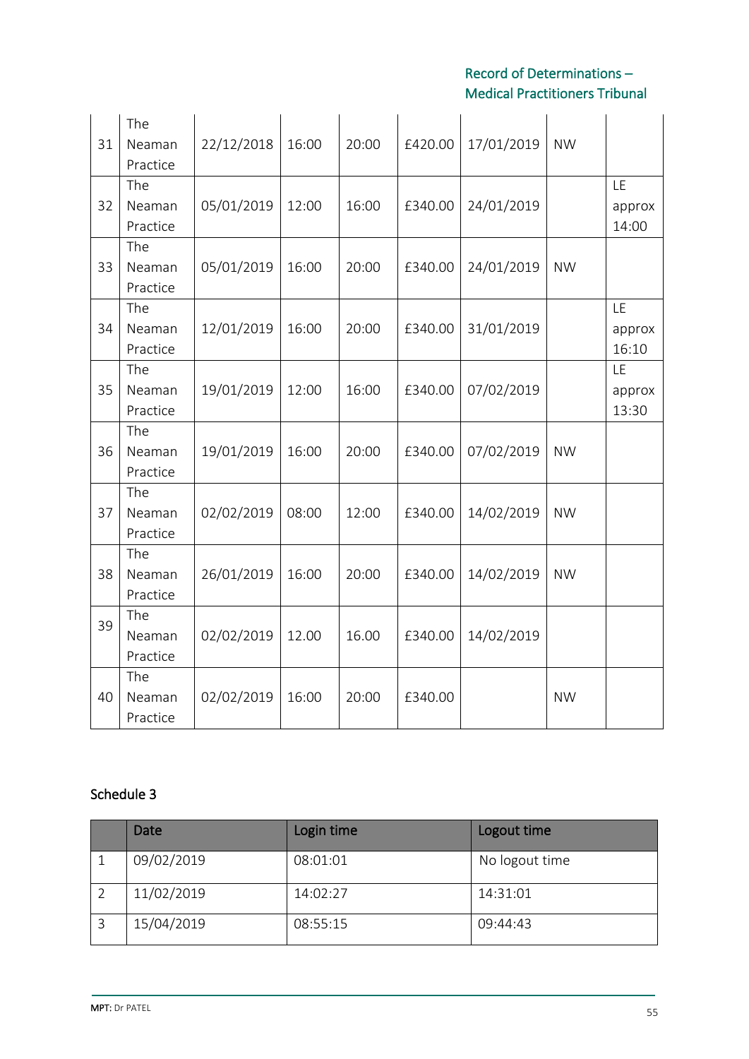| 31 | The Neaman Practice | 22/12/2018 | 16:00 | 20:00 | £420.00 | 17/01/2019 | NW | |
|---|---|---|---|---|---|---|---|---|
| 32 | The Neaman Practice | 05/01/2019 | 12:00 | 16:00 | £340.00 | 24/01/2019 | | LE approx 14:00 |
| 33 | The Neaman Practice | 05/01/2019 | 16:00 | 20:00 | £340.00 | 24/01/2019 | NW | |
| 34 | The Neaman Practice | 12/01/2019 | 16:00 | 20:00 | £340.00 | 31/01/2019 | | LE approx 16:10 |
| 35 | The Neaman Practice | 19/01/2019 | 12:00 | 16:00 | £340.00 | 07/02/2019 | | LE approx 13:30 |
| 36 | The Neaman Practice | 19/01/2019 | 16:00 | 20:00 | £340.00 | 07/02/2019 | NW | |
| 37 | The Neaman Practice | 02/02/2019 | 08:00 | 12:00 | £340.00 | 14/02/2019 | NW | |
| 38 | The Neaman Practice | 26/01/2019 | 16:00 | 20:00 | £340.00 | 14/02/2019 | NW | |
| 39 | The Neaman Practice | 02/02/2019 | 12.00 | 16.00 | £340.00 | 14/02/2019 | | |
| 40 | The Neaman Practice | 02/02/2019 | 16:00 | 20:00 | £340.00 | | NW | |

## Schedule 3

| | Date | Login time | Logout time |
|---|---|---|---|
| 1 | 09/02/2019 | 08:01:01 | No logout time |
| 2 | 11/02/2019 | 14:02:27 | 14:31:01 |
| 3 | 15/04/2019 | 08:55:15 | 09:44:43 |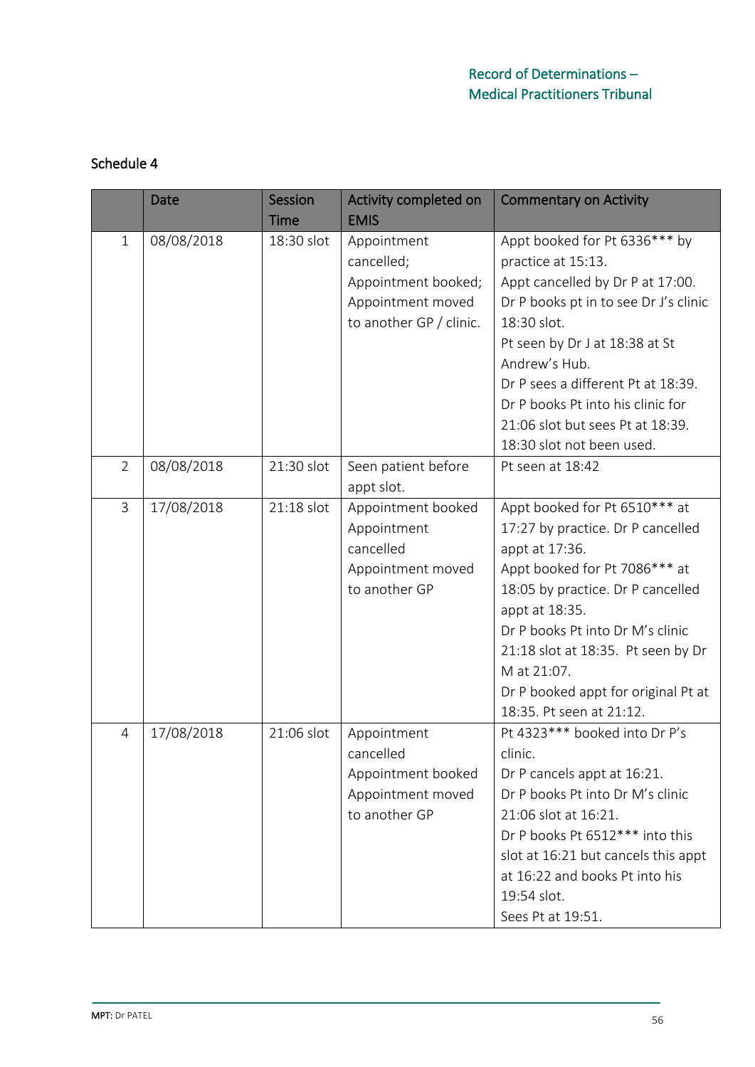Schedule 4

| | Date | Session Time | Activity completed on EMIS | Commentary on Activity |
|---|---|---|---|---|
| 1 | 08/08/2018 | 18:30 slot | Appointment cancelled; Appointment booked; Appointment moved to another GP / clinic. | Appt booked for Pt 6336*** by practice at 15:13. Appt cancelled by Dr P at 17:00. Dr P books pt in to see Dr J's clinic 18:30 slot. Pt seen by Dr J at 18:38 at St Andrew's Hub. Dr P sees a different Pt at 18:39. Dr P books Pt into his clinic for 21:06 slot but sees Pt at 18:39. 18:30 slot not been used. |
| 2 | 08/08/2018 | 21:30 slot | Seen patient before appt slot. | Pt seen at 18:42 |
| 3 | 17/08/2018 | 21:18 slot | Appointment booked Appointment cancelled Appointment moved to another GP | Appt booked for Pt 6510*** at 17:27 by practice. Dr P cancelled appt at 17:36. Appt booked for Pt 7086*** at 18:05 by practice. Dr P cancelled appt at 18:35. Dr P books Pt into Dr M's clinic 21:18 slot at 18:35. Pt seen by Dr M at 21:07. Dr P booked appt for original Pt at 18:35. Pt seen at 21:12. |
| 4 | 17/08/2018 | 21:06 slot | Appointment cancelled Appointment booked Appointment moved to another GP | Pt 4323*** booked into Dr P's clinic. Dr P cancels appt at 16:21. Dr P books Pt into Dr M's clinic 21:06 slot at 16:21. Dr P books Pt 6512*** into this slot at 16:21 but cancels this appt at 16:22 and books Pt into his 19:54 slot. Sees Pt at 19:51. |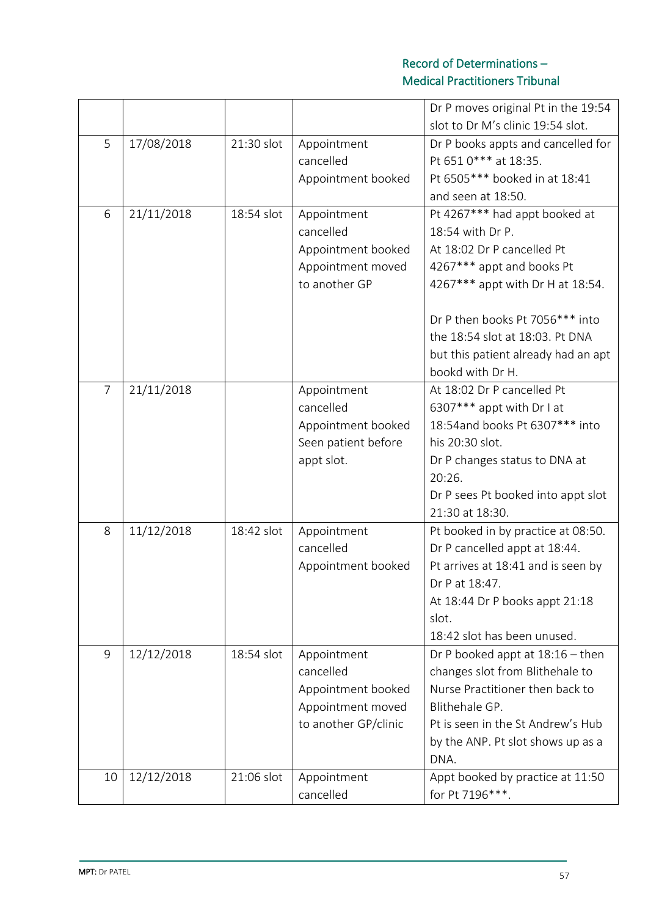| | | | | Dr P moves original Pt in the 19:54 slot to Dr M's clinic 19:54 slot. |
|---|---|---|---|---|
| 5 | 17/08/2018 | 21:30 slot | Appointment cancelled<br>Appointment booked | Dr P books appts and cancelled for Pt 651 0*** at 18:35.<br>Pt 6505*** booked in at 18:41 and seen at 18:50. |
| 6 | 21/11/2018 | 18:54 slot | Appointment cancelled<br>Appointment booked<br>Appointment moved to another GP | Pt 4267*** had appt booked at 18:54 with Dr P.<br>At 18:02 Dr P cancelled Pt 4267*** appt and books Pt 4267*** appt with Dr H at 18:54.<br><br>Dr P then books Pt 7056*** into the 18:54 slot at 18:03. Pt DNA but this patient already had an apt bookd with Dr H. |
| 7 | 21/11/2018 | | Appointment cancelled<br>Appointment booked<br>Seen patient before appt slot. | At 18:02 Dr P cancelled Pt 6307*** appt with Dr I at 18:54and books Pt 6307*** into his 20:30 slot.<br>Dr P changes status to DNA at 20:26.<br>Dr P sees Pt booked into appt slot 21:30 at 18:30. |
| 8 | 11/12/2018 | 18:42 slot | Appointment cancelled<br>Appointment booked | Pt booked in by practice at 08:50.<br>Dr P cancelled appt at 18:44.<br>Pt arrives at 18:41 and is seen by Dr P at 18:47.<br>At 18:44 Dr P books appt 21:18 slot.<br>18:42 slot has been unused. |
| 9 | 12/12/2018 | 18:54 slot | Appointment cancelled<br>Appointment booked<br>Appointment moved to another GP/clinic | Dr P booked appt at 18:16 – then changes slot from Blithehale to Nurse Practitioner then back to Blithehale GP.<br>Pt is seen in the St Andrew's Hub by the ANP. Pt slot shows up as a DNA. |
| 10 | 12/12/2018 | 21:06 slot | Appointment cancelled | Appt booked by practice at 11:50 for Pt 7196***. |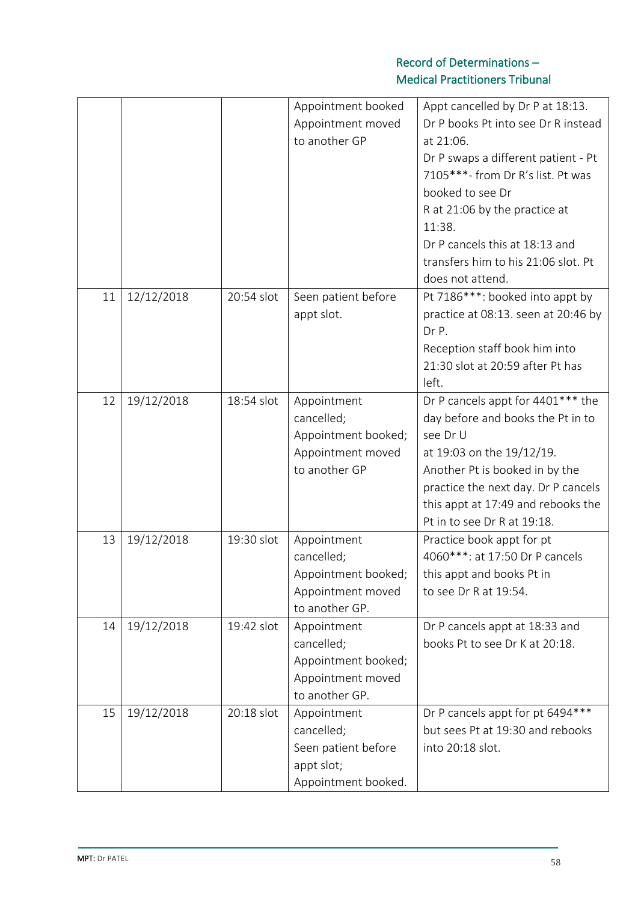| | | | | |
|---|---|---|---|---|
| | | | Appointment booked Appointment moved to another GP | Appt cancelled by Dr P at 18:13. Dr P books Pt into see Dr R instead at 21:06. Dr P swaps a different patient - Pt 7105***- from Dr R's list. Pt was booked to see Dr R at 21:06 by the practice at 11:38. Dr P cancels this at 18:13 and transfers him to his 21:06 slot. Pt does not attend. |
| 11 | 12/12/2018 | 20:54 slot | Seen patient before appt slot. | Pt 7186***: booked into appt by practice at 08:13. seen at 20:46 by Dr P. Reception staff book him into 21:30 slot at 20:59 after Pt has left. |
| 12 | 19/12/2018 | 18:54 slot | Appointment cancelled; Appointment booked; Appointment moved to another GP | Dr P cancels appt for 4401*** the day before and books the Pt in to see Dr U at 19:03 on the 19/12/19. Another Pt is booked in by the practice the next day. Dr P cancels this appt at 17:49 and rebooks the Pt in to see Dr R at 19:18. |
| 13 | 19/12/2018 | 19:30 slot | Appointment cancelled; Appointment booked; Appointment moved to another GP. | Practice book appt for pt 4060***: at 17:50 Dr P cancels this appt and books Pt in to see Dr R at 19:54. |
| 14 | 19/12/2018 | 19:42 slot | Appointment cancelled; Appointment booked; Appointment moved to another GP. | Dr P cancels appt at 18:33 and books Pt to see Dr K at 20:18. |
| 15 | 19/12/2018 | 20:18 slot | Appointment cancelled; Seen patient before appt slot; Appointment booked. | Dr P cancels appt for pt 6494*** but sees Pt at 19:30 and rebooks into 20:18 slot. |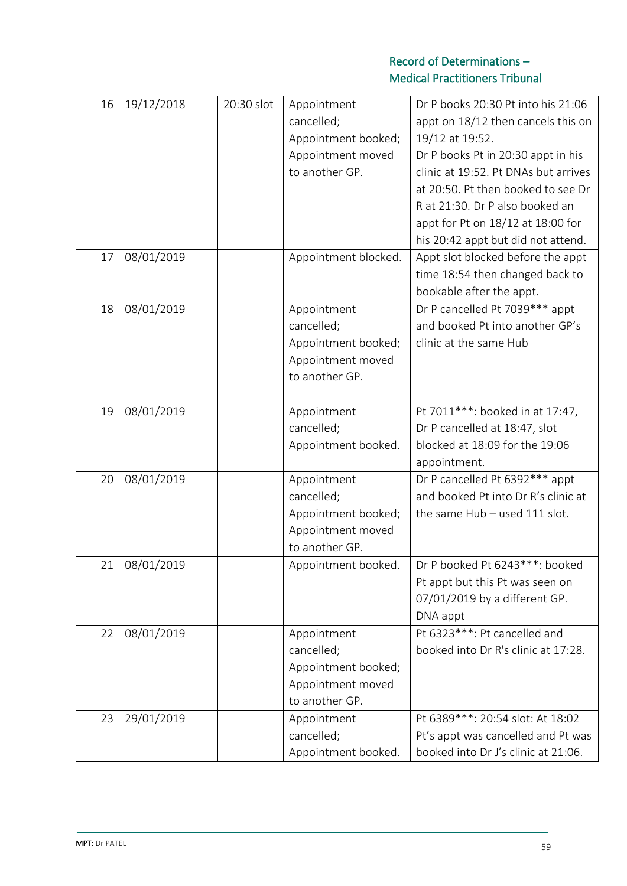| 16 | 19/12/2018 | 20:30 slot | Appointment cancelled; Appointment booked; Appointment moved to another GP. | Dr P books 20:30 Pt into his 21:06 appt on 18/12 then cancels this on 19/12 at 19:52. Dr P books Pt in 20:30 appt in his clinic at 19:52. Pt DNAs but arrives at 20:50. Pt then booked to see Dr R at 21:30. Dr P also booked an appt for Pt on 18/12 at 18:00 for his 20:42 appt but did not attend. |
|---|---|---|---|---|
| 17 | 08/01/2019 | | Appointment blocked. | Appt slot blocked before the appt time 18:54 then changed back to bookable after the appt. |
| 18 | 08/01/2019 | | Appointment cancelled; Appointment booked; Appointment moved to another GP. | Dr P cancelled Pt 7039*** appt and booked Pt into another GP's clinic at the same Hub |
| 19 | 08/01/2019 | | Appointment cancelled; Appointment booked. | Pt 7011***: booked in at 17:47, Dr P cancelled at 18:47, slot blocked at 18:09 for the 19:06 appointment. |
| 20 | 08/01/2019 | | Appointment cancelled; Appointment booked; Appointment moved to another GP. | Dr P cancelled Pt 6392*** appt and booked Pt into Dr R's clinic at the same Hub – used 111 slot. |
| 21 | 08/01/2019 | | Appointment booked. | Dr P booked Pt 6243***: booked Pt appt but this Pt was seen on 07/01/2019 by a different GP. DNA appt |
| 22 | 08/01/2019 | | Appointment cancelled; Appointment booked; Appointment moved to another GP. | Pt 6323***: Pt cancelled and booked into Dr R's clinic at 17:28. |
| 23 | 29/01/2019 | | Appointment cancelled; Appointment booked. | Pt 6389***: 20:54 slot: At 18:02 Pt's appt was cancelled and Pt was booked into Dr J's clinic at 21:06. |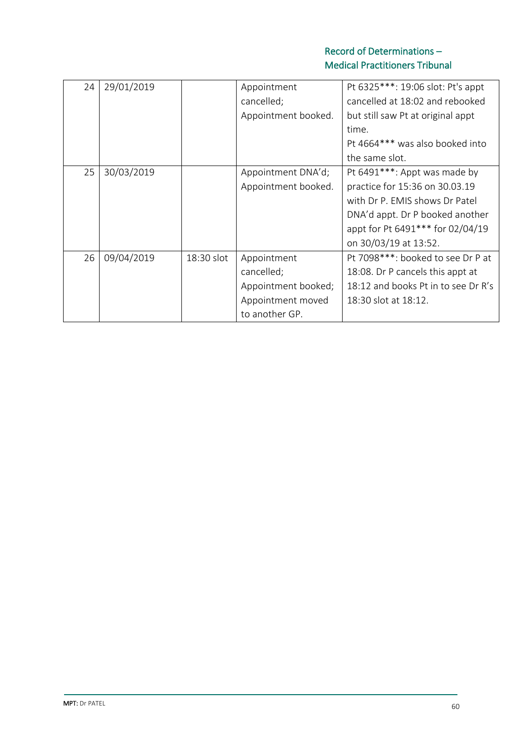| | | | | |
|---|---|---|---|---|
| 24 | 29/01/2019 | | Appointment cancelled; Appointment booked. | Pt 6325***: 19:06 slot: Pt's appt cancelled at 18:02 and rebooked but still saw Pt at original appt time.<br>Pt 4664*** was also booked into the same slot. |
| 25 | 30/03/2019 | | Appointment DNA'd; Appointment booked. | Pt 6491***: Appt was made by practice for 15:36 on 30.03.19 with Dr P. EMIS shows Dr Patel DNA'd appt. Dr P booked another appt for Pt 6491*** for 02/04/19 on 30/03/19 at 13:52. |
| 26 | 09/04/2019 | 18:30 slot | Appointment cancelled; Appointment booked; Appointment moved to another GP. | Pt 7098***: booked to see Dr P at 18:08. Dr P cancels this appt at 18:12 and books Pt in to see Dr R's 18:30 slot at 18:12. |